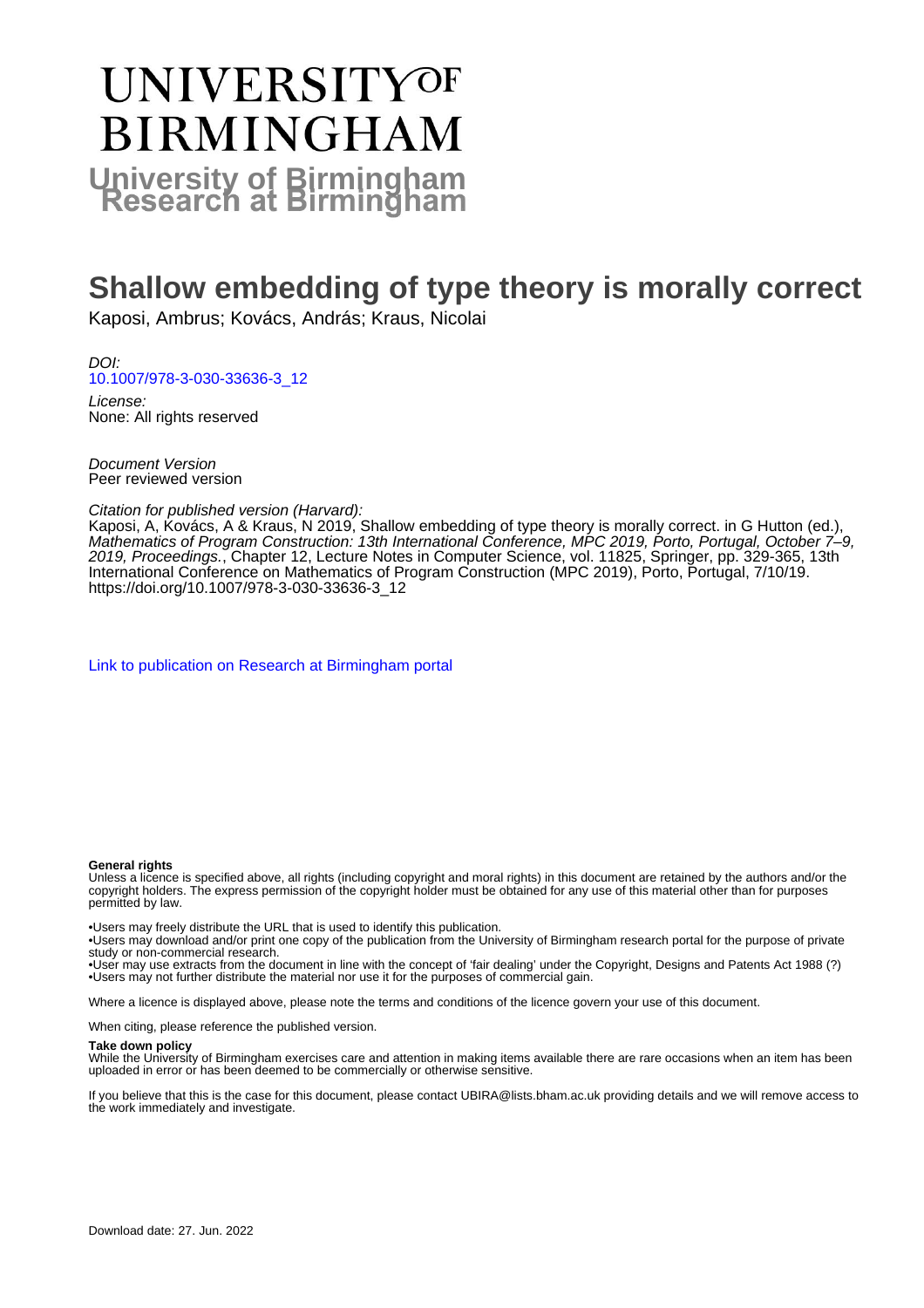# UNIVERSITY OF BIRMINGHAM

## University of Birmingham Research at Birmingham

# Shallow embedding of type theory is morally correct

Kaposi, Ambrus; Kovács, András; Kraus, Nicolai

*DOI:*
10.1007/978-3-030-33636-3_12

*License:*
None: All rights reserved

*Document Version*
Peer reviewed version

*Citation for published version (Harvard):*
Kaposi, A, Kovács, A & Kraus, N 2019, Shallow embedding of type theory is morally correct. in G Hutton (ed.), *Mathematics of Program Construction: 13th International Conference, MPC 2019, Porto, Portugal, October 7–9, 2019, Proceedings.*, Chapter 12, Lecture Notes in Computer Science, vol. 11825, Springer, pp. 329-365, 13th International Conference on Mathematics of Program Construction (MPC 2019), Porto, Portugal, 7/10/19. https://doi.org/10.1007/978-3-030-33636-3_12

Link to publication on Research at Birmingham portal

**General rights**
Unless a licence is specified above, all rights (including copyright and moral rights) in this document are retained by the authors and/or the copyright holders. The express permission of the copyright holder must be obtained for any use of this material other than for purposes permitted by law.

•Users may freely distribute the URL that is used to identify this publication.
•Users may download and/or print one copy of the publication from the University of Birmingham research portal for the purpose of private study or non-commercial research.
•User may use extracts from the document in line with the concept of 'fair dealing' under the Copyright, Designs and Patents Act 1988 (?)
•Users may not further distribute the material nor use it for the purposes of commercial gain.

Where a licence is displayed above, please note the terms and conditions of the licence govern your use of this document.

When citing, please reference the published version.

**Take down policy**
While the University of Birmingham exercises care and attention in making items available there are rare occasions when an item has been uploaded in error or has been deemed to be commercially or otherwise sensitive.

If you believe that this is the case for this document, please contact UBIRA@lists.bham.ac.uk providing details and we will remove access to the work immediately and investigate.

Download date: 27. Jun. 2022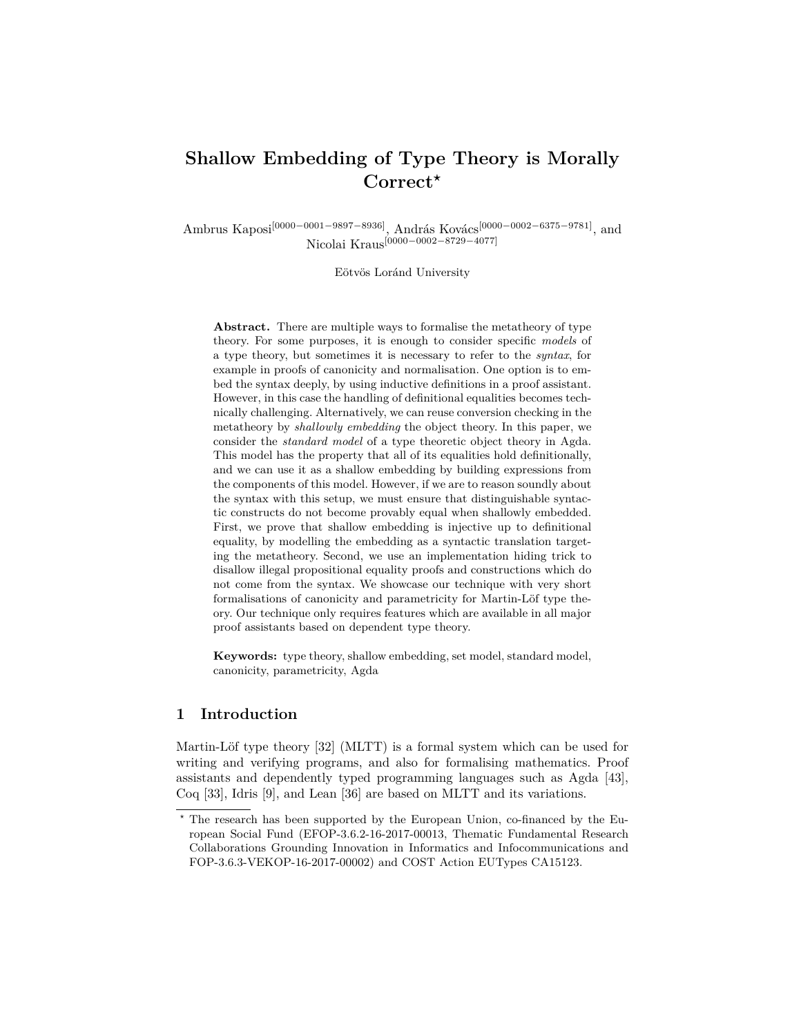# Shallow Embedding of Type Theory is Morally Correct*

Ambrus Kaposi[0000−0001−9897−8936], András Kovács[0000−0002−6375−9781], and Nicolai Kraus[0000−0002−8729−4077]

Eötvös Loránd University

**Abstract.** There are multiple ways to formalise the metatheory of type theory. For some purposes, it is enough to consider specific *models* of a type theory, but sometimes it is necessary to refer to the *syntax*, for example in proofs of canonicity and normalisation. One option is to embed the syntax deeply, by using inductive definitions in a proof assistant. However, in this case the handling of definitional equalities becomes technically challenging. Alternatively, we can reuse conversion checking in the metatheory by *shallowly embedding* the object theory. In this paper, we consider the *standard model* of a type theoretic object theory in Agda. This model has the property that all of its equalities hold definitionally, and we can use it as a shallow embedding by building expressions from the components of this model. However, if we are to reason soundly about the syntax with this setup, we must ensure that distinguishable syntactic constructs do not become provably equal when shallowly embedded. First, we prove that shallow embedding is injective up to definitional equality, by modelling the embedding as a syntactic translation targeting the metatheory. Second, we use an implementation hiding trick to disallow illegal propositional equality proofs and constructions which do not come from the syntax. We showcase our technique with very short formalisations of canonicity and parametricity for Martin-Löf type theory. Our technique only requires features which are available in all major proof assistants based on dependent type theory.

**Keywords:** type theory, shallow embedding, set model, standard model, canonicity, parametricity, Agda

## 1 Introduction

Martin-Löf type theory [32] (MLTT) is a formal system which can be used for writing and verifying programs, and also for formalising mathematics. Proof assistants and dependently typed programming languages such as Agda [43], Coq [33], Idris [9], and Lean [36] are based on MLTT and its variations.

* The research has been supported by the European Union, co-financed by the European Social Fund (EFOP-3.6.2-16-2017-00013, Thematic Fundamental Research Collaborations Grounding Innovation in Informatics and Infocommunications and FOP-3.6.3-VEKOP-16-2017-00002) and COST Action EUTypes CA15123.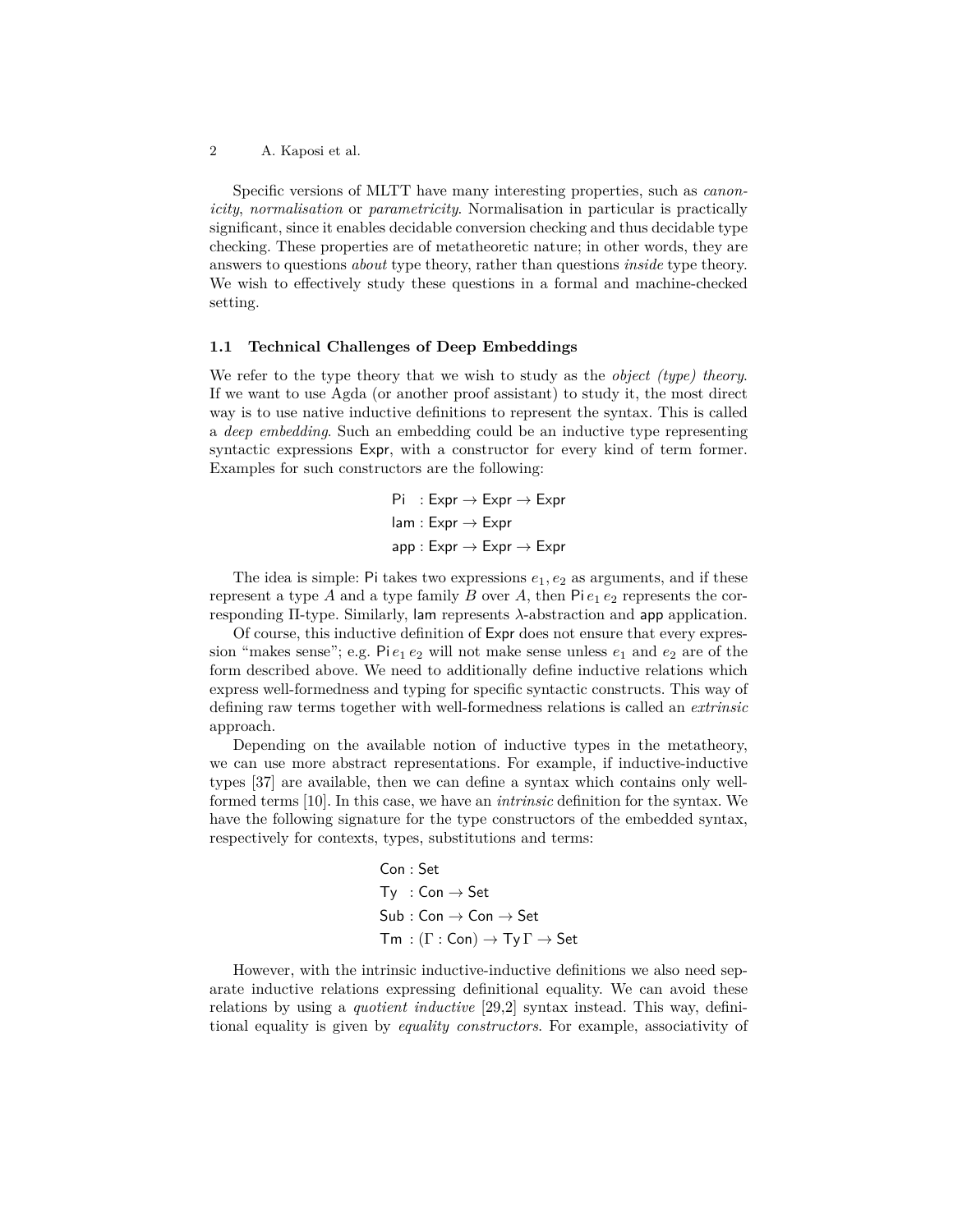Specific versions of MLTT have many interesting properties, such as *canonicity*, *normalisation* or *parametricity*. Normalisation in particular is practically significant, since it enables decidable conversion checking and thus decidable type checking. These properties are of metatheoretic nature; in other words, they are answers to questions *about* type theory, rather than questions *inside* type theory. We wish to effectively study these questions in a formal and machine-checked setting.

### 1.1 Technical Challenges of Deep Embeddings

We refer to the type theory that we wish to study as the *object (type) theory*. If we want to use Agda (or another proof assistant) to study it, the most direct way is to use native inductive definitions to represent the syntax. This is called a *deep embedding*. Such an embedding could be an inductive type representing syntactic expressions $\mathsf{Expr}$, with a constructor for every kind of term former. Examples for such constructors are the following:

$$
\begin{aligned}
\mathsf{Pi} &: \mathsf{Expr} \to \mathsf{Expr} \to \mathsf{Expr} \\
\mathsf{lam} &: \mathsf{Expr} \to \mathsf{Expr} \\
\mathsf{app} &: \mathsf{Expr} \to \mathsf{Expr} \to \mathsf{Expr}
\end{aligned}
$$

The idea is simple: $\mathsf{Pi}$ takes two expressions $e_1, e_2$ as arguments, and if these represent a type $A$ and a type family $B$ over $A$, then $\mathsf{Pi}\, e_1\, e_2$ represents the corresponding $\Pi$-type. Similarly, $\mathsf{lam}$ represents $\lambda$-abstraction and $\mathsf{app}$ application.

Of course, this inductive definition of $\mathsf{Expr}$ does not ensure that every expression "makes sense"; e.g. $\mathsf{Pi}\, e_1\, e_2$ will not make sense unless $e_1$ and $e_2$ are of the form described above. We need to additionally define inductive relations which express well-formedness and typing for specific syntactic constructs. This way of defining raw terms together with well-formedness relations is called an *extrinsic* approach.

Depending on the available notion of inductive types in the metatheory, we can use more abstract representations. For example, if inductive-inductive types [37] are available, then we can define a syntax which contains only well-formed terms [10]. In this case, we have an *intrinsic* definition for the syntax. We have the following signature for the type constructors of the embedded syntax, respectively for contexts, types, substitutions and terms:

$$
\begin{aligned}
\mathsf{Con} &: \mathsf{Set} \\
\mathsf{Ty} &: \mathsf{Con} \to \mathsf{Set} \\
\mathsf{Sub} &: \mathsf{Con} \to \mathsf{Con} \to \mathsf{Set} \\
\mathsf{Tm} &: (\Gamma : \mathsf{Con}) \to \mathsf{Ty}\,\Gamma \to \mathsf{Set}
\end{aligned}
$$

However, with the intrinsic inductive-inductive definitions we also need separate inductive relations expressing definitional equality. We can avoid these relations by using a *quotient inductive* [29,2] syntax instead. This way, definitional equality is given by *equality constructors*. For example, associativity of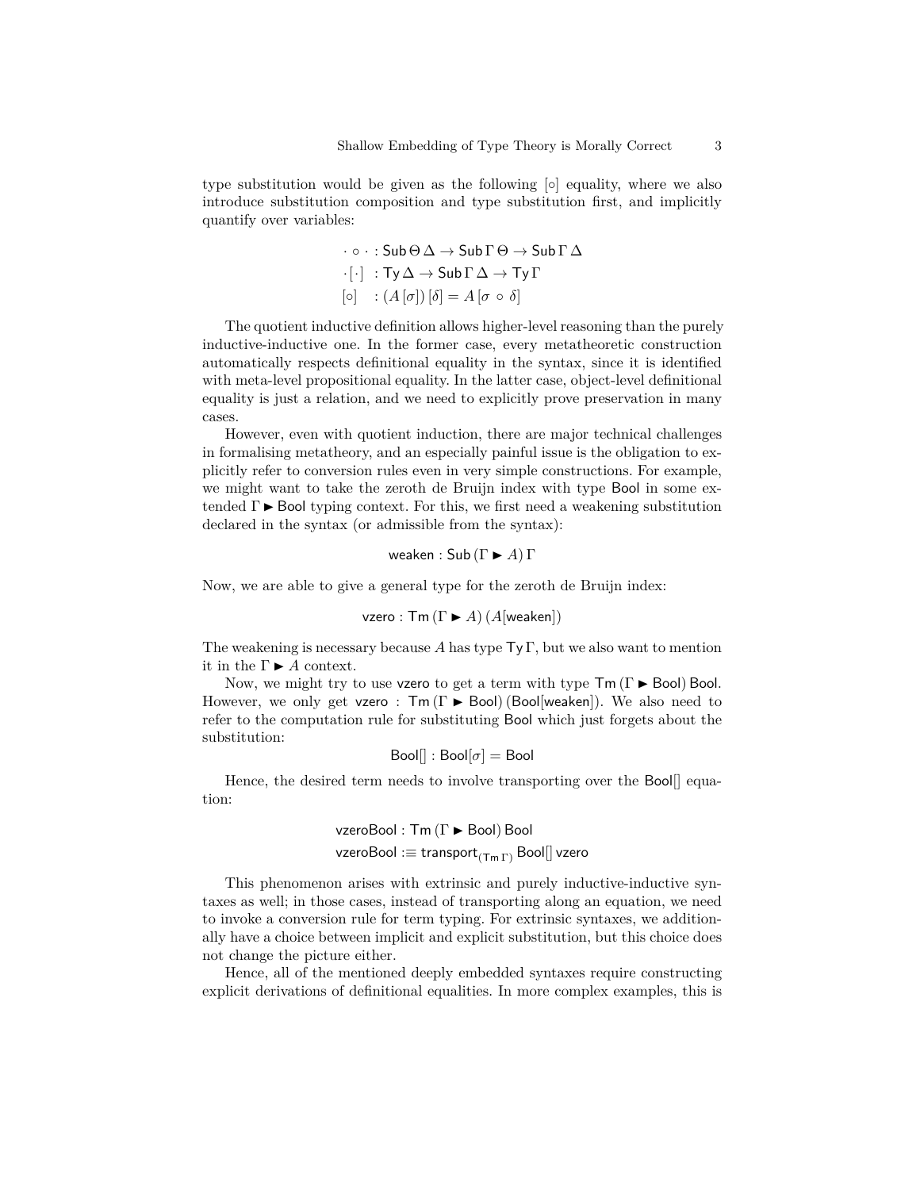type substitution would be given as the following $[\circ]$ equality, where we also introduce substitution composition and type substitution first, and implicitly quantify over variables:

$$\begin{aligned}
\cdot \circ \cdot &: \mathsf{Sub}\,\Theta\,\Delta \to \mathsf{Sub}\,\Gamma\,\Theta \to \mathsf{Sub}\,\Gamma\,\Delta \\
\cdot[\cdot] &: \mathsf{Ty}\,\Delta \to \mathsf{Sub}\,\Gamma\,\Delta \to \mathsf{Ty}\,\Gamma \\
[\circ] &: (A\,[\sigma])\,[\delta] = A\,[\sigma \circ \delta]
\end{aligned}$$

The quotient inductive definition allows higher-level reasoning than the purely inductive-inductive one. In the former case, every metatheoretic construction automatically respects definitional equality in the syntax, since it is identified with meta-level propositional equality. In the latter case, object-level definitional equality is just a relation, and we need to explicitly prove preservation in many cases.

However, even with quotient induction, there are major technical challenges in formalising metatheory, and an especially painful issue is the obligation to explicitly refer to conversion rules even in very simple constructions. For example, we might want to take the zeroth de Bruijn index with type Bool in some extended $\Gamma \blacktriangleright \mathsf{Bool}$ typing context. For this, we first need a weakening substitution declared in the syntax (or admissible from the syntax):

$$\mathsf{weaken} : \mathsf{Sub}\,(\Gamma \blacktriangleright A)\,\Gamma$$

Now, we are able to give a general type for the zeroth de Bruijn index:

$$\mathsf{vzero} : \mathsf{Tm}\,(\Gamma \blacktriangleright A)\,(A[\mathsf{weaken}])$$

The weakening is necessary because $A$ has type $\mathsf{Ty}\,\Gamma$, but we also want to mention it in the $\Gamma \blacktriangleright A$ context.

Now, we might try to use vzero to get a term with type $\mathsf{Tm}\,(\Gamma \blacktriangleright \mathsf{Bool})\,\mathsf{Bool}$. However, we only get $\mathsf{vzero} : \mathsf{Tm}\,(\Gamma \blacktriangleright \mathsf{Bool})\,(\mathsf{Bool}[\mathsf{weaken}])$. We also need to refer to the computation rule for substituting Bool which just forgets about the substitution:

$$\mathsf{Bool}[] : \mathsf{Bool}[\sigma] = \mathsf{Bool}$$

Hence, the desired term needs to involve transporting over the $\mathsf{Bool}[]$ equation:

$$\begin{aligned}
&\mathsf{vzeroBool} : \mathsf{Tm}\,(\Gamma \blacktriangleright \mathsf{Bool})\,\mathsf{Bool} \\
&\mathsf{vzeroBool} :\equiv \mathsf{transport}_{(\mathsf{Tm}\,\Gamma)}\,\mathsf{Bool}[]\,\mathsf{vzero}
\end{aligned}$$

This phenomenon arises with extrinsic and purely inductive-inductive syntaxes as well; in those cases, instead of transporting along an equation, we need to invoke a conversion rule for term typing. For extrinsic syntaxes, we additionally have a choice between implicit and explicit substitution, but this choice does not change the picture either.

Hence, all of the mentioned deeply embedded syntaxes require constructing explicit derivations of definitional equalities. In more complex examples, this is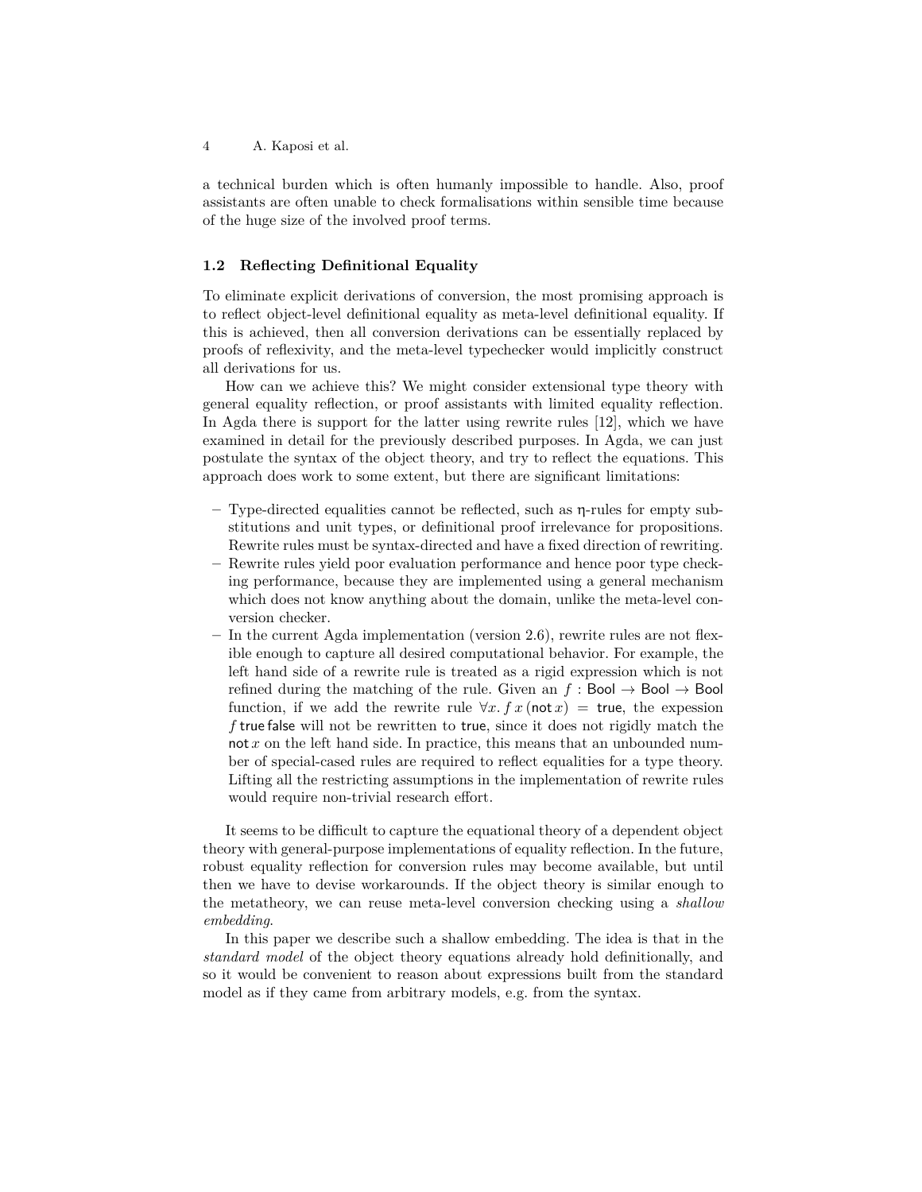a technical burden which is often humanly impossible to handle. Also, proof assistants are often unable to check formalisations within sensible time because of the huge size of the involved proof terms.

### 1.2 Reflecting Definitional Equality

To eliminate explicit derivations of conversion, the most promising approach is to reflect object-level definitional equality as meta-level definitional equality. If this is achieved, then all conversion derivations can be essentially replaced by proofs of reflexivity, and the meta-level typechecker would implicitly construct all derivations for us.

How can we achieve this? We might consider extensional type theory with general equality reflection, or proof assistants with limited equality reflection. In Agda there is support for the latter using rewrite rules [12], which we have examined in detail for the previously described purposes. In Agda, we can just postulate the syntax of the object theory, and try to reflect the equations. This approach does work to some extent, but there are significant limitations:

- Type-directed equalities cannot be reflected, such as η-rules for empty substitutions and unit types, or definitional proof irrelevance for propositions. Rewrite rules must be syntax-directed and have a fixed direction of rewriting.
- Rewrite rules yield poor evaluation performance and hence poor type checking performance, because they are implemented using a general mechanism which does not know anything about the domain, unlike the meta-level conversion checker.
- In the current Agda implementation (version 2.6), rewrite rules are not flexible enough to capture all desired computational behavior. For example, the left hand side of a rewrite rule is treated as a rigid expression which is not refined during the matching of the rule. Given an $f : \mathsf{Bool} \to \mathsf{Bool} \to \mathsf{Bool}$ function, if we add the rewrite rule $\forall x.\, f\, x\, (\mathsf{not}\, x) = \mathsf{true}$, the expession $f\,\mathsf{true}\,\mathsf{false}$ will not be rewritten to $\mathsf{true}$, since it does not rigidly match the $\mathsf{not}\, x$ on the left hand side. In practice, this means that an unbounded number of special-cased rules are required to reflect equalities for a type theory. Lifting all the restricting assumptions in the implementation of rewrite rules would require non-trivial research effort.

It seems to be difficult to capture the equational theory of a dependent object theory with general-purpose implementations of equality reflection. In the future, robust equality reflection for conversion rules may become available, but until then we have to devise workarounds. If the object theory is similar enough to the metatheory, we can reuse meta-level conversion checking using a *shallow embedding*.

In this paper we describe such a shallow embedding. The idea is that in the *standard model* of the object theory equations already hold definitionally, and so it would be convenient to reason about expressions built from the standard model as if they came from arbitrary models, e.g. from the syntax.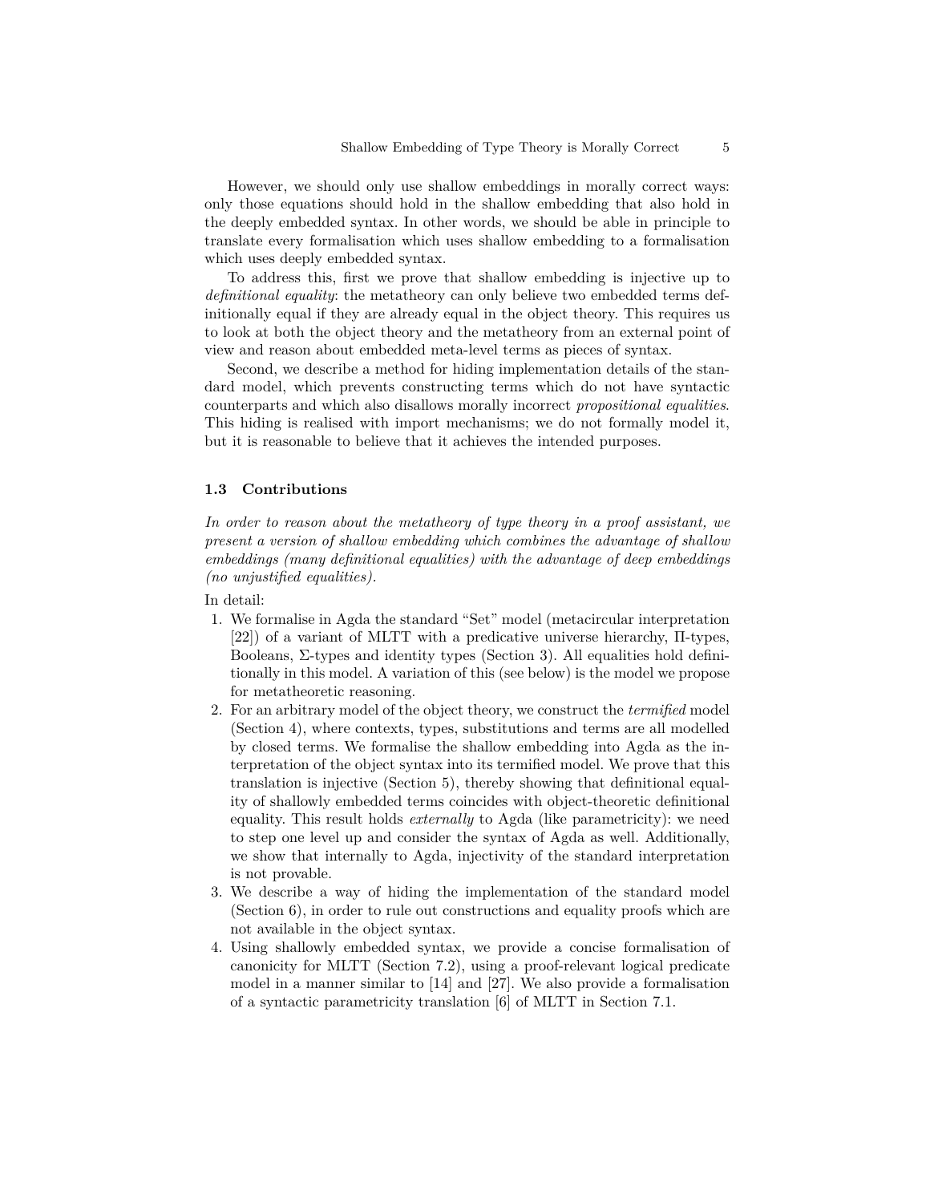However, we should only use shallow embeddings in morally correct ways: only those equations should hold in the shallow embedding that also hold in the deeply embedded syntax. In other words, we should be able in principle to translate every formalisation which uses shallow embedding to a formalisation which uses deeply embedded syntax.

To address this, first we prove that shallow embedding is injective up to *definitional equality*: the metatheory can only believe two embedded terms definitionally equal if they are already equal in the object theory. This requires us to look at both the object theory and the metatheory from an external point of view and reason about embedded meta-level terms as pieces of syntax.

Second, we describe a method for hiding implementation details of the standard model, which prevents constructing terms which do not have syntactic counterparts and which also disallows morally incorrect *propositional equalities*. This hiding is realised with import mechanisms; we do not formally model it, but it is reasonable to believe that it achieves the intended purposes.

### 1.3 Contributions

*In order to reason about the metatheory of type theory in a proof assistant, we present a version of shallow embedding which combines the advantage of shallow embeddings (many definitional equalities) with the advantage of deep embeddings (no unjustified equalities).*

In detail:

1. We formalise in Agda the standard "Set" model (metacircular interpretation [22]) of a variant of MLTT with a predicative universe hierarchy, Π-types, Booleans, Σ-types and identity types (Section 3). All equalities hold definitionally in this model. A variation of this (see below) is the model we propose for metatheoretic reasoning.
2. For an arbitrary model of the object theory, we construct the *termified* model (Section 4), where contexts, types, substitutions and terms are all modelled by closed terms. We formalise the shallow embedding into Agda as the interpretation of the object syntax into its termified model. We prove that this translation is injective (Section 5), thereby showing that definitional equality of shallowly embedded terms coincides with object-theoretic definitional equality. This result holds *externally* to Agda (like parametricity): we need to step one level up and consider the syntax of Agda as well. Additionally, we show that internally to Agda, injectivity of the standard interpretation is not provable.
3. We describe a way of hiding the implementation of the standard model (Section 6), in order to rule out constructions and equality proofs which are not available in the object syntax.
4. Using shallowly embedded syntax, we provide a concise formalisation of canonicity for MLTT (Section 7.2), using a proof-relevant logical predicate model in a manner similar to [14] and [27]. We also provide a formalisation of a syntactic parametricity translation [6] of MLTT in Section 7.1.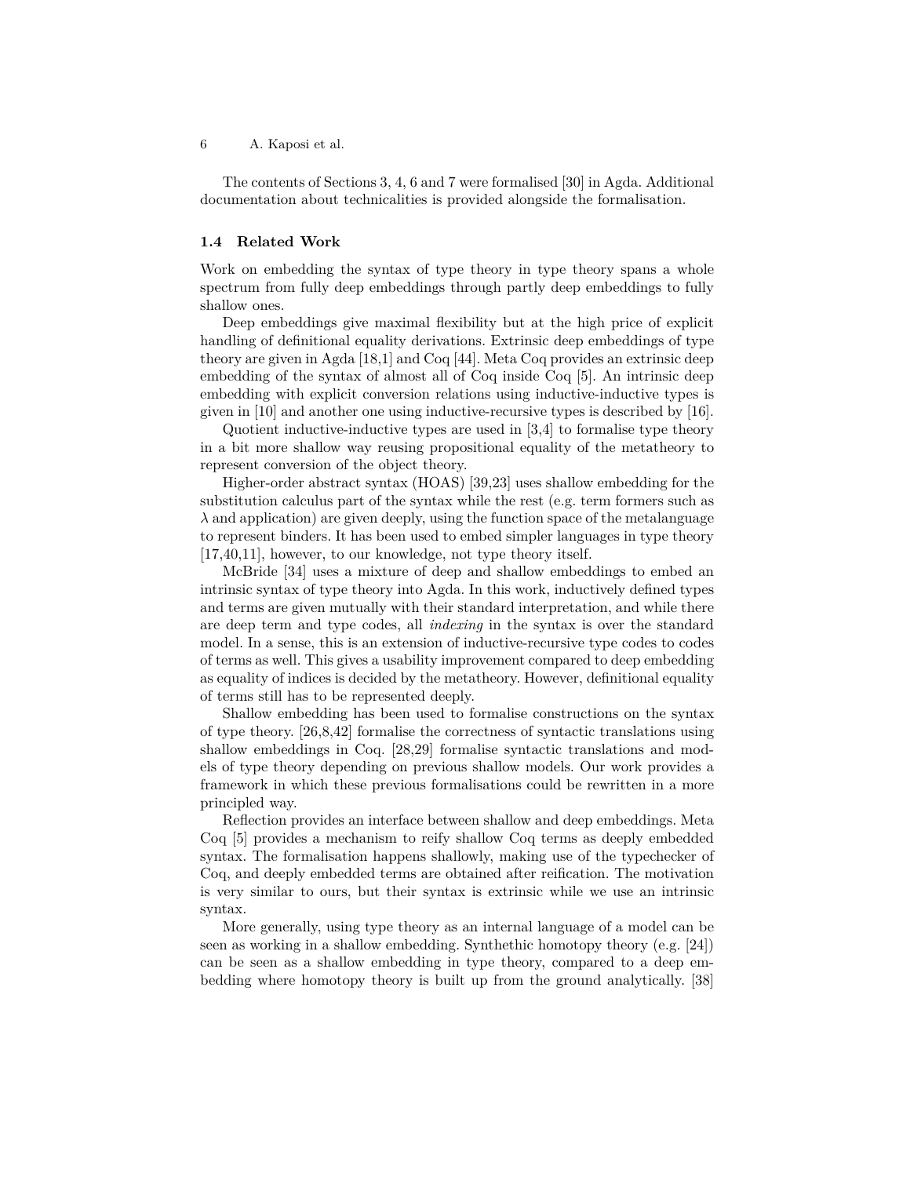The contents of Sections 3, 4, 6 and 7 were formalised [30] in Agda. Additional documentation about technicalities is provided alongside the formalisation.

### 1.4 Related Work

Work on embedding the syntax of type theory in type theory spans a whole spectrum from fully deep embeddings through partly deep embeddings to fully shallow ones.

Deep embeddings give maximal flexibility but at the high price of explicit handling of definitional equality derivations. Extrinsic deep embeddings of type theory are given in Agda [18,1] and Coq [44]. Meta Coq provides an extrinsic deep embedding of the syntax of almost all of Coq inside Coq [5]. An intrinsic deep embedding with explicit conversion relations using inductive-inductive types is given in [10] and another one using inductive-recursive types is described by [16].

Quotient inductive-inductive types are used in [3,4] to formalise type theory in a bit more shallow way reusing propositional equality of the metatheory to represent conversion of the object theory.

Higher-order abstract syntax (HOAS) [39,23] uses shallow embedding for the substitution calculus part of the syntax while the rest (e.g. term formers such as $\lambda$ and application) are given deeply, using the function space of the metalanguage to represent binders. It has been used to embed simpler languages in type theory [17,40,11], however, to our knowledge, not type theory itself.

McBride [34] uses a mixture of deep and shallow embeddings to embed an intrinsic syntax of type theory into Agda. In this work, inductively defined types and terms are given mutually with their standard interpretation, and while there are deep term and type codes, all *indexing* in the syntax is over the standard model. In a sense, this is an extension of inductive-recursive type codes to codes of terms as well. This gives a usability improvement compared to deep embedding as equality of indices is decided by the metatheory. However, definitional equality of terms still has to be represented deeply.

Shallow embedding has been used to formalise constructions on the syntax of type theory. [26,8,42] formalise the correctness of syntactic translations using shallow embeddings in Coq. [28,29] formalise syntactic translations and models of type theory depending on previous shallow models. Our work provides a framework in which these previous formalisations could be rewritten in a more principled way.

Reflection provides an interface between shallow and deep embeddings. Meta Coq [5] provides a mechanism to reify shallow Coq terms as deeply embedded syntax. The formalisation happens shallowly, making use of the typechecker of Coq, and deeply embedded terms are obtained after reification. The motivation is very similar to ours, but their syntax is extrinsic while we use an intrinsic syntax.

More generally, using type theory as an internal language of a model can be seen as working in a shallow embedding. Synthethic homotopy theory (e.g. [24]) can be seen as a shallow embedding in type theory, compared to a deep embedding where homotopy theory is built up from the ground analytically. [38]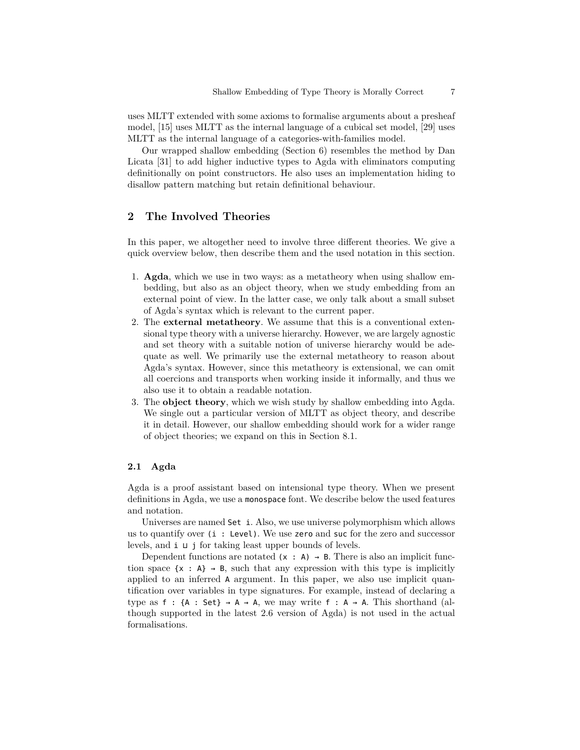uses MLTT extended with some axioms to formalise arguments about a presheaf model, [15] uses MLTT as the internal language of a cubical set model, [29] uses MLTT as the internal language of a categories-with-families model.

Our wrapped shallow embedding (Section 6) resembles the method by Dan Licata [31] to add higher inductive types to Agda with eliminators computing definitionally on point constructors. He also uses an implementation hiding to disallow pattern matching but retain definitional behaviour.

## 2 The Involved Theories

In this paper, we altogether need to involve three different theories. We give a quick overview below, then describe them and the used notation in this section.

1. **Agda**, which we use in two ways: as a metatheory when using shallow embedding, but also as an object theory, when we study embedding from an external point of view. In the latter case, we only talk about a small subset of Agda's syntax which is relevant to the current paper.
2. The **external metatheory**. We assume that this is a conventional extensional type theory with a universe hierarchy. However, we are largely agnostic and set theory with a suitable notion of universe hierarchy would be adequate as well. We primarily use the external metatheory to reason about Agda's syntax. However, since this metatheory is extensional, we can omit all coercions and transports when working inside it informally, and thus we also use it to obtain a readable notation.
3. The **object theory**, which we wish study by shallow embedding into Agda. We single out a particular version of MLTT as object theory, and describe it in detail. However, our shallow embedding should work for a wider range of object theories; we expand on this in Section 8.1.

### 2.1 Agda

Agda is a proof assistant based on intensional type theory. When we present definitions in Agda, we use a `monospace` font. We describe below the used features and notation.

Universes are named `Set i`. Also, we use universe polymorphism which allows us to quantify over `(i : Level)`. We use `zero` and `suc` for the zero and successor levels, and `i ⊔ j` for taking least upper bounds of levels.

Dependent functions are notated `(x : A) → B`. There is also an implicit function space `{x : A} → B`, such that any expression with this type is implicitly applied to an inferred `A` argument. In this paper, we also use implicit quantification over variables in type signatures. For example, instead of declaring a type as `f : {A : Set} → A → A`, we may write `f : A → A`. This shorthand (although supported in the latest 2.6 version of Agda) is not used in the actual formalisations.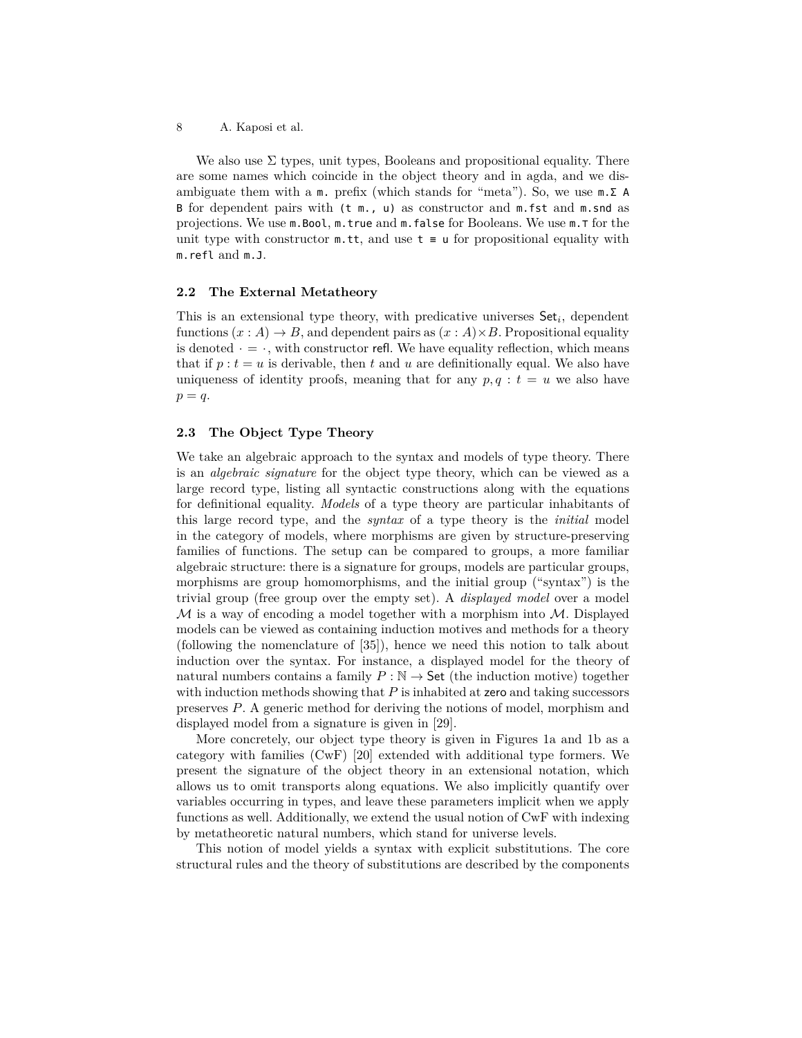We also use Σ types, unit types, Booleans and propositional equality. There are some names which coincide in the object theory and in agda, and we disambiguate them with a `m.` prefix (which stands for "meta"). So, we use `m.Σ A B` for dependent pairs with `(t m., u)` as constructor and `m.fst` and `m.snd` as projections. We use `m.Bool`, `m.true` and `m.false` for Booleans. We use `m.⊤` for the unit type with constructor `m.tt`, and use `t ≡ u` for propositional equality with `m.refl` and `m.J`.

### 2.2 The External Metatheory

This is an extensional type theory, with predicative universes $\mathsf{Set}_i$, dependent functions $(x : A) \to B$, and dependent pairs as $(x : A) \times B$. Propositional equality is denoted $\cdot = \cdot$, with constructor $\mathsf{refl}$. We have equality reflection, which means that if $p : t = u$ is derivable, then $t$ and $u$ are definitionally equal. We also have uniqueness of identity proofs, meaning that for any $p, q : t = u$ we also have $p = q$.

### 2.3 The Object Type Theory

We take an algebraic approach to the syntax and models of type theory. There is an *algebraic signature* for the object type theory, which can be viewed as a large record type, listing all syntactic constructions along with the equations for definitional equality. *Models* of a type theory are particular inhabitants of this large record type, and the *syntax* of a type theory is the *initial* model in the category of models, where morphisms are given by structure-preserving families of functions. The setup can be compared to groups, a more familiar algebraic structure: there is a signature for groups, models are particular groups, morphisms are group homomorphisms, and the initial group ("syntax") is the trivial group (free group over the empty set). A *displayed model* over a model $\mathcal{M}$ is a way of encoding a model together with a morphism into $\mathcal{M}$. Displayed models can be viewed as containing induction motives and methods for a theory (following the nomenclature of [35]), hence we need this notion to talk about induction over the syntax. For instance, a displayed model for the theory of natural numbers contains a family $P : \mathbb{N} \to \mathsf{Set}$ (the induction motive) together with induction methods showing that $P$ is inhabited at $\mathsf{zero}$ and taking successors preserves $P$. A generic method for deriving the notions of model, morphism and displayed model from a signature is given in [29].

More concretely, our object type theory is given in Figures 1a and 1b as a category with families (CwF) [20] extended with additional type formers. We present the signature of the object theory in an extensional notation, which allows us to omit transports along equations. We also implicitly quantify over variables occurring in types, and leave these parameters implicit when we apply functions as well. Additionally, we extend the usual notion of CwF with indexing by metatheoretic natural numbers, which stand for universe levels.

This notion of model yields a syntax with explicit substitutions. The core structural rules and the theory of substitutions are described by the components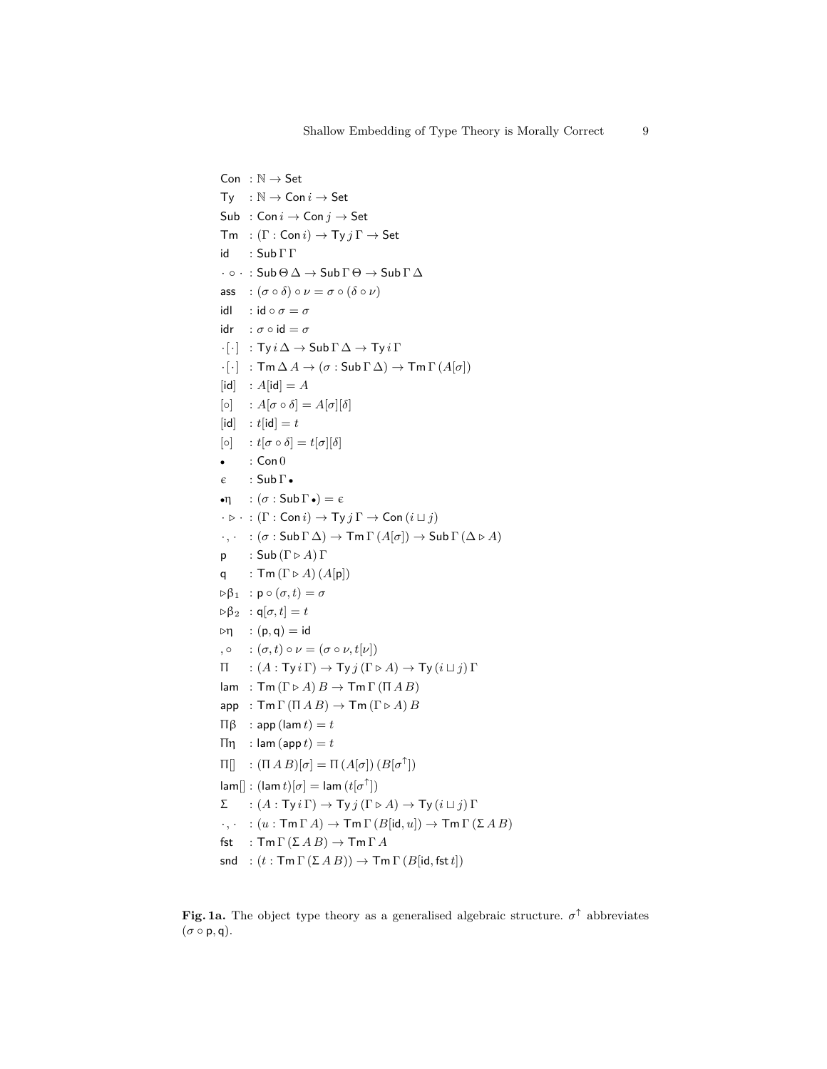$$
\begin{array}{ll}
\mathsf{Con} & : \mathbb{N} \to \mathsf{Set} \\
\mathsf{Ty} & : \mathbb{N} \to \mathsf{Con}\, i \to \mathsf{Set} \\
\mathsf{Sub} & : \mathsf{Con}\, i \to \mathsf{Con}\, j \to \mathsf{Set} \\
\mathsf{Tm} & : (\Gamma : \mathsf{Con}\, i) \to \mathsf{Ty}\, j\, \Gamma \to \mathsf{Set} \\
\mathsf{id} & : \mathsf{Sub}\, \Gamma\, \Gamma \\
\cdot \circ \cdot & : \mathsf{Sub}\, \Theta\, \Delta \to \mathsf{Sub}\, \Gamma\, \Theta \to \mathsf{Sub}\, \Gamma\, \Delta \\
\mathsf{ass} & : (\sigma \circ \delta) \circ \nu = \sigma \circ (\delta \circ \nu) \\
\mathsf{idl} & : \mathsf{id} \circ \sigma = \sigma \\
\mathsf{idr} & : \sigma \circ \mathsf{id} = \sigma \\
\cdot[\cdot] & : \mathsf{Ty}\, i\, \Delta \to \mathsf{Sub}\, \Gamma\, \Delta \to \mathsf{Ty}\, i\, \Gamma \\
\cdot[\cdot] & : \mathsf{Tm}\, \Delta\, A \to (\sigma : \mathsf{Sub}\, \Gamma\, \Delta) \to \mathsf{Tm}\, \Gamma\, (A[\sigma]) \\
[\mathsf{id}] & : A[\mathsf{id}] = A \\
[\circ] & : A[\sigma \circ \delta] = A[\sigma][\delta] \\
[\mathsf{id}] & : t[\mathsf{id}] = t \\
[\circ] & : t[\sigma \circ \delta] = t[\sigma][\delta] \\
\bullet & : \mathsf{Con}\, 0 \\
\epsilon & : \mathsf{Sub}\, \Gamma\, \bullet \\
\bullet\eta & : (\sigma : \mathsf{Sub}\, \Gamma\, \bullet) = \epsilon \\
\cdot \rhd \cdot & : (\Gamma : \mathsf{Con}\, i) \to \mathsf{Ty}\, j\, \Gamma \to \mathsf{Con}\, (i \sqcup j) \\
\cdot , \cdot & : (\sigma : \mathsf{Sub}\, \Gamma\, \Delta) \to \mathsf{Tm}\, \Gamma\, (A[\sigma]) \to \mathsf{Sub}\, \Gamma\, (\Delta \rhd A) \\
\mathsf{p} & : \mathsf{Sub}\, (\Gamma \rhd A)\, \Gamma \\
\mathsf{q} & : \mathsf{Tm}\, (\Gamma \rhd A)\, (A[\mathsf{p}]) \\
\rhd\beta_1 & : \mathsf{p} \circ (\sigma, t) = \sigma \\
\rhd\beta_2 & : \mathsf{q}[\sigma, t] = t \\
\rhd\eta & : (\mathsf{p}, \mathsf{q}) = \mathsf{id} \\
,\circ & : (\sigma, t) \circ \nu = (\sigma \circ \nu, t[\nu]) \\
\Pi & : (A : \mathsf{Ty}\, i\, \Gamma) \to \mathsf{Ty}\, j\, (\Gamma \rhd A) \to \mathsf{Ty}\, (i \sqcup j)\, \Gamma \\
\mathsf{lam} & : \mathsf{Tm}\, (\Gamma \rhd A)\, B \to \mathsf{Tm}\, \Gamma\, (\Pi\, A\, B) \\
\mathsf{app} & : \mathsf{Tm}\, \Gamma\, (\Pi\, A\, B) \to \mathsf{Tm}\, (\Gamma \rhd A)\, B \\
\Pi\beta & : \mathsf{app}\, (\mathsf{lam}\, t) = t \\
\Pi\eta & : \mathsf{lam}\, (\mathsf{app}\, t) = t \\
\Pi[] & : (\Pi\, A\, B)[\sigma] = \Pi\, (A[\sigma])\, (B[\sigma^{\uparrow}]) \\
\mathsf{lam}[] & : (\mathsf{lam}\, t)[\sigma] = \mathsf{lam}\, (t[\sigma^{\uparrow}]) \\
\Sigma & : (A : \mathsf{Ty}\, i\, \Gamma) \to \mathsf{Ty}\, j\, (\Gamma \rhd A) \to \mathsf{Ty}\, (i \sqcup j)\, \Gamma \\
\cdot , \cdot & : (u : \mathsf{Tm}\, \Gamma\, A) \to \mathsf{Tm}\, \Gamma\, (B[\mathsf{id}, u]) \to \mathsf{Tm}\, \Gamma\, (\Sigma\, A\, B) \\
\mathsf{fst} & : \mathsf{Tm}\, \Gamma\, (\Sigma\, A\, B) \to \mathsf{Tm}\, \Gamma\, A \\
\mathsf{snd} & : (t : \mathsf{Tm}\, \Gamma\, (\Sigma\, A\, B)) \to \mathsf{Tm}\, \Gamma\, (B[\mathsf{id}, \mathsf{fst}\, t])
\end{array}
$$

**Fig. 1a.** The object type theory as a generalised algebraic structure. $\sigma^{\uparrow}$ abbreviates $(\sigma \circ \mathsf{p}, \mathsf{q})$.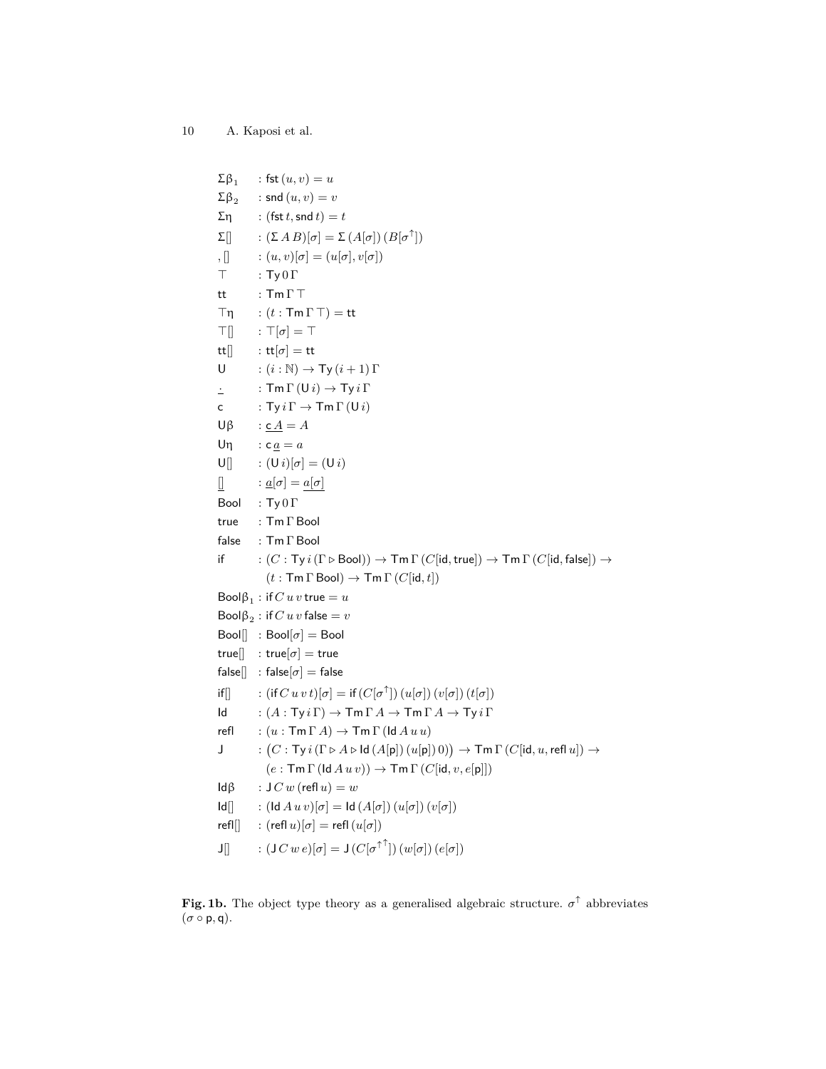$$
\begin{array}{ll}
\Sigma\beta_1 & : \mathsf{fst}\,(u, v) = u \\
\Sigma\beta_2 & : \mathsf{snd}\,(u, v) = v \\
\Sigma\eta & : (\mathsf{fst}\,t, \mathsf{snd}\,t) = t \\
\Sigma[] & : (\Sigma\,A\,B)[\sigma] = \Sigma\,(A[\sigma])\,(B[\sigma^{\uparrow}]) \\
,[] & : (u, v)[\sigma] = (u[\sigma], v[\sigma]) \\
\top & : \mathsf{Ty}\,0\,\Gamma \\
\mathsf{tt} & : \mathsf{Tm}\,\Gamma\,\top \\
\top\eta & : (t : \mathsf{Tm}\,\Gamma\,\top) = \mathsf{tt} \\
\top[] & : \top[\sigma] = \top \\
\mathsf{tt}[] & : \mathsf{tt}[\sigma] = \mathsf{tt} \\
\mathsf{U} & : (i : \mathbb{N}) \to \mathsf{Ty}\,(i+1)\,\Gamma \\
\underline{\cdot} & : \mathsf{Tm}\,\Gamma\,(\mathsf{U}\,i) \to \mathsf{Ty}\,i\,\Gamma \\
\mathsf{c} & : \mathsf{Ty}\,i\,\Gamma \to \mathsf{Tm}\,\Gamma\,(\mathsf{U}\,i) \\
\mathsf{U}\beta & : \underline{\mathsf{c}\,A} = A \\
\mathsf{U}\eta & : \mathsf{c}\,\underline{a} = a \\
\mathsf{U}[] & : (\mathsf{U}\,i)[\sigma] = (\mathsf{U}\,i) \\
\underline{[]} & : \underline{a}[\sigma] = \underline{a[\sigma]} \\
\mathsf{Bool} & : \mathsf{Ty}\,0\,\Gamma \\
\mathsf{true} & : \mathsf{Tm}\,\Gamma\,\mathsf{Bool} \\
\mathsf{false} & : \mathsf{Tm}\,\Gamma\,\mathsf{Bool} \\
\mathsf{if} & : (C : \mathsf{Ty}\,i\,(\Gamma \triangleright \mathsf{Bool})) \to \mathsf{Tm}\,\Gamma\,(C[\mathsf{id}, \mathsf{true}]) \to \mathsf{Tm}\,\Gamma\,(C[\mathsf{id}, \mathsf{false}]) \to \\
& \quad (t : \mathsf{Tm}\,\Gamma\,\mathsf{Bool}) \to \mathsf{Tm}\,\Gamma\,(C[\mathsf{id}, t]) \\
\mathsf{Bool}\beta_1 & : \mathsf{if}\,C\,u\,v\,\mathsf{true} = u \\
\mathsf{Bool}\beta_2 & : \mathsf{if}\,C\,u\,v\,\mathsf{false} = v \\
\mathsf{Bool}[] & : \mathsf{Bool}[\sigma] = \mathsf{Bool} \\
\mathsf{true}[] & : \mathsf{true}[\sigma] = \mathsf{true} \\
\mathsf{false}[] & : \mathsf{false}[\sigma] = \mathsf{false} \\
\mathsf{if}[] & : (\mathsf{if}\,C\,u\,v\,t)[\sigma] = \mathsf{if}\,(C[\sigma^{\uparrow}])\,(u[\sigma])\,(v[\sigma])\,(t[\sigma]) \\
\mathsf{Id} & : (A : \mathsf{Ty}\,i\,\Gamma) \to \mathsf{Tm}\,\Gamma\,A \to \mathsf{Tm}\,\Gamma\,A \to \mathsf{Ty}\,i\,\Gamma \\
\mathsf{refl} & : (u : \mathsf{Tm}\,\Gamma\,A) \to \mathsf{Tm}\,\Gamma\,(\mathsf{Id}\,A\,u\,u) \\
\mathsf{J} & : \big(C : \mathsf{Ty}\,i\,(\Gamma \triangleright A \triangleright \mathsf{Id}\,(A[\mathsf{p}])\,(u[\mathsf{p}])\,0)\big) \to \mathsf{Tm}\,\Gamma\,(C[\mathsf{id}, u, \mathsf{refl}\,u]) \to \\
& \quad (e : \mathsf{Tm}\,\Gamma\,(\mathsf{Id}\,A\,u\,v)) \to \mathsf{Tm}\,\Gamma\,(C[\mathsf{id}, v, e[\mathsf{p}]]) \\
\mathsf{Id}\beta & : \mathsf{J}\,C\,w\,(\mathsf{refl}\,u) = w \\
\mathsf{Id}[] & : (\mathsf{Id}\,A\,u\,v)[\sigma] = \mathsf{Id}\,(A[\sigma])\,(u[\sigma])\,(v[\sigma]) \\
\mathsf{refl}[] & : (\mathsf{refl}\,u)[\sigma] = \mathsf{refl}\,(u[\sigma]) \\
\mathsf{J}[] & : (\mathsf{J}\,C\,w\,e)[\sigma] = \mathsf{J}\,(C[\sigma^{\uparrow\uparrow}])\,(w[\sigma])\,(e[\sigma])
\end{array}
$$

**Fig. 1b.** The object type theory as a generalised algebraic structure. $\sigma^{\uparrow}$ abbreviates $(\sigma \circ \mathsf{p}, \mathsf{q})$.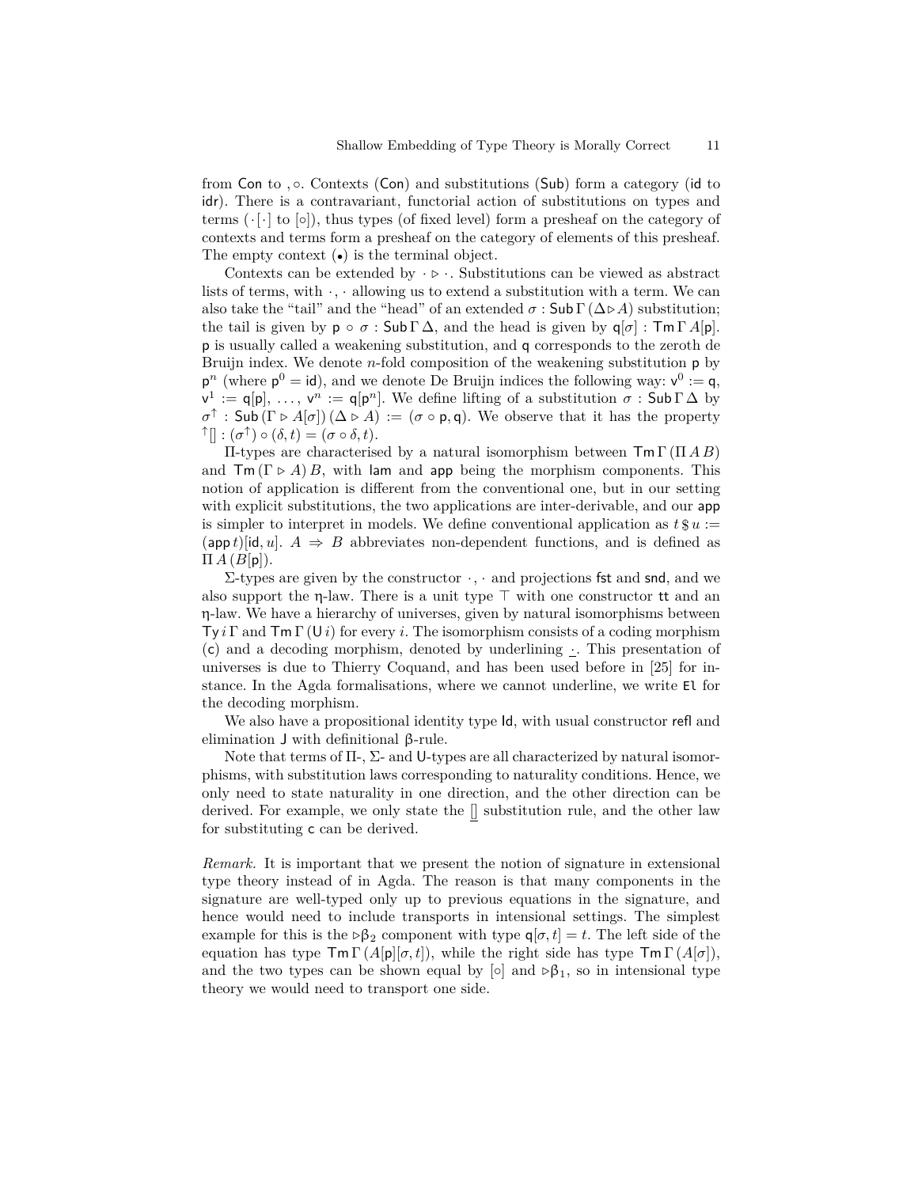from Con to $,\circ$. Contexts (Con) and substitutions (Sub) form a category (id to idr). There is a contravariant, functorial action of substitutions on types and terms ($\cdot[\cdot]$ to $[\circ]$), thus types (of fixed level) form a presheaf on the category of contexts and terms form a presheaf on the category of elements of this presheaf. The empty context ($\bullet$) is the terminal object.

Contexts can be extended by $\cdot \triangleright \cdot$. Substitutions can be viewed as abstract lists of terms, with $\cdot, \cdot$ allowing us to extend a substitution with a term. We can also take the "tail" and the "head" of an extended $\sigma : \mathsf{Sub}\,\Gamma\,(\Delta \triangleright A)$ substitution; the tail is given by $\mathsf{p} \circ \sigma : \mathsf{Sub}\,\Gamma\,\Delta$, and the head is given by $\mathsf{q}[\sigma] : \mathsf{Tm}\,\Gamma\,A[\mathsf{p}]$. $\mathsf{p}$ is usually called a weakening substitution, and $\mathsf{q}$ corresponds to the zeroth de Bruijn index. We denote $n$-fold composition of the weakening substitution $\mathsf{p}$ by $\mathsf{p}^n$ (where $\mathsf{p}^0 = \mathsf{id}$), and we denote De Bruijn indices the following way: $\mathsf{v}^0 := \mathsf{q}$, $\mathsf{v}^1 := \mathsf{q}[\mathsf{p}]$, $\ldots$, $\mathsf{v}^n := \mathsf{q}[\mathsf{p}^n]$. We define lifting of a substitution $\sigma : \mathsf{Sub}\,\Gamma\,\Delta$ by $\sigma^{\uparrow} : \mathsf{Sub}\,(\Gamma \triangleright A[\sigma])\,(\Delta \triangleright A) := (\sigma \circ \mathsf{p}, \mathsf{q})$. We observe that it has the property ${}^{\uparrow}[] : (\sigma^{\uparrow}) \circ (\delta, t) = (\sigma \circ \delta, t)$.

$\Pi$-types are characterised by a natural isomorphism between $\mathsf{Tm}\,\Gamma\,(\Pi\,A\,B)$ and $\mathsf{Tm}\,(\Gamma \triangleright A)\,B$, with lam and app being the morphism components. This notion of application is different from the conventional one, but in our setting with explicit substitutions, the two applications are inter-derivable, and our app is simpler to interpret in models. We define conventional application as $t \,\$\, u := (\mathsf{app}\,t)[\mathsf{id}, u]$. $A \Rightarrow B$ abbreviates non-dependent functions, and is defined as $\Pi\,A\,(B[\mathsf{p}])$.

$\Sigma$-types are given by the constructor $\cdot, \cdot$ and projections fst and snd, and we also support the η-law. There is a unit type $\top$ with one constructor tt and an η-law. We have a hierarchy of universes, given by natural isomorphisms between $\mathsf{Ty}\,i\,\Gamma$ and $\mathsf{Tm}\,\Gamma\,(\mathsf{U}\,i)$ for every $i$. The isomorphism consists of a coding morphism (c) and a decoding morphism, denoted by underlining $\underline{\cdot}$. This presentation of universes is due to Thierry Coquand, and has been used before in [25] for instance. In the Agda formalisations, where we cannot underline, we write `El` for the decoding morphism.

We also have a propositional identity type Id, with usual constructor refl and elimination J with definitional β-rule.

Note that terms of $\Pi$-, $\Sigma$- and U-types are all characterized by natural isomorphisms, with substitution laws corresponding to naturality conditions. Hence, we only need to state naturality in one direction, and the other direction can be derived. For example, we only state the $\underline{[]}$ substitution rule, and the other law for substituting c can be derived.

*Remark.* It is important that we present the notion of signature in extensional type theory instead of in Agda. The reason is that many components in the signature are well-typed only up to previous equations in the signature, and hence would need to include transports in intensional settings. The simplest example for this is the $\triangleright\beta_2$ component with type $\mathsf{q}[\sigma, t] = t$. The left side of the equation has type $\mathsf{Tm}\,\Gamma\,(A[\mathsf{p}][\sigma, t])$, while the right side has type $\mathsf{Tm}\,\Gamma\,(A[\sigma])$, and the two types can be shown equal by $[\circ]$ and $\triangleright\beta_1$, so in intensional type theory we would need to transport one side.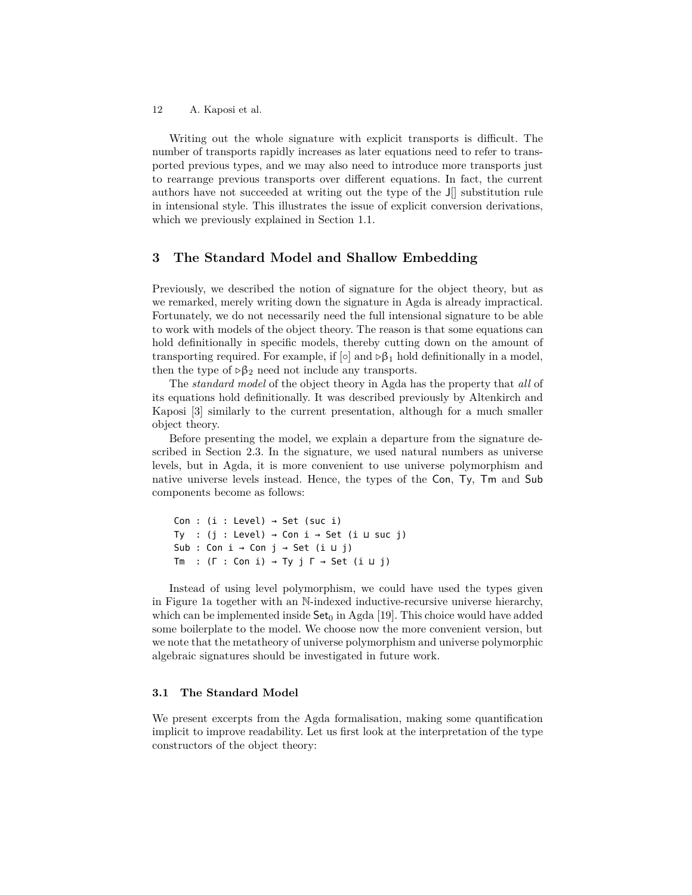Writing out the whole signature with explicit transports is difficult. The number of transports rapidly increases as later equations need to refer to transported previous types, and we may also need to introduce more transports just to rearrange previous transports over different equations. In fact, the current authors have not succeeded at writing out the type of the J[] substitution rule in intensional style. This illustrates the issue of explicit conversion derivations, which we previously explained in Section 1.1.

## 3 The Standard Model and Shallow Embedding

Previously, we described the notion of signature for the object theory, but as we remarked, merely writing down the signature in Agda is already impractical. Fortunately, we do not necessarily need the full intensional signature to be able to work with models of the object theory. The reason is that some equations can hold definitionally in specific models, thereby cutting down on the amount of transporting required. For example, if $[\circ]$ and $\triangleright\beta_1$ hold definitionally in a model, then the type of $\triangleright\beta_2$ need not include any transports.

The *standard model* of the object theory in Agda has the property that *all* of its equations hold definitionally. It was described previously by Altenkirch and Kaposi [3] similarly to the current presentation, although for a much smaller object theory.

Before presenting the model, we explain a departure from the signature described in Section 2.3. In the signature, we used natural numbers as universe levels, but in Agda, it is more convenient to use universe polymorphism and native universe levels instead. Hence, the types of the Con, Ty, Tm and Sub components become as follows:

```
Con : (i : Level) → Set (suc i)
Ty  : (j : Level) → Con i → Set (i ⊔ suc j)
Sub : Con i → Con j → Set (i ⊔ j)
Tm  : (Γ : Con i) → Ty j Γ → Set (i ⊔ j)
```

Instead of using level polymorphism, we could have used the types given in Figure 1a together with an ℕ-indexed inductive-recursive universe hierarchy, which can be implemented inside $\mathsf{Set}_0$ in Agda [19]. This choice would have added some boilerplate to the model. We choose now the more convenient version, but we note that the metatheory of universe polymorphism and universe polymorphic algebraic signatures should be investigated in future work.

### 3.1 The Standard Model

We present excerpts from the Agda formalisation, making some quantification implicit to improve readability. Let us first look at the interpretation of the type constructors of the object theory: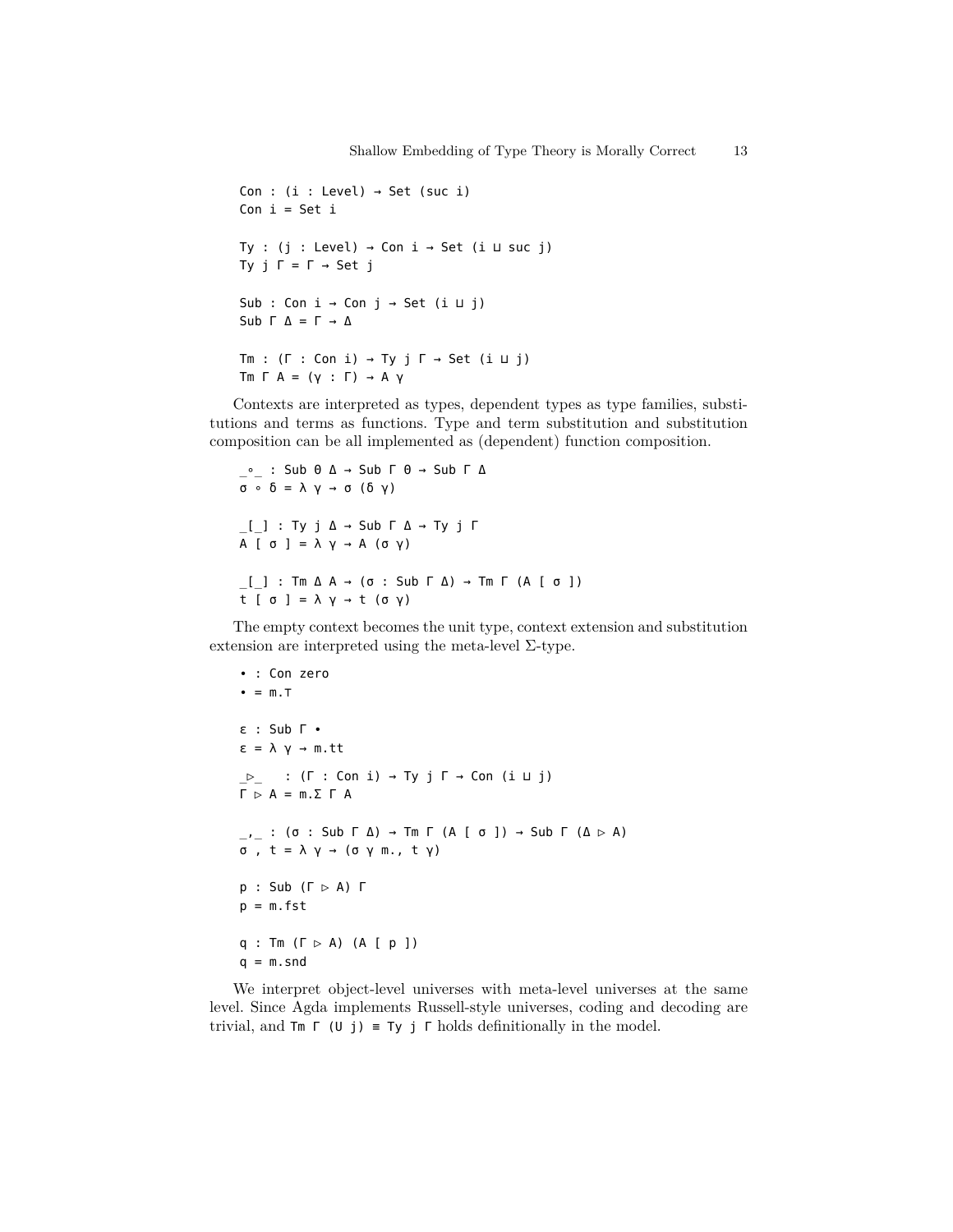```
Con : (i : Level) → Set (suc i)
Con i = Set i

Ty : (j : Level) → Con i → Set (i ⊔ suc j)
Ty j Γ = Γ → Set j

Sub : Con i → Con j → Set (i ⊔ j)
Sub Γ Δ = Γ → Δ

Tm : (Γ : Con i) → Ty j Γ → Set (i ⊔ j)
Tm Γ A = (γ : Γ) → A γ
```

Contexts are interpreted as types, dependent types as type families, substitutions and terms as functions. Type and term substitution and substitution composition can be all implemented as (dependent) function composition.

```
_∘_ : Sub θ Δ → Sub Γ θ → Sub Γ Δ
σ ∘ δ = λ γ → σ (δ γ)

_[_] : Ty j Δ → Sub Γ Δ → Ty j Γ
A [ σ ] = λ γ → A (σ γ)

_[_] : Tm Δ A → (σ : Sub Γ Δ) → Tm Γ (A [ σ ])
t [ σ ] = λ γ → t (σ γ)
```

The empty context becomes the unit type, context extension and substitution extension are interpreted using the meta-level Σ-type.

```
• : Con zero
• = m.⊤

ε : Sub Γ •
ε = λ γ → m.tt

_▷_  : (Γ : Con i) → Ty j Γ → Con (i ⊔ j)
Γ ▷ A = m.Σ Γ A

_,_ : (σ : Sub Γ Δ) → Tm Γ (A [ σ ]) → Sub Γ (Δ ▷ A)
σ , t = λ γ → (σ γ m., t γ)

p : Sub (Γ ▷ A) Γ
p = m.fst

q : Tm (Γ ▷ A) (A [ p ])
q = m.snd
```

We interpret object-level universes with meta-level universes at the same level. Since Agda implements Russell-style universes, coding and decoding are trivial, and `Tm Γ (U j) ≡ Ty j Γ` holds definitionally in the model.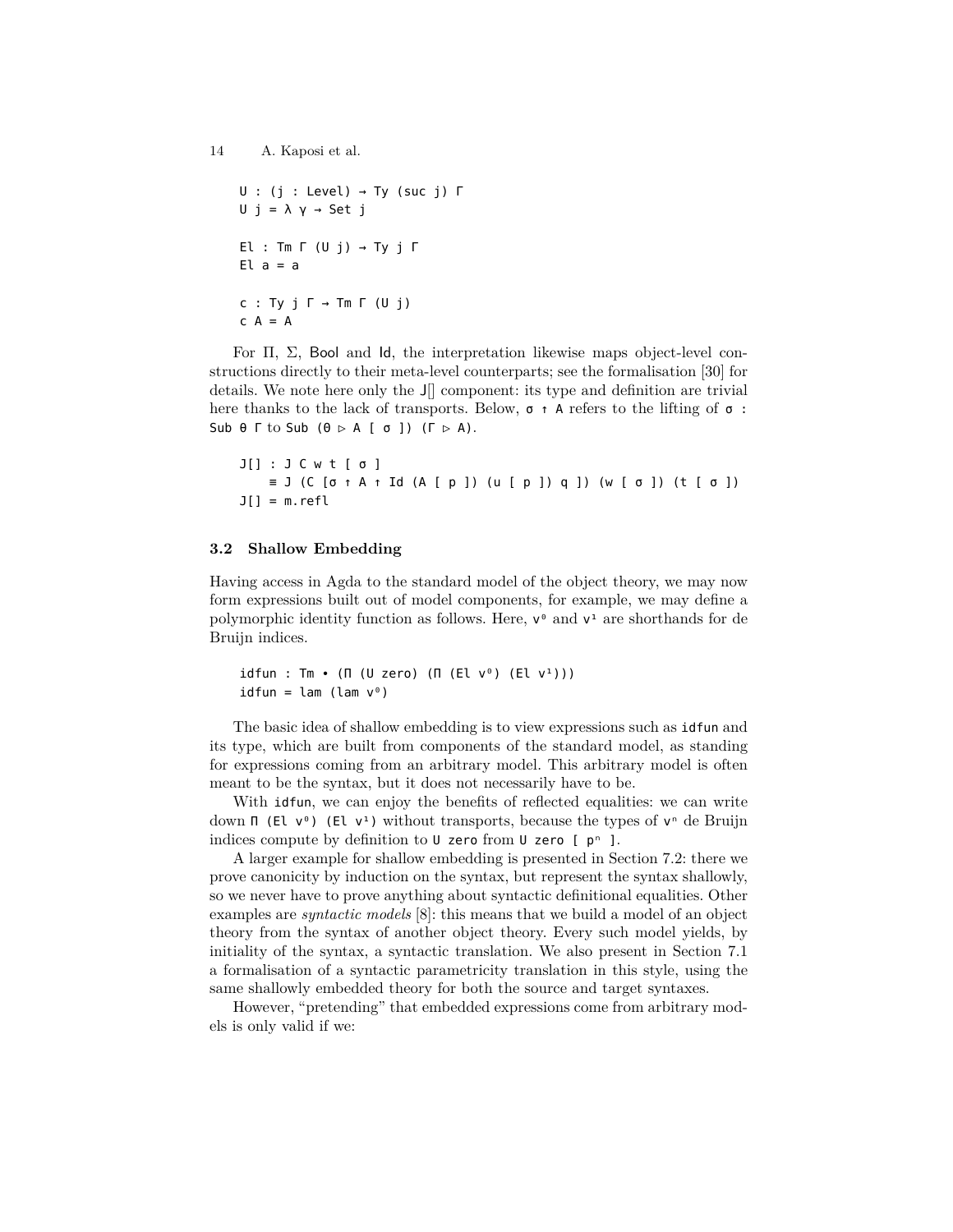```
U : (j : Level) → Ty (suc j) Γ
U j = λ γ → Set j

El : Tm Γ (U j) → Ty j Γ
El a = a

c : Ty j Γ → Tm Γ (U j)
c A = A
```

For Π, Σ, Bool and Id, the interpretation likewise maps object-level constructions directly to their meta-level counterparts; see the formalisation [30] for details. We note here only the J[] component: its type and definition are trivial here thanks to the lack of transports. Below, `σ ↑ A` refers to the lifting of `σ : Sub θ Γ` to `Sub (θ ▷ A [ σ ]) (Γ ▷ A)`.

```
J[] : J C w t [ σ ]
    ≡ J (C [σ ↑ A ↑ Id (A [ p ]) (u [ p ]) q ]) (w [ σ ]) (t [ σ ])
J[] = m.refl
```

### 3.2 Shallow Embedding

Having access in Agda to the standard model of the object theory, we may now form expressions built out of model components, for example, we may define a polymorphic identity function as follows. Here, `v⁰` and `v¹` are shorthands for de Bruijn indices.

```
idfun : Tm • (Π (U zero) (Π (El v⁰) (El v¹)))
idfun = lam (lam v⁰)
```

The basic idea of shallow embedding is to view expressions such as `idfun` and its type, which are built from components of the standard model, as standing for expressions coming from an arbitrary model. This arbitrary model is often meant to be the syntax, but it does not necessarily have to be.

With `idfun`, we can enjoy the benefits of reflected equalities: we can write down `Π (El v⁰) (El v¹)` without transports, because the types of `vⁿ` de Bruijn indices compute by definition to `U zero` from `U zero [ pⁿ ]`.

A larger example for shallow embedding is presented in Section 7.2: there we prove canonicity by induction on the syntax, but represent the syntax shallowly, so we never have to prove anything about syntactic definitional equalities. Other examples are *syntactic models* [8]: this means that we build a model of an object theory from the syntax of another object theory. Every such model yields, by initiality of the syntax, a syntactic translation. We also present in Section 7.1 a formalisation of a syntactic parametricity translation in this style, using the same shallowly embedded theory for both the source and target syntaxes.

However, "pretending" that embedded expressions come from arbitrary models is only valid if we: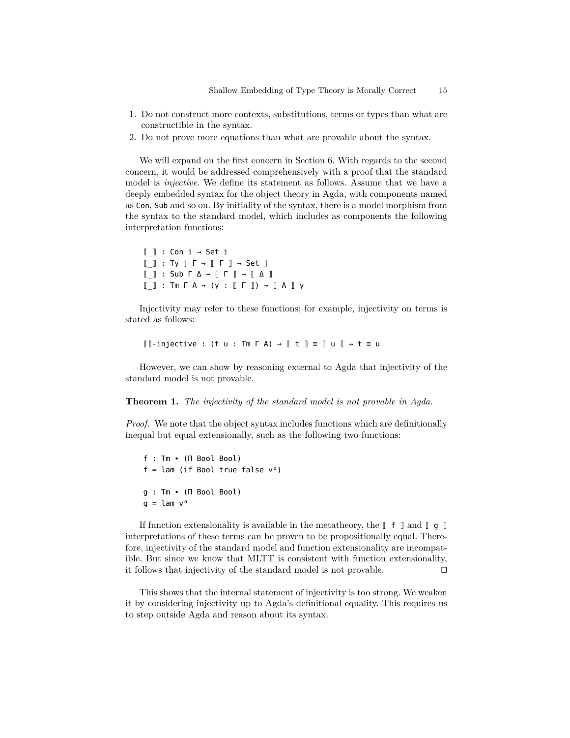1. Do not construct more contexts, substitutions, terms or types than what are constructible in the syntax.
2. Do not prove more equations than what are provable about the syntax.

We will expand on the first concern in Section 6. With regards to the second concern, it would be addressed comprehensively with a proof that the standard model is *injective*. We define its statement as follows. Assume that we have a deeply embedded syntax for the object theory in Agda, with components named as `Con`, `Sub` and so on. By initiality of the syntax, there is a model morphism from the syntax to the standard model, which includes as components the following interpretation functions:

```
⟦_⟧ : Con i → Set i
⟦_⟧ : Ty j Γ → ⟦ Γ ⟧ → Set j
⟦_⟧ : Sub Γ Δ → ⟦ Γ ⟧ → ⟦ Δ ⟧
⟦_⟧ : Tm Γ A → (γ : ⟦ Γ ⟧) → ⟦ A ⟧ γ
```

Injectivity may refer to these functions; for example, injectivity on terms is stated as follows:

```
⟦⟧-injective : (t u : Tm Γ A) → ⟦ t ⟧ ≡ ⟦ u ⟧ → t ≡ u
```

However, we can show by reasoning external to Agda that injectivity of the standard model is not provable.

**Theorem 1.** *The injectivity of the standard model is not provable in Agda.*

*Proof.* We note that the object syntax includes functions which are definitionally inequal but equal extensionally, such as the following two functions:

```
f : Tm • (Π Bool Bool)
f = lam (if Bool true false v⁰)

g : Tm • (Π Bool Bool)
g = lam v⁰
```

If function extensionality is available in the metatheory, the `⟦ f ⟧` and `⟦ g ⟧` interpretations of these terms can be proven to be propositionally equal. Therefore, injectivity of the standard model and function extensionality are incompatible. But since we know that MLTT is consistent with function extensionality, it follows that injectivity of the standard model is not provable. □

This shows that the internal statement of injectivity is too strong. We weaken it by considering injectivity up to Agda's definitional equality. This requires us to step outside Agda and reason about its syntax.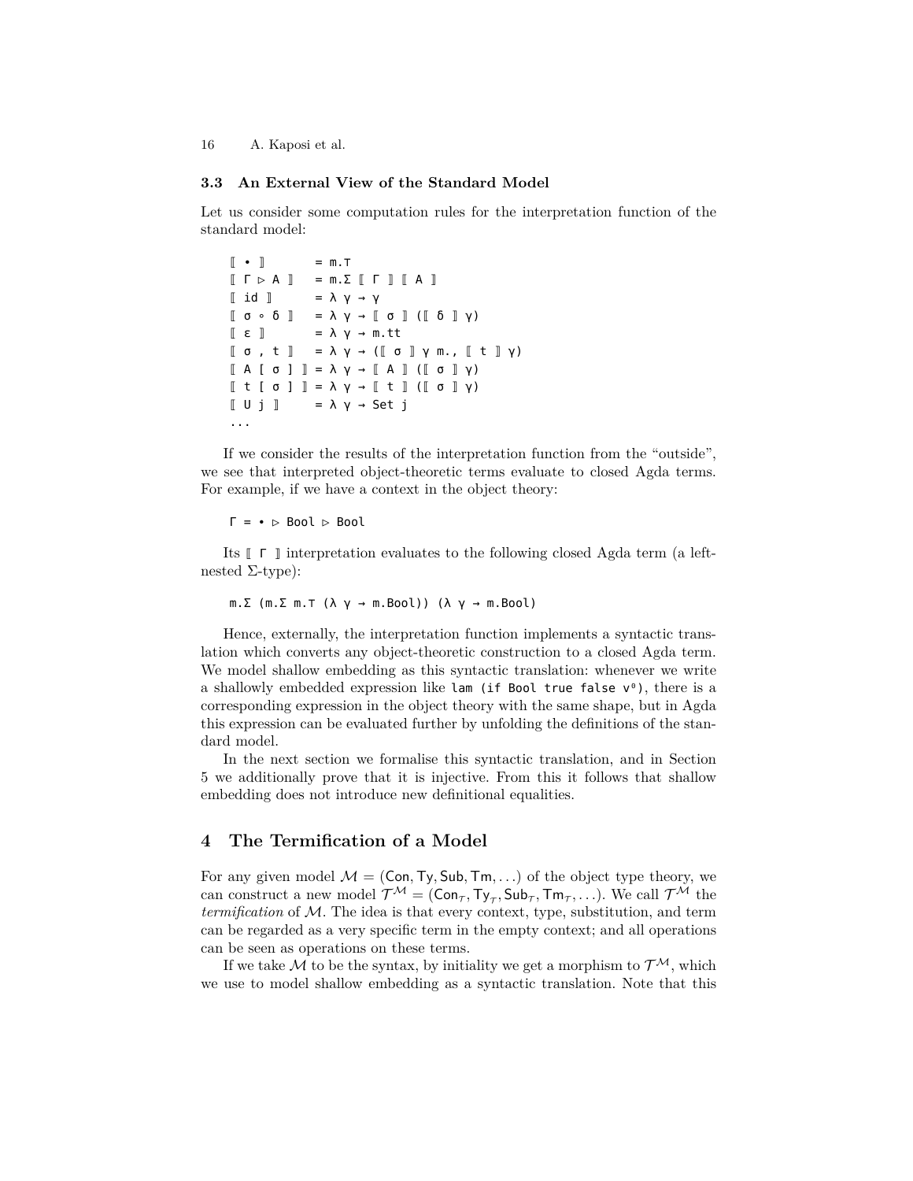### 3.3 An External View of the Standard Model

Let us consider some computation rules for the interpretation function of the standard model:

```
⟦ • ⟧         = m.⊤
⟦ Γ ▷ A ⟧     = m.Σ ⟦ Γ ⟧ ⟦ A ⟧
⟦ id ⟧        = λ γ → γ
⟦ σ ∘ δ ⟧     = λ γ → ⟦ σ ⟧ (⟦ δ ⟧ γ)
⟦ ε ⟧         = λ γ → m.tt
⟦ σ , t ⟧     = λ γ → (⟦ σ ⟧ γ m., ⟦ t ⟧ γ)
⟦ A [ σ ] ⟧ = λ γ → ⟦ A ⟧ (⟦ σ ⟧ γ)
⟦ t [ σ ] ⟧ = λ γ → ⟦ t ⟧ (⟦ σ ⟧ γ)
⟦ U j ⟧       = λ γ → Set j
...
```

If we consider the results of the interpretation function from the "outside", we see that interpreted object-theoretic terms evaluate to closed Agda terms. For example, if we have a context in the object theory:

```
Γ = • ▷ Bool ▷ Bool
```

Its ⟦ Γ ⟧ interpretation evaluates to the following closed Agda term (a left-nested Σ-type):

```
m.Σ (m.Σ m.⊤ (λ γ → m.Bool)) (λ γ → m.Bool)
```

Hence, externally, the interpretation function implements a syntactic translation which converts any object-theoretic construction to a closed Agda term. We model shallow embedding as this syntactic translation: whenever we write a shallowly embedded expression like `lam (if Bool true false v⁰)`, there is a corresponding expression in the object theory with the same shape, but in Agda this expression can be evaluated further by unfolding the definitions of the standard model.

In the next section we formalise this syntactic translation, and in Section 5 we additionally prove that it is injective. From this it follows that shallow embedding does not introduce new definitional equalities.

## 4 The Termification of a Model

For any given model $\mathcal{M} = (\mathsf{Con}, \mathsf{Ty}, \mathsf{Sub}, \mathsf{Tm}, \ldots)$ of the object type theory, we can construct a new model $\mathcal{T}^{\mathcal{M}} = (\mathsf{Con}_{\mathcal{T}}, \mathsf{Ty}_{\mathcal{T}}, \mathsf{Sub}_{\mathcal{T}}, \mathsf{Tm}_{\mathcal{T}}, \ldots)$. We call $\mathcal{T}^{\mathcal{M}}$ the *termification* of $\mathcal{M}$. The idea is that every context, type, substitution, and term can be regarded as a very specific term in the empty context; and all operations can be seen as operations on these terms.

If we take $\mathcal{M}$ to be the syntax, by initiality we get a morphism to $\mathcal{T}^{\mathcal{M}}$, which we use to model shallow embedding as a syntactic translation. Note that this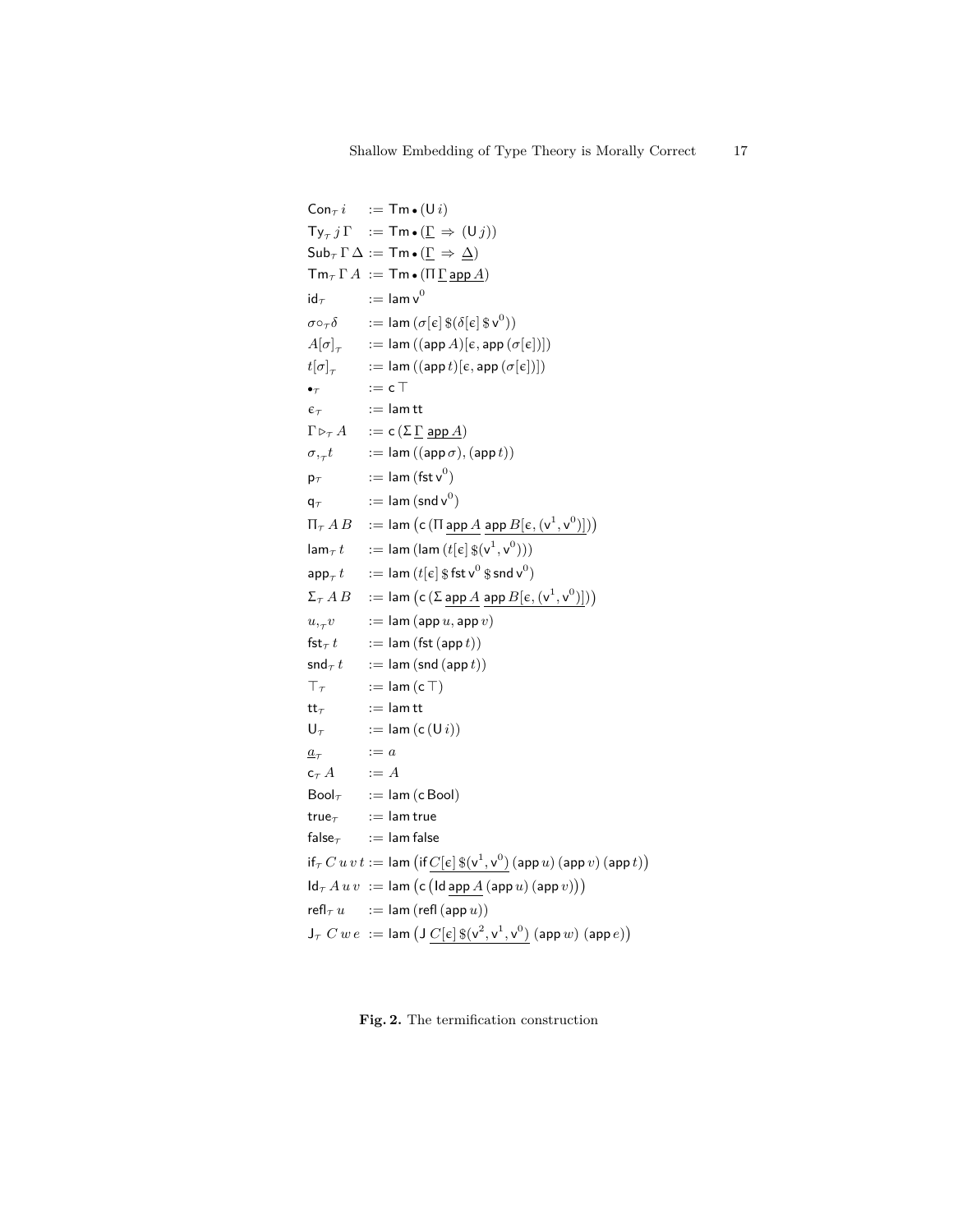$$
\begin{array}{lll}
\mathsf{Con}_{\mathcal{T}}\, i & := & \mathsf{Tm}\,\bullet\,(\mathsf{U}\,i) \\
\mathsf{Ty}_{\mathcal{T}}\, j\,\Gamma & := & \mathsf{Tm}\,\bullet\,(\underline{\Gamma} \Rightarrow (\mathsf{U}\,j)) \\
\mathsf{Sub}_{\mathcal{T}}\,\Gamma\,\Delta & := & \mathsf{Tm}\,\bullet\,(\underline{\Gamma} \Rightarrow \underline{\Delta}) \\
\mathsf{Tm}_{\mathcal{T}}\,\Gamma\,A & := & \mathsf{Tm}\,\bullet\,(\Pi\,\underline{\Gamma}\,\underline{\mathsf{app}\,A}) \\
\mathsf{id}_{\mathcal{T}} & := & \mathsf{lam}\,\mathsf{v}^0 \\
\sigma \circ_{\mathcal{T}} \delta & := & \mathsf{lam}\,(\sigma[\epsilon]\,\$(\delta[\epsilon]\,\$\,\mathsf{v}^0)) \\
A[\sigma]_{\mathcal{T}} & := & \mathsf{lam}\,((\mathsf{app}\,A)[\epsilon, \mathsf{app}\,(\sigma[\epsilon])]) \\
t[\sigma]_{\mathcal{T}} & := & \mathsf{lam}\,((\mathsf{app}\,t)[\epsilon, \mathsf{app}\,(\sigma[\epsilon])]) \\
\bullet_{\mathcal{T}} & := & \mathsf{c}\,\top \\
\epsilon_{\mathcal{T}} & := & \mathsf{lam}\,\mathsf{tt} \\
\Gamma \rhd_{\mathcal{T}} A & := & \mathsf{c}\,(\Sigma\,\underline{\Gamma}\,\underline{\mathsf{app}\,A}) \\
\sigma,_{\mathcal{T}} t & := & \mathsf{lam}\,((\mathsf{app}\,\sigma), (\mathsf{app}\,t)) \\
\mathsf{p}_{\mathcal{T}} & := & \mathsf{lam}\,(\mathsf{fst}\,\mathsf{v}^0) \\
\mathsf{q}_{\mathcal{T}} & := & \mathsf{lam}\,(\mathsf{snd}\,\mathsf{v}^0) \\
\Pi_{\mathcal{T}}\,A\,B & := & \mathsf{lam}\,\big(\mathsf{c}\,(\Pi\,\underline{\mathsf{app}\,A}\,\underline{\mathsf{app}\,B[\epsilon, (\mathsf{v}^1, \mathsf{v}^0)]})\big) \\
\mathsf{lam}_{\mathcal{T}}\,t & := & \mathsf{lam}\,(\mathsf{lam}\,(t[\epsilon]\,\$(\mathsf{v}^1, \mathsf{v}^0))) \\
\mathsf{app}_{\mathcal{T}}\,t & := & \mathsf{lam}\,(t[\epsilon]\,\$\,\mathsf{fst}\,\mathsf{v}^0\,\$\,\mathsf{snd}\,\mathsf{v}^0) \\
\Sigma_{\mathcal{T}}\,A\,B & := & \mathsf{lam}\,\big(\mathsf{c}\,(\Sigma\,\underline{\mathsf{app}\,A}\,\underline{\mathsf{app}\,B[\epsilon, (\mathsf{v}^1, \mathsf{v}^0)]})\big) \\
u,_{\mathcal{T}} v & := & \mathsf{lam}\,(\mathsf{app}\,u, \mathsf{app}\,v) \\
\mathsf{fst}_{\mathcal{T}}\,t & := & \mathsf{lam}\,(\mathsf{fst}\,(\mathsf{app}\,t)) \\
\mathsf{snd}_{\mathcal{T}}\,t & := & \mathsf{lam}\,(\mathsf{snd}\,(\mathsf{app}\,t)) \\
\top_{\mathcal{T}} & := & \mathsf{lam}\,(\mathsf{c}\,\top) \\
\mathsf{tt}_{\mathcal{T}} & := & \mathsf{lam}\,\mathsf{tt} \\
\mathsf{U}_{\mathcal{T}} & := & \mathsf{lam}\,(\mathsf{c}\,(\mathsf{U}\,i)) \\
\underline{a}_{\mathcal{T}} & := & a \\
\mathsf{c}_{\mathcal{T}}\,A & := & A \\
\mathsf{Bool}_{\mathcal{T}} & := & \mathsf{lam}\,(\mathsf{c}\,\mathsf{Bool}) \\
\mathsf{true}_{\mathcal{T}} & := & \mathsf{lam}\,\mathsf{true} \\
\mathsf{false}_{\mathcal{T}} & := & \mathsf{lam}\,\mathsf{false} \\
\mathsf{if}_{\mathcal{T}}\,C\,u\,v\,t & := & \mathsf{lam}\,\big(\mathsf{if}\,\underline{C[\epsilon]\,\$(\mathsf{v}^1, \mathsf{v}^0)}\,(\mathsf{app}\,u)\,(\mathsf{app}\,v)\,(\mathsf{app}\,t)\big) \\
\mathsf{Id}_{\mathcal{T}}\,A\,u\,v & := & \mathsf{lam}\,\big(\mathsf{c}\,\big(\mathsf{Id}\,\underline{\mathsf{app}\,A}\,(\mathsf{app}\,u)\,(\mathsf{app}\,v)\big)\big) \\
\mathsf{refl}_{\mathcal{T}}\,u & := & \mathsf{lam}\,(\mathsf{refl}\,(\mathsf{app}\,u)) \\
\mathsf{J}_{\mathcal{T}}\,C\,w\,e & := & \mathsf{lam}\,\big(\mathsf{J}\,\underline{C[\epsilon]\,\$(\mathsf{v}^2, \mathsf{v}^1, \mathsf{v}^0)}\,(\mathsf{app}\,w)\,(\mathsf{app}\,e)\big)
\end{array}
$$

**Fig. 2.** The termification construction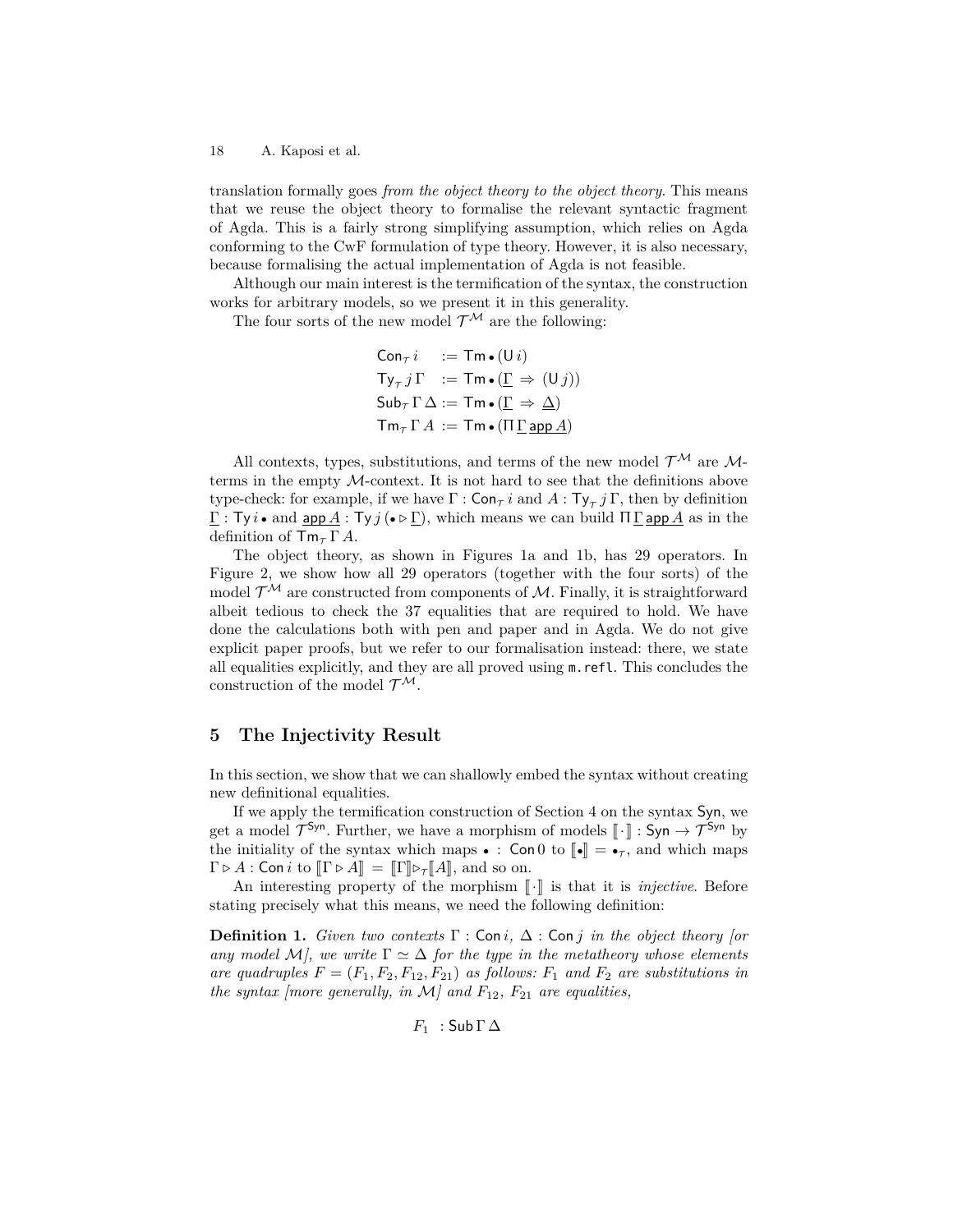translation formally goes *from the object theory to the object theory*. This means that we reuse the object theory to formalise the relevant syntactic fragment of Agda. This is a fairly strong simplifying assumption, which relies on Agda conforming to the CwF formulation of type theory. However, it is also necessary, because formalising the actual implementation of Agda is not feasible.

Although our main interest is the termification of the syntax, the construction works for arbitrary models, so we present it in this generality.

The four sorts of the new model $\mathcal{T}^{\mathcal{M}}$ are the following:

$$
\begin{aligned}
\mathsf{Con}_{\mathcal{T}}\, i \quad &:= \mathsf{Tm}\,\bullet\,(\mathsf{U}\, i) \\
\mathsf{Ty}_{\mathcal{T}}\, j\, \Gamma \quad &:= \mathsf{Tm}\,\bullet\,(\underline{\Gamma} \Rightarrow (\mathsf{U}\, j)) \\
\mathsf{Sub}_{\mathcal{T}}\, \Gamma\, \Delta &:= \mathsf{Tm}\,\bullet\,(\underline{\Gamma} \Rightarrow \underline{\Delta}) \\
\mathsf{Tm}_{\mathcal{T}}\, \Gamma\, A &:= \mathsf{Tm}\,\bullet\,(\Pi\,\underline{\Gamma}\,\underline{\mathsf{app}\, A})
\end{aligned}
$$

All contexts, types, substitutions, and terms of the new model $\mathcal{T}^{\mathcal{M}}$ are $\mathcal{M}$-terms in the empty $\mathcal{M}$-context. It is not hard to see that the definitions above type-check: for example, if we have $\Gamma : \mathsf{Con}_{\mathcal{T}}\, i$ and $A : \mathsf{Ty}_{\mathcal{T}}\, j\, \Gamma$, then by definition $\underline{\Gamma} : \mathsf{Ty}\, i\, \bullet$ and $\underline{\mathsf{app}\, A} : \mathsf{Ty}\, j\, (\bullet \triangleright \underline{\Gamma})$, which means we can build $\Pi\,\underline{\Gamma}\,\underline{\mathsf{app}\, A}$ as in the definition of $\mathsf{Tm}_{\mathcal{T}}\, \Gamma\, A$.

The object theory, as shown in Figures 1a and 1b, has 29 operators. In Figure 2, we show how all 29 operators (together with the four sorts) of the model $\mathcal{T}^{\mathcal{M}}$ are constructed from components of $\mathcal{M}$. Finally, it is straightforward albeit tedious to check the 37 equalities that are required to hold. We have done the calculations both with pen and paper and in Agda. We do not give explicit paper proofs, but we refer to our formalisation instead: there, we state all equalities explicitly, and they are all proved using `m.refl`. This concludes the construction of the model $\mathcal{T}^{\mathcal{M}}$.

## 5 The Injectivity Result

In this section, we show that we can shallowly embed the syntax without creating new definitional equalities.

If we apply the termification construction of Section 4 on the syntax $\mathsf{Syn}$, we get a model $\mathcal{T}^{\mathsf{Syn}}$. Further, we have a morphism of models $[\![\cdot]\!] : \mathsf{Syn} \to \mathcal{T}^{\mathsf{Syn}}$ by the initiality of the syntax which maps $\bullet : \mathsf{Con}\, 0$ to $[\![\bullet]\!] = \bullet_{\mathcal{T}}$, and which maps $\Gamma \triangleright A : \mathsf{Con}\, i$ to $[\![\Gamma \triangleright A]\!] = [\![\Gamma]\!] \triangleright_{\mathcal{T}} [\![A]\!]$, and so on.

An interesting property of the morphism $[\![\cdot]\!]$ is that it is *injective*. Before stating precisely what this means, we need the following definition:

**Definition 1.** *Given two contexts $\Gamma : \mathsf{Con}\, i$, $\Delta : \mathsf{Con}\, j$ in the object theory [or any model $\mathcal{M}$], we write $\Gamma \simeq \Delta$ for the type in the metatheory whose elements are quadruples $F = (F_1, F_2, F_{12}, F_{21})$ as follows: $F_1$ and $F_2$ are substitutions in the syntax [more generally, in $\mathcal{M}$] and $F_{12}$, $F_{21}$ are equalities,*

$$F_1 \;\; : \mathsf{Sub}\, \Gamma\, \Delta$$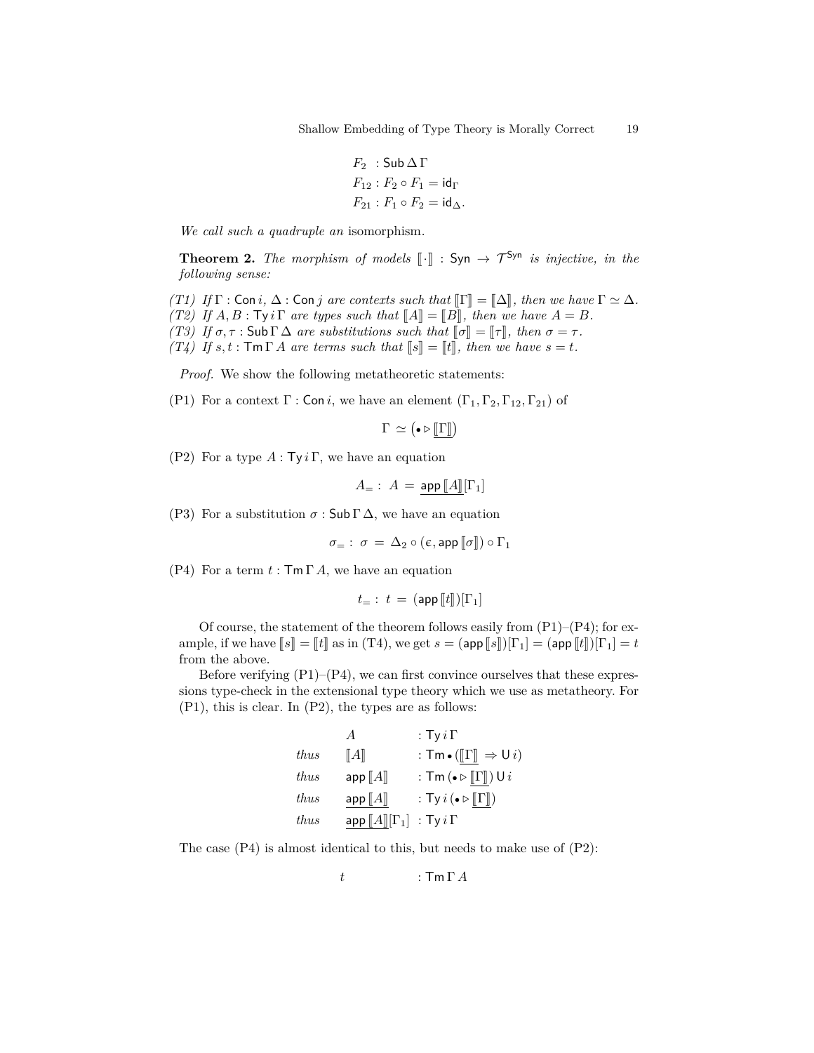$$
\begin{aligned}
F_2 &: \mathsf{Sub}\,\Delta\,\Gamma \\
F_{12} &: F_2 \circ F_1 = \mathsf{id}_\Gamma \\
F_{21} &: F_1 \circ F_2 = \mathsf{id}_\Delta .
\end{aligned}
$$

*We call such a quadruple an* isomorphism.

**Theorem 2.** *The morphism of models* $[\![\cdot]\!] : \mathsf{Syn} \to \mathcal{T}^{\mathsf{Syn}}$ *is injective, in the following sense:*

*(T1) If* $\Gamma : \mathsf{Con}\,i$, $\Delta : \mathsf{Con}\,j$ *are contexts such that* $[\![\Gamma]\!] = [\![\Delta]\!]$*, then we have* $\Gamma \simeq \Delta$.
*(T2) If* $A, B : \mathsf{Ty}\,i\,\Gamma$ *are types such that* $[\![A]\!] = [\![B]\!]$*, then we have* $A = B$.
*(T3) If* $\sigma, \tau : \mathsf{Sub}\,\Gamma\,\Delta$ *are substitutions such that* $[\![\sigma]\!] = [\![\tau]\!]$*, then* $\sigma = \tau$.
*(T4) If* $s, t : \mathsf{Tm}\,\Gamma\,A$ *are terms such that* $[\![s]\!] = [\![t]\!]$*, then we have* $s = t$.

*Proof.* We show the following metatheoretic statements:

(P1) For a context $\Gamma : \mathsf{Con}\,i$, we have an element $(\Gamma_1, \Gamma_2, \Gamma_{12}, \Gamma_{21})$ of

$$\Gamma \simeq \left(\bullet \rhd \underline{[\![\Gamma]\!]}\right)$$

(P2) For a type $A : \mathsf{Ty}\,i\,\Gamma$, we have an equation

$$A_= :\ A = \underline{\mathsf{app}\,[\![A]\!]}[\Gamma_1]$$

(P3) For a substitution $\sigma : \mathsf{Sub}\,\Gamma\,\Delta$, we have an equation

$$\sigma_= :\ \sigma = \Delta_2 \circ (\epsilon, \mathsf{app}\,[\![\sigma]\!]) \circ \Gamma_1$$

(P4) For a term $t : \mathsf{Tm}\,\Gamma\,A$, we have an equation

$$t_= :\ t = (\mathsf{app}\,[\![t]\!])[\Gamma_1]$$

Of course, the statement of the theorem follows easily from (P1)–(P4); for example, if we have $[\![s]\!] = [\![t]\!]$ as in (T4), we get $s = (\mathsf{app}\,[\![s]\!])[\Gamma_1] = (\mathsf{app}\,[\![t]\!])[\Gamma_1] = t$ from the above.

Before verifying (P1)–(P4), we can first convince ourselves that these expressions type-check in the extensional type theory which we use as metatheory. For (P1), this is clear. In (P2), the types are as follows:

$$
\begin{array}{lll}
 & A & : \mathsf{Ty}\,i\,\Gamma \\
\textit{thus} & [\![A]\!] & : \mathsf{Tm}\,\bullet\,(\underline{[\![\Gamma]\!]} \Rightarrow \mathsf{U}\,i) \\
\textit{thus} & \mathsf{app}\,[\![A]\!] & : \mathsf{Tm}\,(\bullet \rhd \underline{[\![\Gamma]\!]})\,\mathsf{U}\,i \\
\textit{thus} & \underline{\mathsf{app}\,[\![A]\!]} & : \mathsf{Ty}\,i\,(\bullet \rhd \underline{[\![\Gamma]\!]}) \\
\textit{thus} & \underline{\mathsf{app}\,[\![A]\!]}[\Gamma_1] & : \mathsf{Ty}\,i\,\Gamma
\end{array}
$$

The case (P4) is almost identical to this, but needs to make use of (P2):

$$
\begin{array}{ll}
t & : \mathsf{Tm}\,\Gamma\,A
\end{array}
$$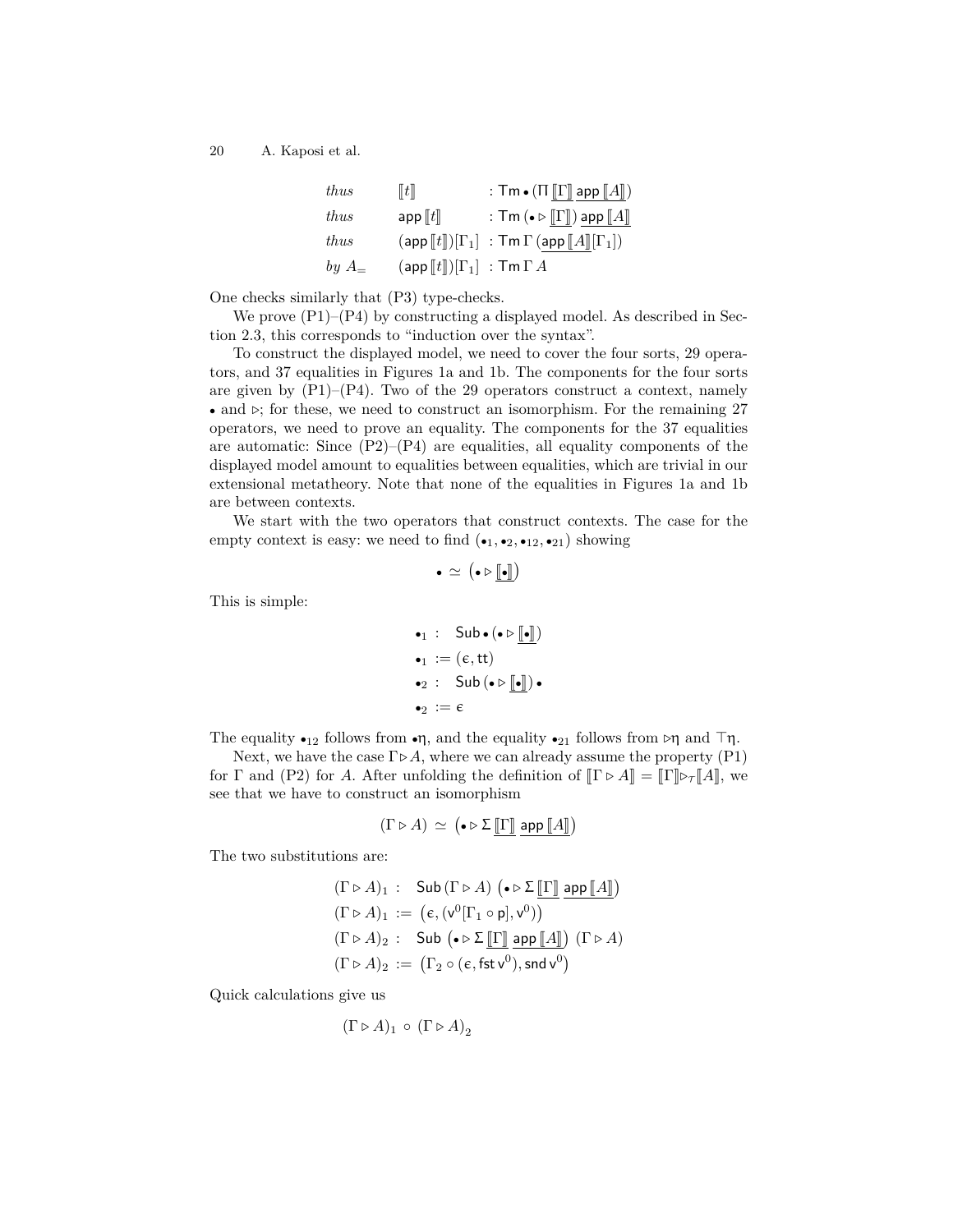$$
\begin{array}{lll}
\textit{thus} & \llbracket t \rrbracket & : \mathsf{Tm} \bullet (\Pi\, \underline{\llbracket \Gamma \rrbracket}\ \underline{\mathsf{app}\, \llbracket A \rrbracket}) \\
\textit{thus} & \mathsf{app}\, \llbracket t \rrbracket & : \mathsf{Tm}\, (\bullet \triangleright \underline{\llbracket \Gamma \rrbracket})\ \underline{\mathsf{app}\, \llbracket A \rrbracket} \\
\textit{thus} & (\mathsf{app}\, \llbracket t \rrbracket)[\Gamma_1] & : \mathsf{Tm}\, \Gamma\, (\underline{\mathsf{app}\, \llbracket A \rrbracket}[\Gamma_1]) \\
\textit{by } A_= & (\mathsf{app}\, \llbracket t \rrbracket)[\Gamma_1] & : \mathsf{Tm}\, \Gamma\, A
\end{array}
$$

One checks similarly that (P3) type-checks.

We prove (P1)–(P4) by constructing a displayed model. As described in Section 2.3, this corresponds to "induction over the syntax".

To construct the displayed model, we need to cover the four sorts, 29 operators, and 37 equalities in Figures 1a and 1b. The components for the four sorts are given by (P1)–(P4). Two of the 29 operators construct a context, namely $\bullet$ and $\triangleright$; for these, we need to construct an isomorphism. For the remaining 27 operators, we need to prove an equality. The components for the 37 equalities are automatic: Since (P2)–(P4) are equalities, all equality components of the displayed model amount to equalities between equalities, which are trivial in our extensional metatheory. Note that none of the equalities in Figures 1a and 1b are between contexts.

We start with the two operators that construct contexts. The case for the empty context is easy: we need to find $(\bullet_1, \bullet_2, \bullet_{12}, \bullet_{21})$ showing

$$
\bullet \simeq \left(\bullet \triangleright \underline{\llbracket \bullet \rrbracket}\right)
$$

This is simple:

$$
\begin{array}{l}
\bullet_1 : \quad \mathsf{Sub} \bullet (\bullet \triangleright \underline{\llbracket \bullet \rrbracket}) \\
\bullet_1 := (\epsilon, \mathsf{tt}) \\
\bullet_2 : \quad \mathsf{Sub}\, (\bullet \triangleright \underline{\llbracket \bullet \rrbracket}) \bullet \\
\bullet_2 := \epsilon
\end{array}
$$

The equality $\bullet_{12}$ follows from $\bullet\eta$, and the equality $\bullet_{21}$ follows from $\triangleright\eta$ and $\top\eta$.

Next, we have the case $\Gamma \triangleright A$, where we can already assume the property (P1) for $\Gamma$ and (P2) for $A$. After unfolding the definition of $\llbracket \Gamma \triangleright A \rrbracket = \llbracket \Gamma \rrbracket \triangleright_{\mathcal{T}} \llbracket A \rrbracket$, we see that we have to construct an isomorphism

$$
(\Gamma \triangleright A) \simeq \left(\bullet \triangleright \Sigma\, \underline{\llbracket \Gamma \rrbracket}\ \underline{\mathsf{app}\, \llbracket A \rrbracket}\right)
$$

The two substitutions are:

$$
\begin{array}{l}
(\Gamma \triangleright A)_1 : \quad \mathsf{Sub}\, (\Gamma \triangleright A)\ \left(\bullet \triangleright \Sigma\, \underline{\llbracket \Gamma \rrbracket}\ \underline{\mathsf{app}\, \llbracket A \rrbracket}\right) \\
(\Gamma \triangleright A)_1 := \left(\epsilon, (\mathsf{v}^0[\Gamma_1 \circ \mathsf{p}], \mathsf{v}^0)\right) \\
(\Gamma \triangleright A)_2 : \quad \mathsf{Sub}\ \left(\bullet \triangleright \Sigma\, \underline{\llbracket \Gamma \rrbracket}\ \underline{\mathsf{app}\, \llbracket A \rrbracket}\right)\ (\Gamma \triangleright A) \\
(\Gamma \triangleright A)_2 := \left(\Gamma_2 \circ (\epsilon, \mathsf{fst}\, \mathsf{v}^0), \mathsf{snd}\, \mathsf{v}^0\right)
\end{array}
$$

Quick calculations give us

$$
(\Gamma \triangleright A)_1 \circ (\Gamma \triangleright A)_2
$$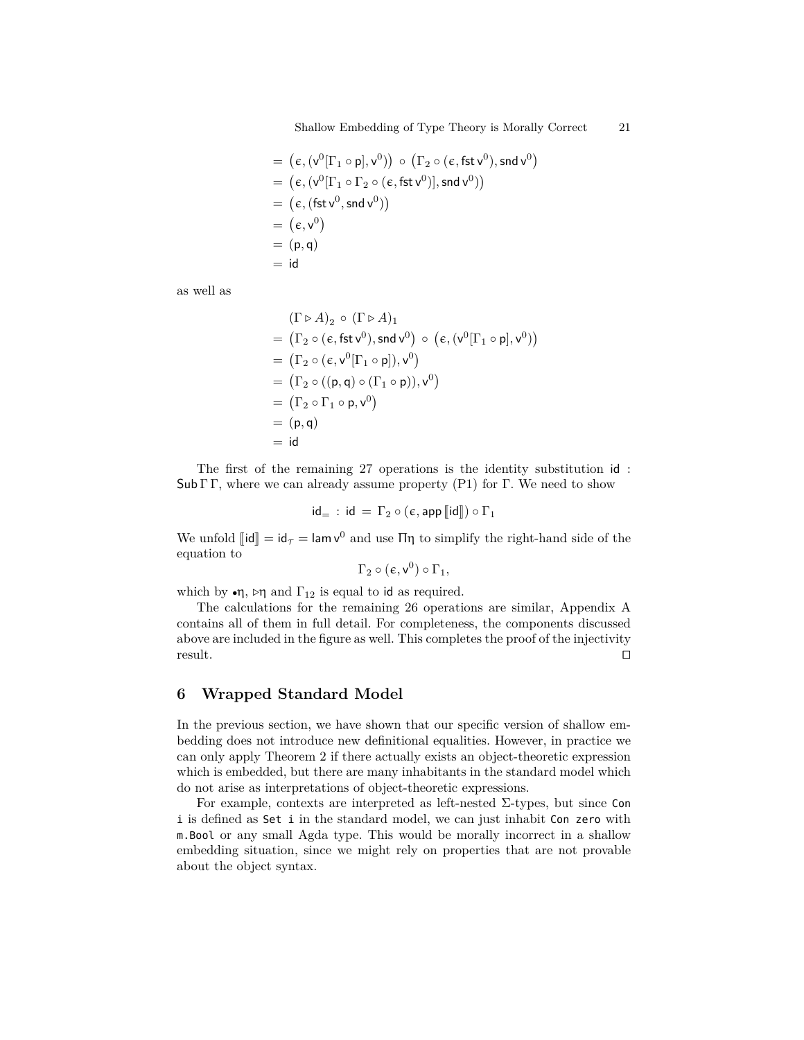$$
\begin{aligned}
&= \big(\epsilon, (\mathsf{v}^0[\Gamma_1 \circ \mathsf{p}], \mathsf{v}^0)\big) \circ \big(\Gamma_2 \circ (\epsilon, \mathsf{fst}\,\mathsf{v}^0), \mathsf{snd}\,\mathsf{v}^0\big) \\
&= \big(\epsilon, (\mathsf{v}^0[\Gamma_1 \circ \Gamma_2 \circ (\epsilon, \mathsf{fst}\,\mathsf{v}^0)], \mathsf{snd}\,\mathsf{v}^0)\big) \\
&= \big(\epsilon, (\mathsf{fst}\,\mathsf{v}^0, \mathsf{snd}\,\mathsf{v}^0)\big) \\
&= \big(\epsilon, \mathsf{v}^0\big) \\
&= (\mathsf{p}, \mathsf{q}) \\
&= \mathsf{id}
\end{aligned}
$$

as well as

$$
\begin{aligned}
&(\Gamma \rhd A)_2 \circ (\Gamma \rhd A)_1 \\
&= \big(\Gamma_2 \circ (\epsilon, \mathsf{fst}\,\mathsf{v}^0), \mathsf{snd}\,\mathsf{v}^0\big) \circ \big(\epsilon, (\mathsf{v}^0[\Gamma_1 \circ \mathsf{p}], \mathsf{v}^0)\big) \\
&= \big(\Gamma_2 \circ (\epsilon, \mathsf{v}^0[\Gamma_1 \circ \mathsf{p}]), \mathsf{v}^0\big) \\
&= \big(\Gamma_2 \circ ((\mathsf{p}, \mathsf{q}) \circ (\Gamma_1 \circ \mathsf{p})), \mathsf{v}^0\big) \\
&= \big(\Gamma_2 \circ \Gamma_1 \circ \mathsf{p}, \mathsf{v}^0\big) \\
&= (\mathsf{p}, \mathsf{q}) \\
&= \mathsf{id}
\end{aligned}
$$

The first of the remaining 27 operations is the identity substitution $\mathsf{id} : \mathsf{Sub}\,\Gamma\,\Gamma$, where we can already assume property (P1) for $\Gamma$. We need to show

$$\mathsf{id}_= \,:\, \mathsf{id} \,=\, \Gamma_2 \circ (\epsilon, \mathsf{app}\,[\![\mathsf{id}]\!]) \circ \Gamma_1$$

We unfold $[\![\mathsf{id}]\!] = \mathsf{id}_\mathcal{T} = \mathsf{lam}\,\mathsf{v}^0$ and use $\Pi\eta$ to simplify the right-hand side of the equation to

$$\Gamma_2 \circ (\epsilon, \mathsf{v}^0) \circ \Gamma_1,$$

which by $\bullet\eta$, $\rhd\eta$ and $\Gamma_{12}$ is equal to $\mathsf{id}$ as required.

The calculations for the remaining 26 operations are similar, Appendix A contains all of them in full detail. For completeness, the components discussed above are included in the figure as well. This completes the proof of the injectivity result. ◻

## 6 Wrapped Standard Model

In the previous section, we have shown that our specific version of shallow embedding does not introduce new definitional equalities. However, in practice we can only apply Theorem 2 if there actually exists an object-theoretic expression which is embedded, but there are many inhabitants in the standard model which do not arise as interpretations of object-theoretic expressions.

For example, contexts are interpreted as left-nested $\Sigma$-types, but since `Con i` is defined as `Set i` in the standard model, we can just inhabit `Con zero` with `m.Bool` or any small Agda type. This would be morally incorrect in a shallow embedding situation, since we might rely on properties that are not provable about the object syntax.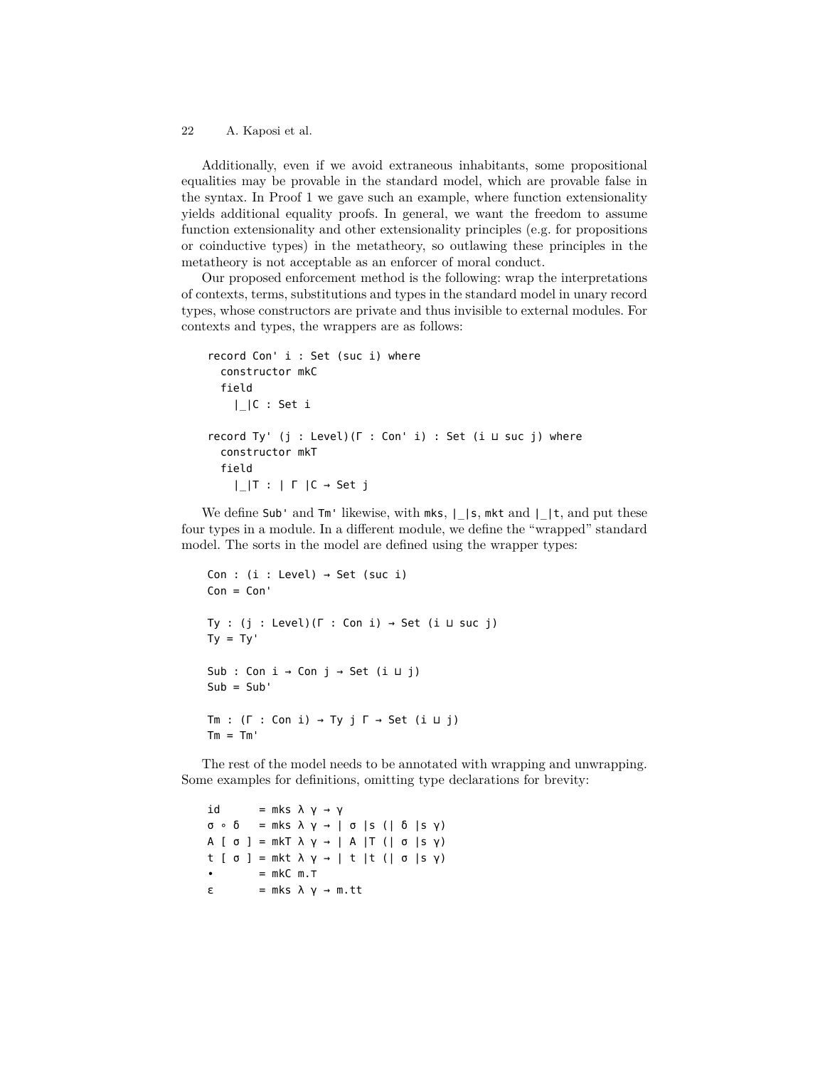Additionally, even if we avoid extraneous inhabitants, some propositional equalities may be provable in the standard model, which are provable false in the syntax. In Proof 1 we gave such an example, where function extensionality yields additional equality proofs. In general, we want the freedom to assume function extensionality and other extensionality principles (e.g. for propositions or coinductive types) in the metatheory, so outlawing these principles in the metatheory is not acceptable as an enforcer of moral conduct.

Our proposed enforcement method is the following: wrap the interpretations of contexts, terms, substitutions and types in the standard model in unary record types, whose constructors are private and thus invisible to external modules. For contexts and types, the wrappers are as follows:

```
record Con' i : Set (suc i) where
  constructor mkC
  field
    |_|C : Set i

record Ty' (j : Level)(Γ : Con' i) : Set (i ⊔ suc j) where
  constructor mkT
  field
    |_|T : | Γ |C → Set j
```

We define `Sub'` and `Tm'` likewise, with `mks`, `|_|s`, `mkt` and `|_|t`, and put these four types in a module. In a different module, we define the "wrapped" standard model. The sorts in the model are defined using the wrapper types:

```
Con : (i : Level) → Set (suc i)
Con = Con'

Ty : (j : Level)(Γ : Con i) → Set (i ⊔ suc j)
Ty = Ty'

Sub : Con i → Con j → Set (i ⊔ j)
Sub = Sub'

Tm : (Γ : Con i) → Ty j Γ → Set (i ⊔ j)
Tm = Tm'
```

The rest of the model needs to be annotated with wrapping and unwrapping. Some examples for definitions, omitting type declarations for brevity:

```
id      = mks λ γ → γ
σ ∘ δ   = mks λ γ → | σ |s (| δ |s γ)
A [ σ ] = mkT λ γ → | A |T (| σ |s γ)
t [ σ ] = mkt λ γ → | t |t (| σ |s γ)
•       = mkC m.⊤
ε       = mks λ γ → m.tt
```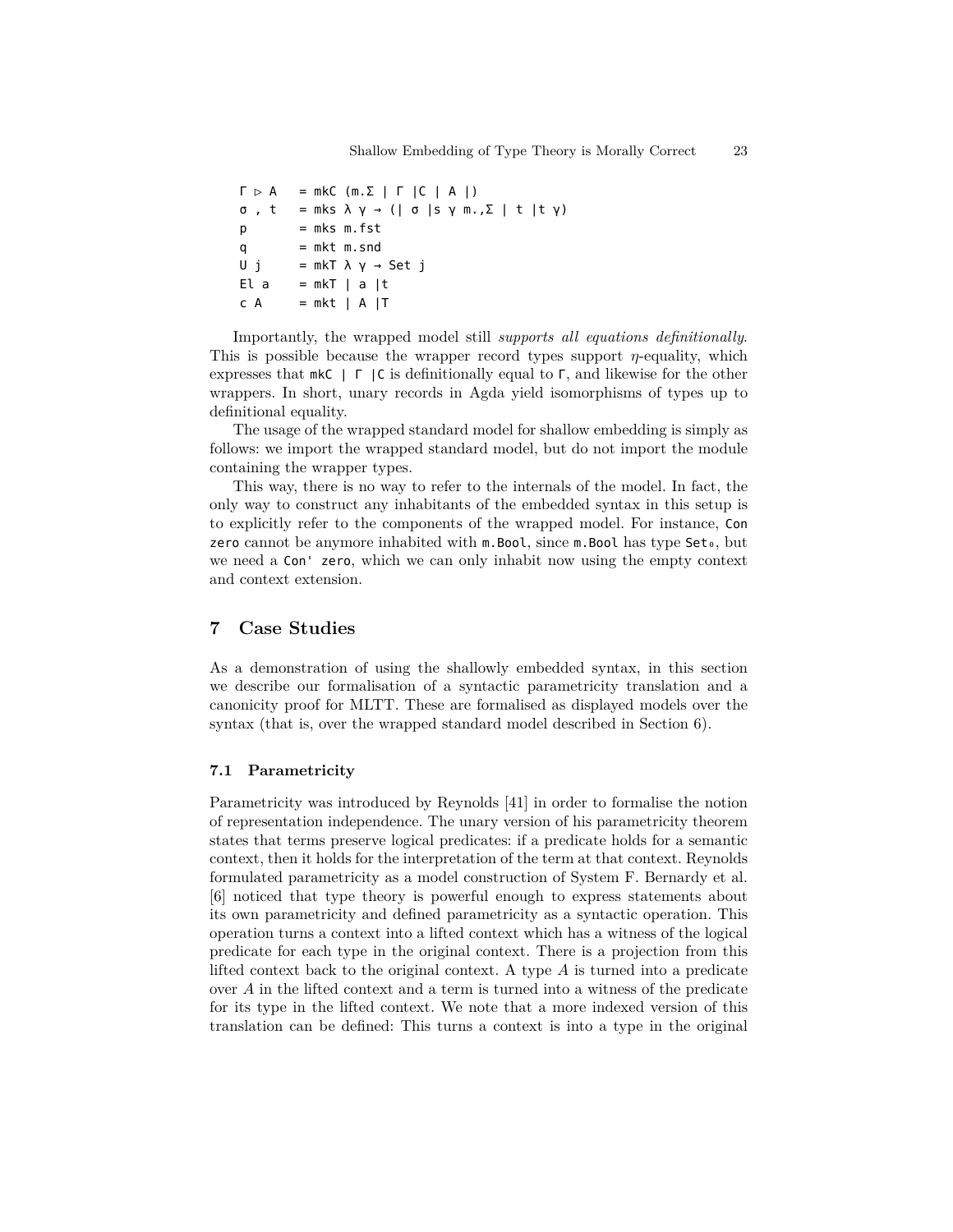```
Γ ▷ A   = mkC (m.Σ | Γ |C | A |)
σ , t   = mks λ γ → (| σ |s γ m.,Σ | t |t γ)
p       = mks m.fst
q       = mkt m.snd
U j     = mkT λ γ → Set j
El a    = mkT | a |t
c A     = mkt | A |T
```

Importantly, the wrapped model still *supports all equations definitionally*. This is possible because the wrapper record types support $\eta$-equality, which expresses that `mkC | Γ |C` is definitionally equal to `Γ`, and likewise for the other wrappers. In short, unary records in Agda yield isomorphisms of types up to definitional equality.

The usage of the wrapped standard model for shallow embedding is simply as follows: we import the wrapped standard model, but do not import the module containing the wrapper types.

This way, there is no way to refer to the internals of the model. In fact, the only way to construct any inhabitants of the embedded syntax in this setup is to explicitly refer to the components of the wrapped model. For instance, `Con zero` cannot be anymore inhabited with `m.Bool`, since `m.Bool` has type `Set₀`, but we need a `Con' zero`, which we can only inhabit now using the empty context and context extension.

## 7 Case Studies

As a demonstration of using the shallowly embedded syntax, in this section we describe our formalisation of a syntactic parametricity translation and a canonicity proof for MLTT. These are formalised as displayed models over the syntax (that is, over the wrapped standard model described in Section 6).

### 7.1 Parametricity

Parametricity was introduced by Reynolds [41] in order to formalise the notion of representation independence. The unary version of his parametricity theorem states that terms preserve logical predicates: if a predicate holds for a semantic context, then it holds for the interpretation of the term at that context. Reynolds formulated parametricity as a model construction of System F. Bernardy et al. [6] noticed that type theory is powerful enough to express statements about its own parametricity and defined parametricity as a syntactic operation. This operation turns a context into a lifted context which has a witness of the logical predicate for each type in the original context. There is a projection from this lifted context back to the original context. A type $A$ is turned into a predicate over $A$ in the lifted context and a term is turned into a witness of the predicate for its type in the lifted context. We note that a more indexed version of this translation can be defined: This turns a context is into a type in the original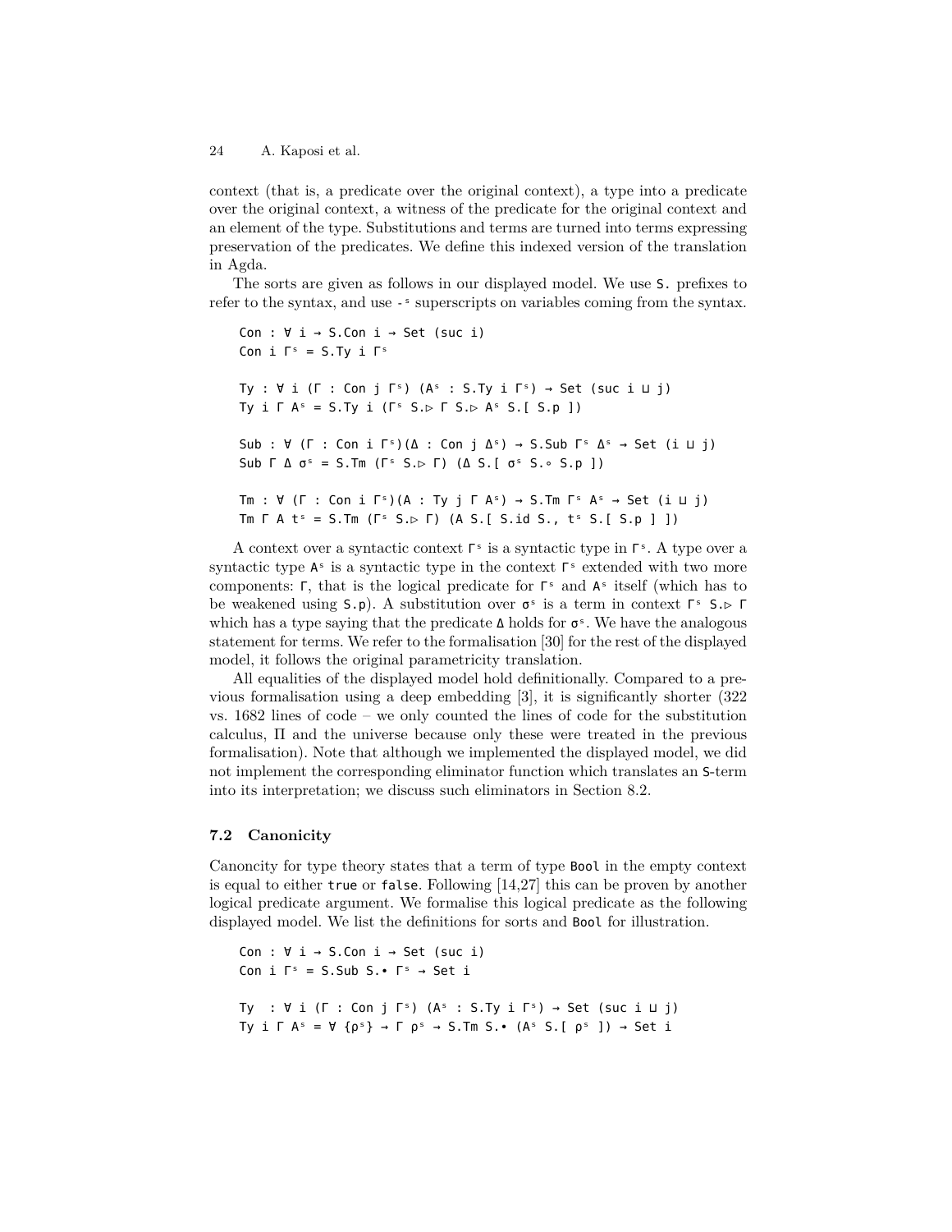context (that is, a predicate over the original context), a type into a predicate over the original context, a witness of the predicate for the original context and an element of the type. Substitutions and terms are turned into terms expressing preservation of the predicates. We define this indexed version of the translation in Agda.

The sorts are given as follows in our displayed model. We use `S.` prefixes to refer to the syntax, and use `-ˢ` superscripts on variables coming from the syntax.

```
Con : ∀ i → S.Con i → Set (suc i)
Con i Γˢ = S.Ty i Γˢ

Ty : ∀ i (Γ : Con j Γˢ) (Aˢ : S.Ty i Γˢ) → Set (suc i ⊔ j)
Ty i Γ Aˢ = S.Ty i (Γˢ S.▷ Γ S.▷ Aˢ S.[ S.p ])

Sub : ∀ (Γ : Con i Γˢ)(Δ : Con j Δˢ) → S.Sub Γˢ Δˢ → Set (i ⊔ j)
Sub Γ Δ σˢ = S.Tm (Γˢ S.▷ Γ) (Δ S.[ σˢ S.∘ S.p ])

Tm : ∀ (Γ : Con i Γˢ)(A : Ty j Γ Aˢ) → S.Tm Γˢ Aˢ → Set (i ⊔ j)
Tm Γ A tˢ = S.Tm (Γˢ S.▷ Γ) (A S.[ S.id S., tˢ S.[ S.p ] ])
```

A context over a syntactic context `Γˢ` is a syntactic type in `Γˢ`. A type over a syntactic type `Aˢ` is a syntactic type in the context `Γˢ` extended with two more components: `Γ`, that is the logical predicate for `Γˢ` and `Aˢ` itself (which has to be weakened using `S.p`). A substitution over `σˢ` is a term in context `Γˢ S.▷ Γ` which has a type saying that the predicate `Δ` holds for `σˢ`. We have the analogous statement for terms. We refer to the formalisation [30] for the rest of the displayed model, it follows the original parametricity translation.

All equalities of the displayed model hold definitionally. Compared to a previous formalisation using a deep embedding [3], it is significantly shorter (322 vs. 1682 lines of code – we only counted the lines of code for the substitution calculus, Π and the universe because only these were treated in the previous formalisation). Note that although we implemented the displayed model, we did not implement the corresponding eliminator function which translates an `S`-term into its interpretation; we discuss such eliminators in Section 8.2.

### 7.2 Canonicity

Canoncity for type theory states that a term of type `Bool` in the empty context is equal to either `true` or `false`. Following [14,27] this can be proven by another logical predicate argument. We formalise this logical predicate as the following displayed model. We list the definitions for sorts and `Bool` for illustration.

```
Con : ∀ i → S.Con i → Set (suc i)
Con i Γˢ = S.Sub S.• Γˢ → Set i

Ty  : ∀ i (Γ : Con j Γˢ) (Aˢ : S.Ty i Γˢ) → Set (suc i ⊔ j)
Ty i Γ Aˢ = ∀ {ρˢ} → Γ ρˢ → S.Tm S.• (Aˢ S.[ ρˢ ]) → Set i
```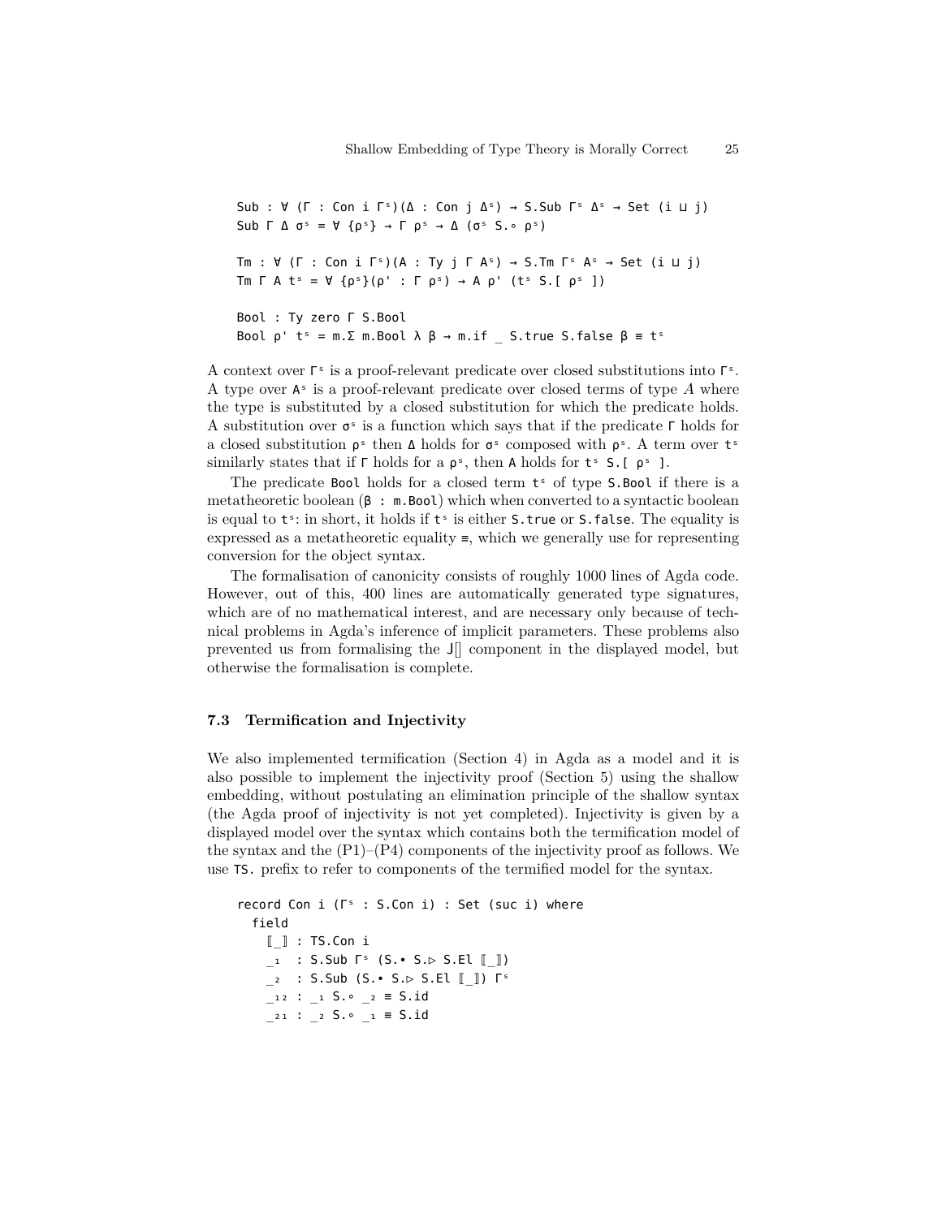```
Sub : ∀ (Γ : Con i Γˢ)(Δ : Con j Δˢ) → S.Sub Γˢ Δˢ → Set (i ⊔ j)
Sub Γ Δ σˢ = ∀ {ρˢ} → Γ ρˢ → Δ (σˢ S.∘ ρˢ)

Tm : ∀ (Γ : Con i Γˢ)(A : Ty j Γ Aˢ) → S.Tm Γˢ Aˢ → Set (i ⊔ j)
Tm Γ A tˢ = ∀ {ρˢ}(ρ' : Γ ρˢ) → A ρ' (tˢ S.[ ρˢ ])

Bool : Ty zero Γ S.Bool
Bool ρ' tˢ = m.Σ m.Bool λ β → m.if _ S.true S.false β ≡ tˢ
```

A context over `Γˢ` is a proof-relevant predicate over closed substitutions into `Γˢ`. A type over `Aˢ` is a proof-relevant predicate over closed terms of type $A$ where the type is substituted by a closed substitution for which the predicate holds. A substitution over `σˢ` is a function which says that if the predicate `Γ` holds for a closed substitution `ρˢ` then `Δ` holds for `σˢ` composed with `ρˢ`. A term over `tˢ` similarly states that if `Γ` holds for a `ρˢ`, then `A` holds for `tˢ S.[ ρˢ ]`.

The predicate `Bool` holds for a closed term `tˢ` of type `S.Bool` if there is a metatheoretic boolean (`β : m.Bool`) which when converted to a syntactic boolean is equal to `tˢ`: in short, it holds if `tˢ` is either `S.true` or `S.false`. The equality is expressed as a metatheoretic equality `≡`, which we generally use for representing conversion for the object syntax.

The formalisation of canonicity consists of roughly 1000 lines of Agda code. However, out of this, 400 lines are automatically generated type signatures, which are of no mathematical interest, and are necessary only because of technical problems in Agda's inference of implicit parameters. These problems also prevented us from formalising the `J[]` component in the displayed model, but otherwise the formalisation is complete.

### 7.3 Termification and Injectivity

We also implemented termification (Section 4) in Agda as a model and it is also possible to implement the injectivity proof (Section 5) using the shallow embedding, without postulating an elimination principle of the shallow syntax (the Agda proof of injectivity is not yet completed). Injectivity is given by a displayed model over the syntax which contains both the termification model of the syntax and the (P1)–(P4) components of the injectivity proof as follows. We use `TS.` prefix to refer to components of the termified model for the syntax.

```
record Con i (Γˢ : S.Con i) : Set (suc i) where
  field
    ⟦_⟧ : TS.Con i
    _₁  : S.Sub Γˢ (S.• S.▷ S.El ⟦_⟧)
    _₂  : S.Sub (S.• S.▷ S.El ⟦_⟧) Γˢ
    _₁₂ : _₁ S.∘ _₂ ≡ S.id
    _₂₁ : _₂ S.∘ _₁ ≡ S.id
```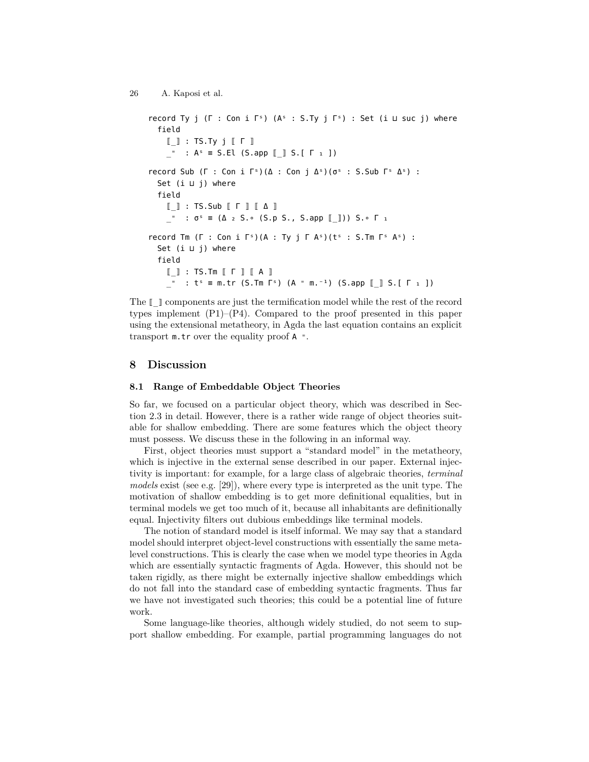```
record Ty j (Γ : Con i Γˢ) (Aˢ : S.Ty j Γˢ) : Set (i ⊔ suc j) where
  field
    ⟦_⟧ : TS.Ty j ⟦ Γ ⟧
    _⁼  : Aˢ ≡ S.El (S.app ⟦_⟧ S.[ Γ ₁ ])

record Sub (Γ : Con i Γˢ)(Δ : Con j Δˢ)(σˢ : S.Sub Γˢ Δˢ) :
  Set (i ⊔ j) where
  field
    ⟦_⟧ : TS.Sub ⟦ Γ ⟧ ⟦ Δ ⟧
    _⁼  : σˢ ≡ (Δ ₂ S.∘ (S.p S., S.app ⟦_⟧)) S.∘ Γ ₁

record Tm (Γ : Con i Γˢ)(A : Ty j Γ Aˢ)(tˢ : S.Tm Γˢ Aˢ) :
  Set (i ⊔ j) where
  field
    ⟦_⟧ : TS.Tm ⟦ Γ ⟧ ⟦ A ⟧
    _⁼  : tˢ ≡ m.tr (S.Tm Γˢ) (A ⁼ m.⁻¹) (S.app ⟦_⟧ S.[ Γ ₁ ])
```

The ⟦_⟧ components are just the termification model while the rest of the record types implement (P1)–(P4). Compared to the proof presented in this paper using the extensional metatheory, in Agda the last equation contains an explicit transport `m.tr` over the equality proof `A ⁼`.

## 8 Discussion

### 8.1 Range of Embeddable Object Theories

So far, we focused on a particular object theory, which was described in Section 2.3 in detail. However, there is a rather wide range of object theories suitable for shallow embedding. There are some features which the object theory must possess. We discuss these in the following in an informal way.

First, object theories must support a "standard model" in the metatheory, which is injective in the external sense described in our paper. External injectivity is important: for example, for a large class of algebraic theories, *terminal models* exist (see e.g. [29]), where every type is interpreted as the unit type. The motivation of shallow embedding is to get more definitional equalities, but in terminal models we get too much of it, because all inhabitants are definitionally equal. Injectivity filters out dubious embeddings like terminal models.

The notion of standard model is itself informal. We may say that a standard model should interpret object-level constructions with essentially the same meta-level constructions. This is clearly the case when we model type theories in Agda which are essentially syntactic fragments of Agda. However, this should not be taken rigidly, as there might be externally injective shallow embeddings which do not fall into the standard case of embedding syntactic fragments. Thus far we have not investigated such theories; this could be a potential line of future work.

Some language-like theories, although widely studied, do not seem to support shallow embedding. For example, partial programming languages do not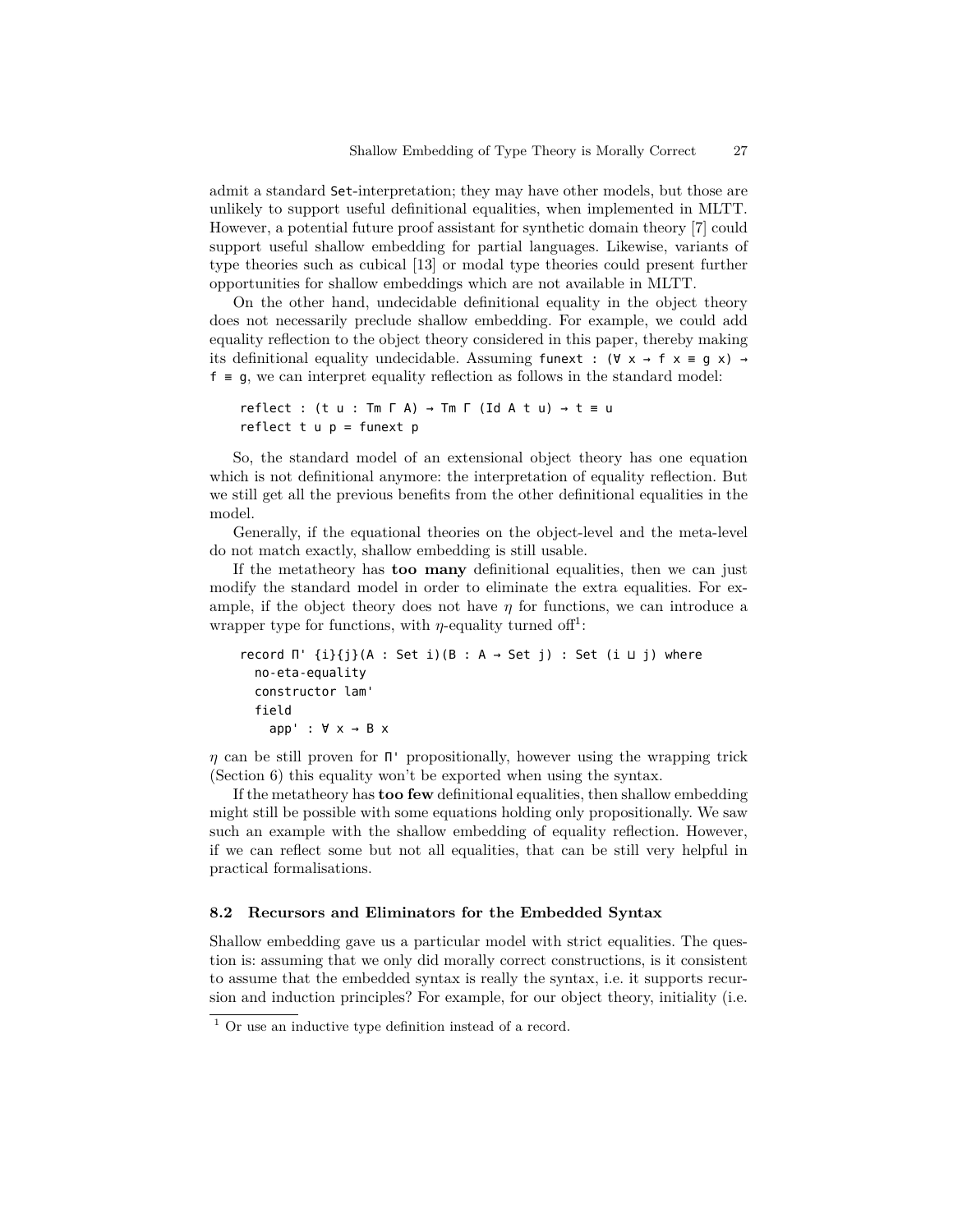admit a standard `Set`-interpretation; they may have other models, but those are unlikely to support useful definitional equalities, when implemented in MLTT. However, a potential future proof assistant for synthetic domain theory [7] could support useful shallow embedding for partial languages. Likewise, variants of type theories such as cubical [13] or modal type theories could present further opportunities for shallow embeddings which are not available in MLTT.

On the other hand, undecidable definitional equality in the object theory does not necessarily preclude shallow embedding. For example, we could add equality reflection to the object theory considered in this paper, thereby making its definitional equality undecidable. Assuming `funext : (∀ x → f x ≡ g x) → f ≡ g`, we can interpret equality reflection as follows in the standard model:

```
reflect : (t u : Tm Γ A) → Tm Γ (Id A t u) → t ≡ u
reflect t u p = funext p
```

So, the standard model of an extensional object theory has one equation which is not definitional anymore: the interpretation of equality reflection. But we still get all the previous benefits from the other definitional equalities in the model.

Generally, if the equational theories on the object-level and the meta-level do not match exactly, shallow embedding is still usable.

If the metatheory has **too many** definitional equalities, then we can just modify the standard model in order to eliminate the extra equalities. For example, if the object theory does not have $\eta$ for functions, we can introduce a wrapper type for functions, with $\eta$-equality turned off[1]:

```
record Π' {i}{j}(A : Set i)(B : A → Set j) : Set (i ⊔ j) where
  no-eta-equality
  constructor lam'
  field
    app' : ∀ x → B x
```

$\eta$ can be still proven for `Π'` propositionally, however using the wrapping trick (Section 6) this equality won't be exported when using the syntax.

If the metatheory has **too few** definitional equalities, then shallow embedding might still be possible with some equations holding only propositionally. We saw such an example with the shallow embedding of equality reflection. However, if we can reflect some but not all equalities, that can be still very helpful in practical formalisations.

### 8.2 Recursors and Eliminators for the Embedded Syntax

Shallow embedding gave us a particular model with strict equalities. The question is: assuming that we only did morally correct constructions, is it consistent to assume that the embedded syntax is really the syntax, i.e. it supports recursion and induction principles? For example, for our object theory, initiality (i.e.

[1] Or use an inductive type definition instead of a record.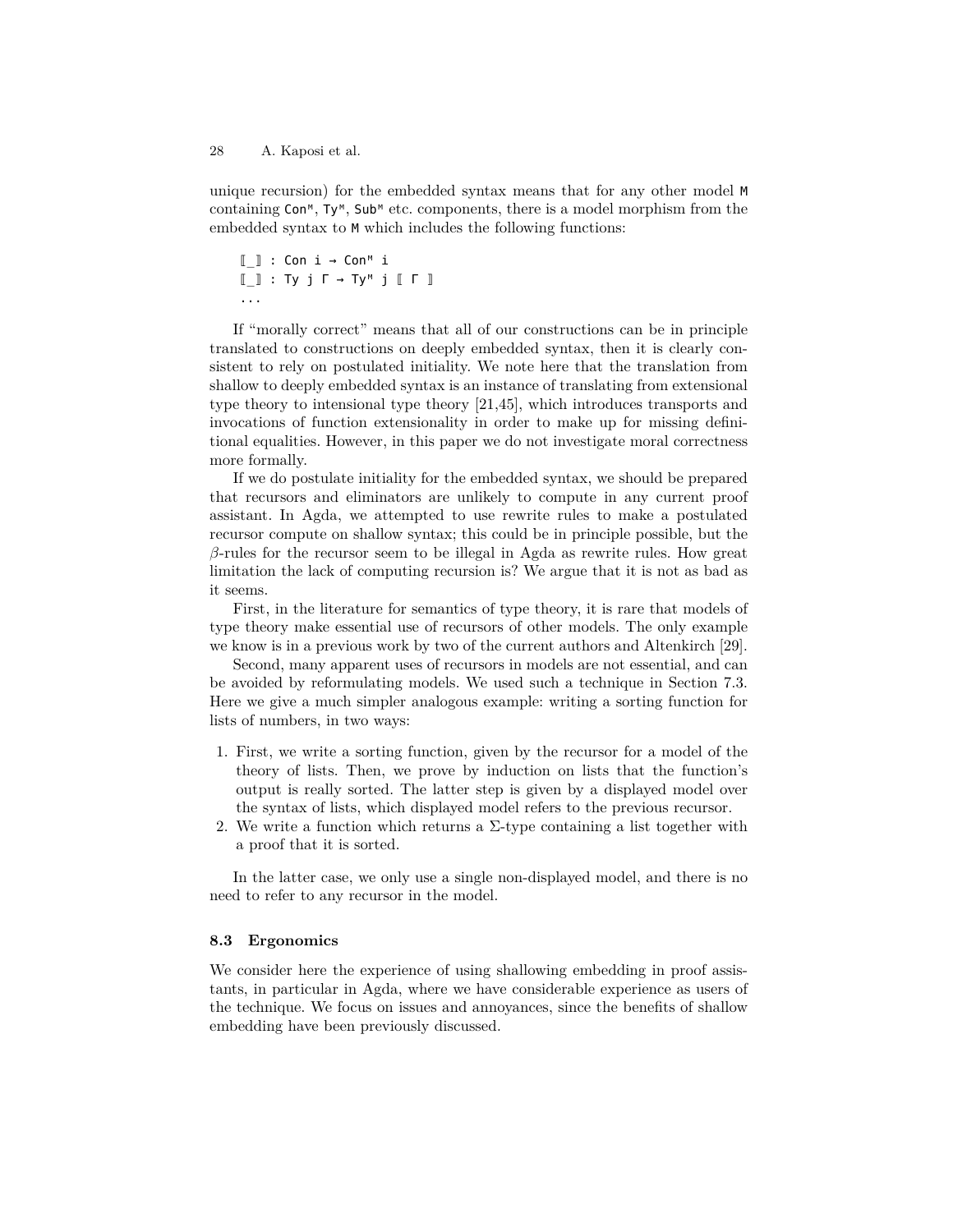unique recursion) for the embedded syntax means that for any other model `M` containing `Conᴹ`, `Tyᴹ`, `Subᴹ` etc. components, there is a model morphism from the embedded syntax to `M` which includes the following functions:

```
⟦_⟧ : Con i → Conᴹ i
⟦_⟧ : Ty j Γ → Tyᴹ j ⟦ Γ ⟧
...
```

If "morally correct" means that all of our constructions can be in principle translated to constructions on deeply embedded syntax, then it is clearly consistent to rely on postulated initiality. We note here that the translation from shallow to deeply embedded syntax is an instance of translating from extensional type theory to intensional type theory [21,45], which introduces transports and invocations of function extensionality in order to make up for missing definitional equalities. However, in this paper we do not investigate moral correctness more formally.

If we do postulate initiality for the embedded syntax, we should be prepared that recursors and eliminators are unlikely to compute in any current proof assistant. In Agda, we attempted to use rewrite rules to make a postulated recursor compute on shallow syntax; this could be in principle possible, but the $\beta$-rules for the recursor seem to be illegal in Agda as rewrite rules. How great limitation the lack of computing recursion is? We argue that it is not as bad as it seems.

First, in the literature for semantics of type theory, it is rare that models of type theory make essential use of recursors of other models. The only example we know is in a previous work by two of the current authors and Altenkirch [29].

Second, many apparent uses of recursors in models are not essential, and can be avoided by reformulating models. We used such a technique in Section 7.3. Here we give a much simpler analogous example: writing a sorting function for lists of numbers, in two ways:

1. First, we write a sorting function, given by the recursor for a model of the theory of lists. Then, we prove by induction on lists that the function's output is really sorted. The latter step is given by a displayed model over the syntax of lists, which displayed model refers to the previous recursor.
2. We write a function which returns a $\Sigma$-type containing a list together with a proof that it is sorted.

In the latter case, we only use a single non-displayed model, and there is no need to refer to any recursor in the model.

### 8.3 Ergonomics

We consider here the experience of using shallowing embedding in proof assistants, in particular in Agda, where we have considerable experience as users of the technique. We focus on issues and annoyances, since the benefits of shallow embedding have been previously discussed.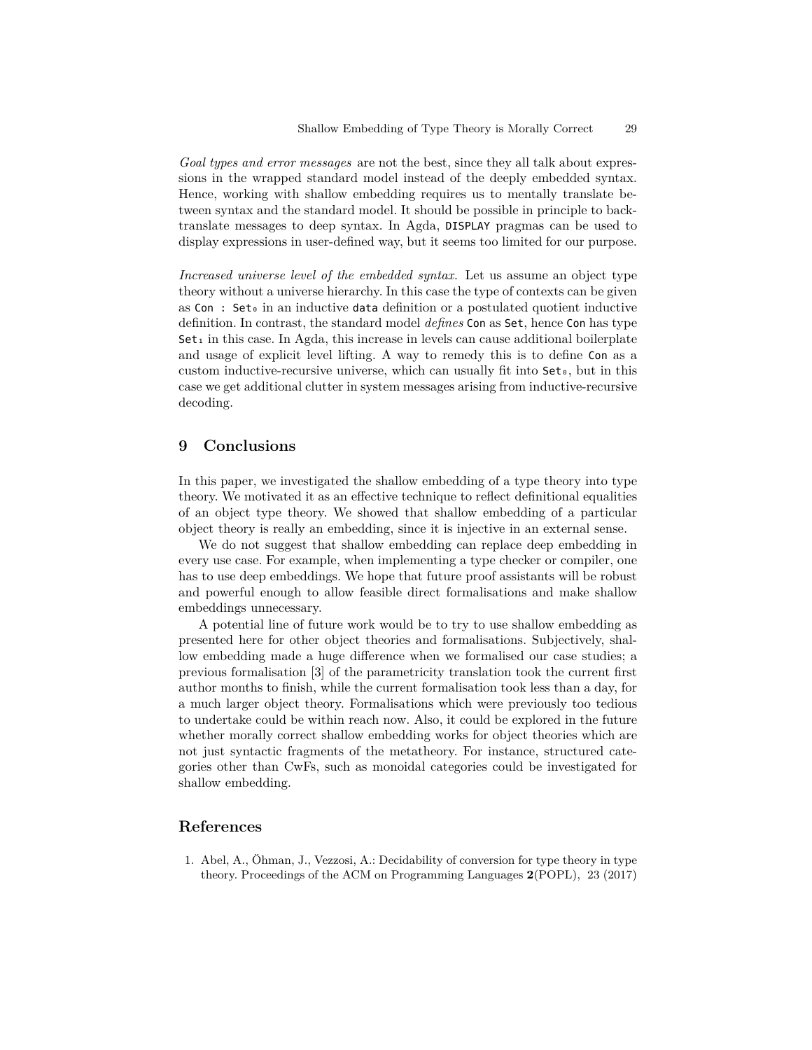*Goal types and error messages* are not the best, since they all talk about expressions in the wrapped standard model instead of the deeply embedded syntax. Hence, working with shallow embedding requires us to mentally translate between syntax and the standard model. It should be possible in principle to back-translate messages to deep syntax. In Agda, `DISPLAY` pragmas can be used to display expressions in user-defined way, but it seems too limited for our purpose.

*Increased universe level of the embedded syntax.* Let us assume an object type theory without a universe hierarchy. In this case the type of contexts can be given as `Con : Set₀` in an inductive `data` definition or a postulated quotient inductive definition. In contrast, the standard model *defines* `Con` as `Set`, hence `Con` has type `Set₁` in this case. In Agda, this increase in levels can cause additional boilerplate and usage of explicit level lifting. A way to remedy this is to define `Con` as a custom inductive-recursive universe, which can usually fit into `Set₀`, but in this case we get additional clutter in system messages arising from inductive-recursive decoding.

## 9 Conclusions

In this paper, we investigated the shallow embedding of a type theory into type theory. We motivated it as an effective technique to reflect definitional equalities of an object type theory. We showed that shallow embedding of a particular object theory is really an embedding, since it is injective in an external sense.

We do not suggest that shallow embedding can replace deep embedding in every use case. For example, when implementing a type checker or compiler, one has to use deep embeddings. We hope that future proof assistants will be robust and powerful enough to allow feasible direct formalisations and make shallow embeddings unnecessary.

A potential line of future work would be to try to use shallow embedding as presented here for other object theories and formalisations. Subjectively, shallow embedding made a huge difference when we formalised our case studies; a previous formalisation [3] of the parametricity translation took the current first author months to finish, while the current formalisation took less than a day, for a much larger object theory. Formalisations which were previously too tedious to undertake could be within reach now. Also, it could be explored in the future whether morally correct shallow embedding works for object theories which are not just syntactic fragments of the metatheory. For instance, structured categories other than CwFs, such as monoidal categories could be investigated for shallow embedding.

## References

1. Abel, A., Öhman, J., Vezzosi, A.: Decidability of conversion for type theory in type theory. Proceedings of the ACM on Programming Languages **2**(POPL), 23 (2017)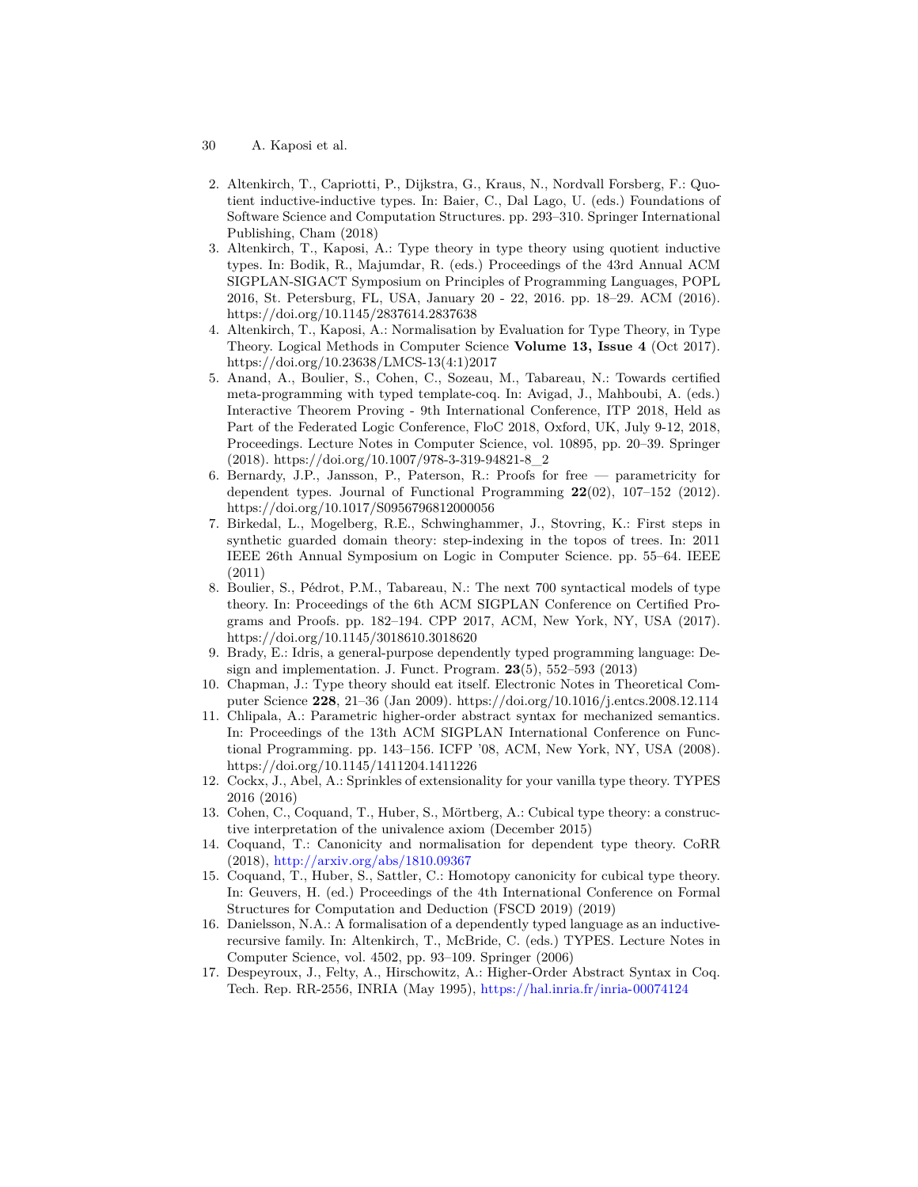2. Altenkirch, T., Capriotti, P., Dijkstra, G., Kraus, N., Nordvall Forsberg, F.: Quotient inductive-inductive types. In: Baier, C., Dal Lago, U. (eds.) Foundations of Software Science and Computation Structures. pp. 293–310. Springer International Publishing, Cham (2018)
3. Altenkirch, T., Kaposi, A.: Type theory in type theory using quotient inductive types. In: Bodik, R., Majumdar, R. (eds.) Proceedings of the 43rd Annual ACM SIGPLAN-SIGACT Symposium on Principles of Programming Languages, POPL 2016, St. Petersburg, FL, USA, January 20 - 22, 2016. pp. 18–29. ACM (2016). https://doi.org/10.1145/2837614.2837638
4. Altenkirch, T., Kaposi, A.: Normalisation by Evaluation for Type Theory, in Type Theory. Logical Methods in Computer Science **Volume 13, Issue 4** (Oct 2017). https://doi.org/10.23638/LMCS-13(4:1)2017
5. Anand, A., Boulier, S., Cohen, C., Sozeau, M., Tabareau, N.: Towards certified meta-programming with typed template-coq. In: Avigad, J., Mahboubi, A. (eds.) Interactive Theorem Proving - 9th International Conference, ITP 2018, Held as Part of the Federated Logic Conference, FloC 2018, Oxford, UK, July 9-12, 2018, Proceedings. Lecture Notes in Computer Science, vol. 10895, pp. 20–39. Springer (2018). https://doi.org/10.1007/978-3-319-94821-8_2
6. Bernardy, J.P., Jansson, P., Paterson, R.: Proofs for free — parametricity for dependent types. Journal of Functional Programming **22**(02), 107–152 (2012). https://doi.org/10.1017/S0956796812000056
7. Birkedal, L., Mogelberg, R.E., Schwinghammer, J., Stovring, K.: First steps in synthetic guarded domain theory: step-indexing in the topos of trees. In: 2011 IEEE 26th Annual Symposium on Logic in Computer Science. pp. 55–64. IEEE (2011)
8. Boulier, S., Pédrot, P.M., Tabareau, N.: The next 700 syntactical models of type theory. In: Proceedings of the 6th ACM SIGPLAN Conference on Certified Programs and Proofs. pp. 182–194. CPP 2017, ACM, New York, NY, USA (2017). https://doi.org/10.1145/3018610.3018620
9. Brady, E.: Idris, a general-purpose dependently typed programming language: Design and implementation. J. Funct. Program. **23**(5), 552–593 (2013)
10. Chapman, J.: Type theory should eat itself. Electronic Notes in Theoretical Computer Science **228**, 21–36 (Jan 2009). https://doi.org/10.1016/j.entcs.2008.12.114
11. Chlipala, A.: Parametric higher-order abstract syntax for mechanized semantics. In: Proceedings of the 13th ACM SIGPLAN International Conference on Functional Programming. pp. 143–156. ICFP '08, ACM, New York, NY, USA (2008). https://doi.org/10.1145/1411204.1411226
12. Cockx, J., Abel, A.: Sprinkles of extensionality for your vanilla type theory. TYPES 2016 (2016)
13. Cohen, C., Coquand, T., Huber, S., Mörtberg, A.: Cubical type theory: a constructive interpretation of the univalence axiom (December 2015)
14. Coquand, T.: Canonicity and normalisation for dependent type theory. CoRR (2018), http://arxiv.org/abs/1810.09367
15. Coquand, T., Huber, S., Sattler, C.: Homotopy canonicity for cubical type theory. In: Geuvers, H. (ed.) Proceedings of the 4th International Conference on Formal Structures for Computation and Deduction (FSCD 2019) (2019)
16. Danielsson, N.A.: A formalisation of a dependently typed language as an inductive-recursive family. In: Altenkirch, T., McBride, C. (eds.) TYPES. Lecture Notes in Computer Science, vol. 4502, pp. 93–109. Springer (2006)
17. Despeyroux, J., Felty, A., Hirschowitz, A.: Higher-Order Abstract Syntax in Coq. Tech. Rep. RR-2556, INRIA (May 1995), https://hal.inria.fr/inria-00074124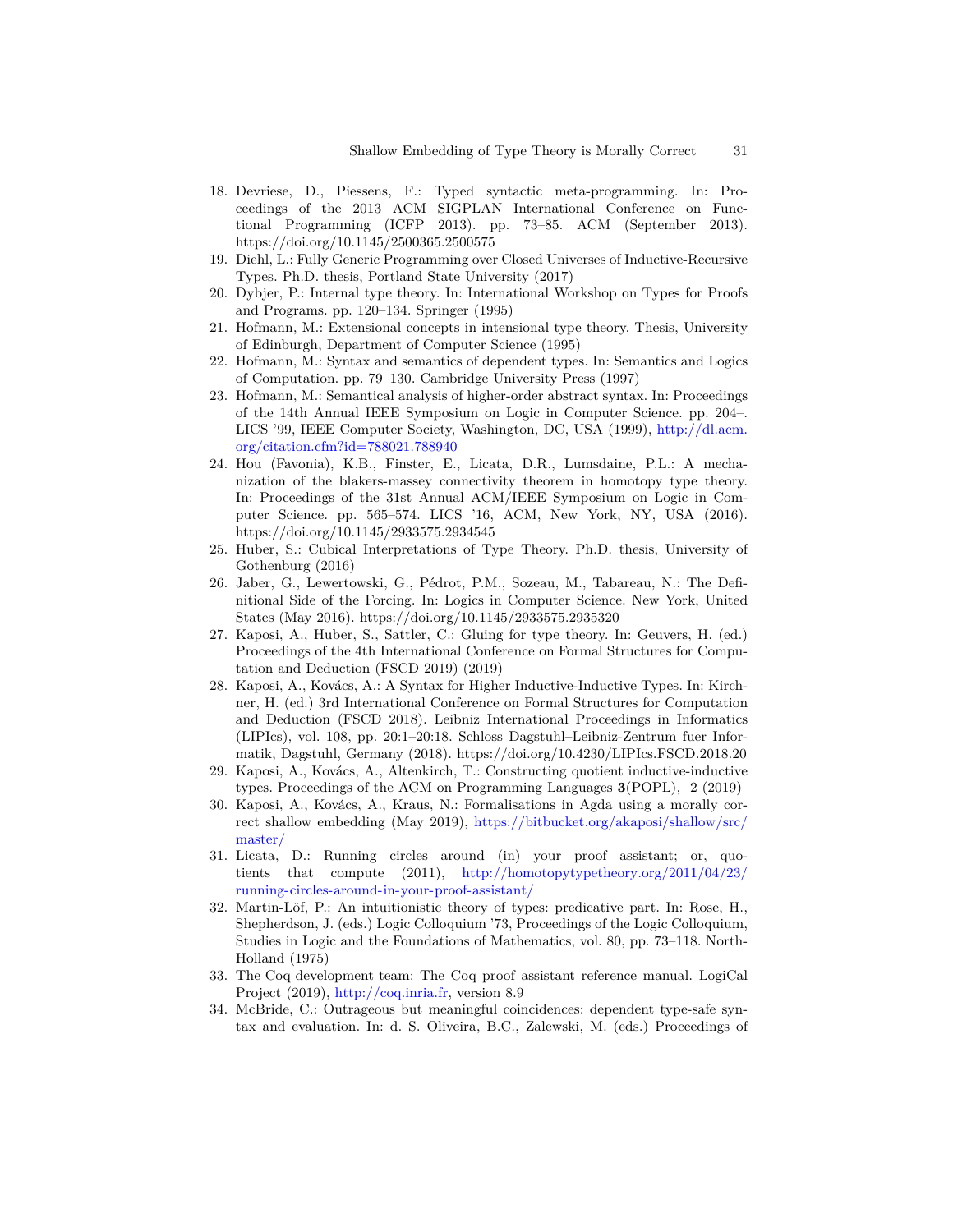18. Devriese, D., Piessens, F.: Typed syntactic meta-programming. In: Proceedings of the 2013 ACM SIGPLAN International Conference on Functional Programming (ICFP 2013). pp. 73–85. ACM (September 2013). https://doi.org/10.1145/2500365.2500575
19. Diehl, L.: Fully Generic Programming over Closed Universes of Inductive-Recursive Types. Ph.D. thesis, Portland State University (2017)
20. Dybjer, P.: Internal type theory. In: International Workshop on Types for Proofs and Programs. pp. 120–134. Springer (1995)
21. Hofmann, M.: Extensional concepts in intensional type theory. Thesis, University of Edinburgh, Department of Computer Science (1995)
22. Hofmann, M.: Syntax and semantics of dependent types. In: Semantics and Logics of Computation. pp. 79–130. Cambridge University Press (1997)
23. Hofmann, M.: Semantical analysis of higher-order abstract syntax. In: Proceedings of the 14th Annual IEEE Symposium on Logic in Computer Science. pp. 204–. LICS '99, IEEE Computer Society, Washington, DC, USA (1999), http://dl.acm.org/citation.cfm?id=788021.788940
24. Hou (Favonia), K.B., Finster, E., Licata, D.R., Lumsdaine, P.L.: A mechanization of the blakers-massey connectivity theorem in homotopy type theory. In: Proceedings of the 31st Annual ACM/IEEE Symposium on Logic in Computer Science. pp. 565–574. LICS '16, ACM, New York, NY, USA (2016). https://doi.org/10.1145/2933575.2934545
25. Huber, S.: Cubical Interpretations of Type Theory. Ph.D. thesis, University of Gothenburg (2016)
26. Jaber, G., Lewertowski, G., Pédrot, P.M., Sozeau, M., Tabareau, N.: The Definitional Side of the Forcing. In: Logics in Computer Science. New York, United States (May 2016). https://doi.org/10.1145/2933575.2935320
27. Kaposi, A., Huber, S., Sattler, C.: Gluing for type theory. In: Geuvers, H. (ed.) Proceedings of the 4th International Conference on Formal Structures for Computation and Deduction (FSCD 2019) (2019)
28. Kaposi, A., Kovács, A.: A Syntax for Higher Inductive-Inductive Types. In: Kirchner, H. (ed.) 3rd International Conference on Formal Structures for Computation and Deduction (FSCD 2018). Leibniz International Proceedings in Informatics (LIPIcs), vol. 108, pp. 20:1–20:18. Schloss Dagstuhl–Leibniz-Zentrum fuer Informatik, Dagstuhl, Germany (2018). https://doi.org/10.4230/LIPIcs.FSCD.2018.20
29. Kaposi, A., Kovács, A., Altenkirch, T.: Constructing quotient inductive-inductive types. Proceedings of the ACM on Programming Languages **3**(POPL), 2 (2019)
30. Kaposi, A., Kovács, A., Kraus, N.: Formalisations in Agda using a morally correct shallow embedding (May 2019), https://bitbucket.org/akaposi/shallow/src/master/
31. Licata, D.: Running circles around (in) your proof assistant; or, quotients that compute (2011), http://homotopytypetheory.org/2011/04/23/running-circles-around-in-your-proof-assistant/
32. Martin-Löf, P.: An intuitionistic theory of types: predicative part. In: Rose, H., Shepherdson, J. (eds.) Logic Colloquium '73, Proceedings of the Logic Colloquium, Studies in Logic and the Foundations of Mathematics, vol. 80, pp. 73–118. North-Holland (1975)
33. The Coq development team: The Coq proof assistant reference manual. LogiCal Project (2019), http://coq.inria.fr, version 8.9
34. McBride, C.: Outrageous but meaningful coincidences: dependent type-safe syntax and evaluation. In: d. S. Oliveira, B.C., Zalewski, M. (eds.) Proceedings of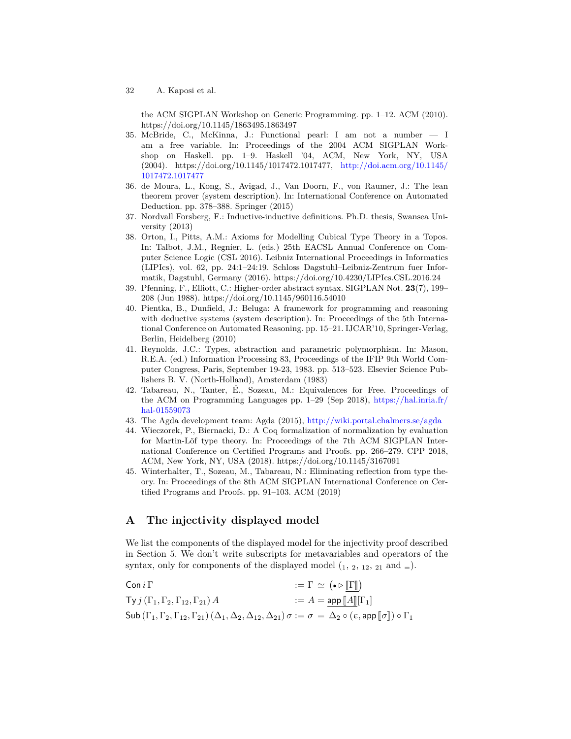the ACM SIGPLAN Workshop on Generic Programming. pp. 1–12. ACM (2010). https://doi.org/10.1145/1863495.1863497

35. McBride, C., McKinna, J.: Functional pearl: I am not a number — I am a free variable. In: Proceedings of the 2004 ACM SIGPLAN Workshop on Haskell. pp. 1–9. Haskell '04, ACM, New York, NY, USA (2004). https://doi.org/10.1145/1017472.1017477, http://doi.acm.org/10.1145/1017472.1017477
36. de Moura, L., Kong, S., Avigad, J., Van Doorn, F., von Raumer, J.: The lean theorem prover (system description). In: International Conference on Automated Deduction. pp. 378–388. Springer (2015)
37. Nordvall Forsberg, F.: Inductive-inductive definitions. Ph.D. thesis, Swansea University (2013)
38. Orton, I., Pitts, A.M.: Axioms for Modelling Cubical Type Theory in a Topos. In: Talbot, J.M., Regnier, L. (eds.) 25th EACSL Annual Conference on Computer Science Logic (CSL 2016). Leibniz International Proceedings in Informatics (LIPIcs), vol. 62, pp. 24:1–24:19. Schloss Dagstuhl–Leibniz-Zentrum fuer Informatik, Dagstuhl, Germany (2016). https://doi.org/10.4230/LIPIcs.CSL.2016.24
39. Pfenning, F., Elliott, C.: Higher-order abstract syntax. SIGPLAN Not. **23**(7), 199–208 (Jun 1988). https://doi.org/10.1145/960116.54010
40. Pientka, B., Dunfield, J.: Beluga: A framework for programming and reasoning with deductive systems (system description). In: Proceedings of the 5th International Conference on Automated Reasoning. pp. 15–21. IJCAR'10, Springer-Verlag, Berlin, Heidelberg (2010)
41. Reynolds, J.C.: Types, abstraction and parametric polymorphism. In: Mason, R.E.A. (ed.) Information Processing 83, Proceedings of the IFIP 9th World Computer Congress, Paris, September 19-23, 1983. pp. 513–523. Elsevier Science Publishers B. V. (North-Holland), Amsterdam (1983)
42. Tabareau, N., Tanter, É., Sozeau, M.: Equivalences for Free. Proceedings of the ACM on Programming Languages pp. 1–29 (Sep 2018), https://hal.inria.fr/hal-01559073
43. The Agda development team: Agda (2015), http://wiki.portal.chalmers.se/agda
44. Wieczorek, P., Biernacki, D.: A Coq formalization of normalization by evaluation for Martin-Löf type theory. In: Proceedings of the 7th ACM SIGPLAN International Conference on Certified Programs and Proofs. pp. 266–279. CPP 2018, ACM, New York, NY, USA (2018). https://doi.org/10.1145/3167091
45. Winterhalter, T., Sozeau, M., Tabareau, N.: Eliminating reflection from type theory. In: Proceedings of the 8th ACM SIGPLAN International Conference on Certified Programs and Proofs. pp. 91–103. ACM (2019)

## A The injectivity displayed model

We list the components of the displayed model for the injectivity proof described in Section 5. We don't write subscripts for metavariables and operators of the syntax, only for components of the displayed model ($_1$, $_2$, $_{12}$, $_{21}$ and $_=$).

$$
\begin{aligned}
&\mathsf{Con}\, i\, \Gamma && := \Gamma \simeq \left(\bullet \triangleright \underline{[\![\Gamma]\!]}\right)\\
&\mathsf{Ty}\, j\, (\Gamma_1, \Gamma_2, \Gamma_{12}, \Gamma_{21})\, A && := A = \underline{\mathsf{app}\, [\![A]\!]}[\Gamma_1]\\
&\mathsf{Sub}\, (\Gamma_1, \Gamma_2, \Gamma_{12}, \Gamma_{21})\, (\Delta_1, \Delta_2, \Delta_{12}, \Delta_{21})\, \sigma && := \sigma \ = \ \Delta_2 \circ (\epsilon, \mathsf{app}\, [\![\sigma]\!]) \circ \Gamma_1
\end{aligned}
$$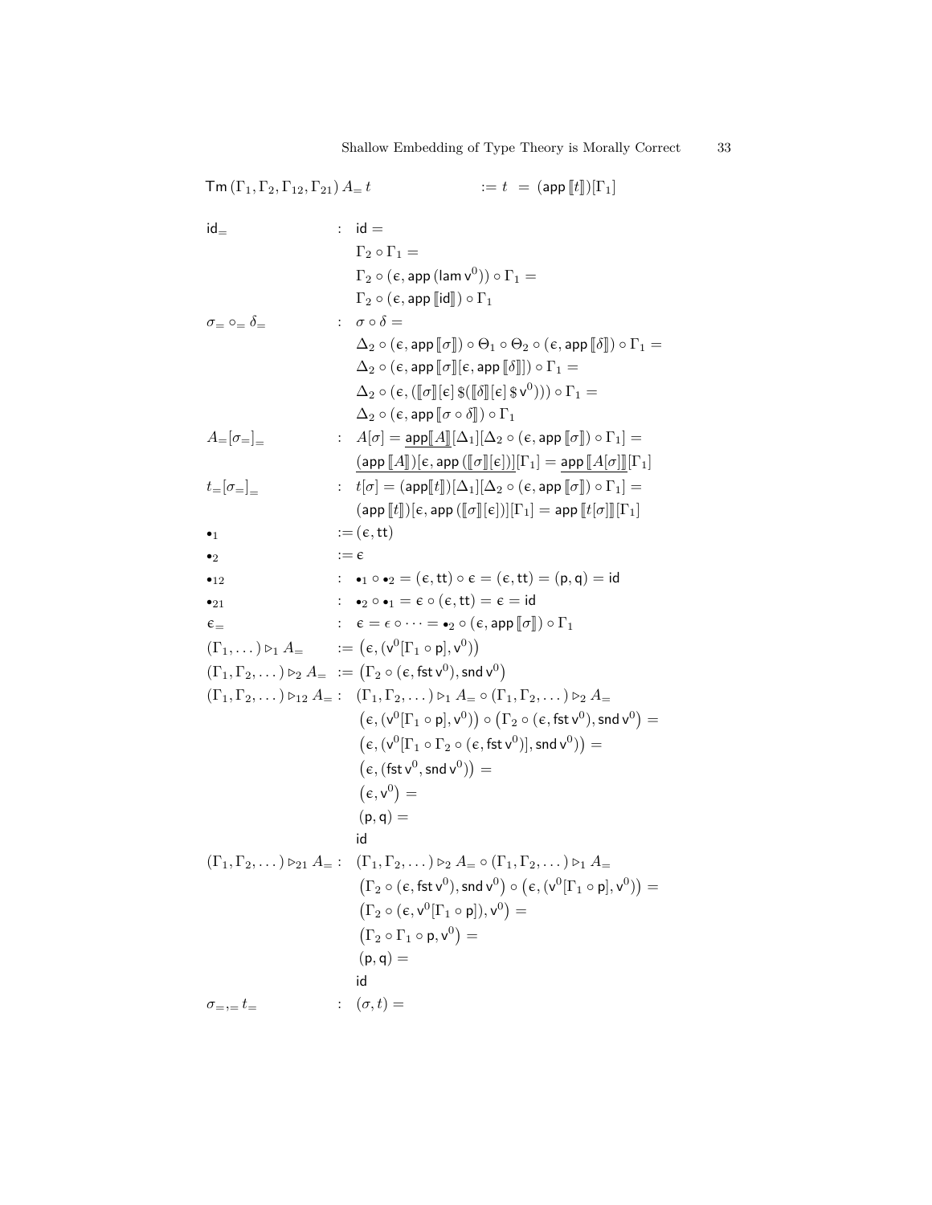$$\mathsf{Tm}\,(\Gamma_1,\Gamma_2,\Gamma_{12},\Gamma_{21})\,A_=\,t \quad := t \;=\; (\mathsf{app}\,[\![t]\!])[\Gamma_1]$$

$$
\begin{aligned}
\mathsf{id}_= \quad &: \quad \mathsf{id} = \\
&\quad \Gamma_2 \circ \Gamma_1 = \\
&\quad \Gamma_2 \circ (\epsilon, \mathsf{app}\,(\mathsf{lam}\,\mathsf{v}^0)) \circ \Gamma_1 = \\
&\quad \Gamma_2 \circ (\epsilon, \mathsf{app}\,[\![\mathsf{id}]\!]) \circ \Gamma_1
\end{aligned}
$$

$$
\begin{aligned}
\sigma_= \circ_= \delta_= \quad &: \quad \sigma \circ \delta = \\
&\quad \Delta_2 \circ (\epsilon, \mathsf{app}\,[\![\sigma]\!]) \circ \Theta_1 \circ \Theta_2 \circ (\epsilon, \mathsf{app}\,[\![\delta]\!]) \circ \Gamma_1 = \\
&\quad \Delta_2 \circ (\epsilon, \mathsf{app}\,[\![\sigma]\!][\epsilon, \mathsf{app}\,[\![\delta]\!]]) \circ \Gamma_1 = \\
&\quad \Delta_2 \circ (\epsilon, ([\![\sigma]\!][\epsilon]\,\$([\![\delta]\!][\epsilon]\,\$\,\mathsf{v}^0))) \circ \Gamma_1 = \\
&\quad \Delta_2 \circ (\epsilon, \mathsf{app}\,[\![\sigma \circ \delta]\!]) \circ \Gamma_1
\end{aligned}
$$

$$
\begin{aligned}
A_=[\sigma_=]_= \quad &: \quad A[\sigma] = \underline{\mathsf{app}[\![A]\!]}[\Delta_1][\Delta_2 \circ (\epsilon, \mathsf{app}\,[\![\sigma]\!]) \circ \Gamma_1] = \\
&\quad \underline{(\mathsf{app}\,[\![A]\!])[\epsilon, \mathsf{app}\,([\![\sigma]\!][\epsilon])]}[\Gamma_1] = \underline{\mathsf{app}\,[\![A[\sigma]]\!]}[\Gamma_1]
\end{aligned}
$$

$$
\begin{aligned}
t_=[\sigma_=]_= \quad &: \quad t[\sigma] = (\mathsf{app}[\![t]\!])[\Delta_1][\Delta_2 \circ (\epsilon, \mathsf{app}\,[\![\sigma]\!]) \circ \Gamma_1] = \\
&\quad (\mathsf{app}\,[\![t]\!])[\epsilon, \mathsf{app}\,([\![\sigma]\!][\epsilon])][\Gamma_1] = \mathsf{app}\,[\![t[\sigma]]\!][\Gamma_1]
\end{aligned}
$$

$$\bullet_1 \quad := (\epsilon, \mathsf{tt})$$

$$\bullet_2 \quad := \epsilon$$

$$\bullet_{12} \quad : \quad \bullet_1 \circ \bullet_2 = (\epsilon, \mathsf{tt}) \circ \epsilon = (\epsilon, \mathsf{tt}) = (\mathsf{p}, \mathsf{q}) = \mathsf{id}$$

$$\bullet_{21} \quad : \quad \bullet_2 \circ \bullet_1 = \epsilon \circ (\epsilon, \mathsf{tt}) = \epsilon = \mathsf{id}$$

$$\epsilon_= \quad : \quad \epsilon = \epsilon \circ \cdots = \bullet_2 \circ (\epsilon, \mathsf{app}\,[\![\sigma]\!]) \circ \Gamma_1$$

$$(\Gamma_1, \dots) \rhd_1 A_= \quad := \big(\epsilon, (\mathsf{v}^0[\Gamma_1 \circ \mathsf{p}], \mathsf{v}^0)\big)$$

$$(\Gamma_1, \Gamma_2, \dots) \rhd_2 A_= \quad := \big(\Gamma_2 \circ (\epsilon, \mathsf{fst}\,\mathsf{v}^0), \mathsf{snd}\,\mathsf{v}^0\big)$$

$$
\begin{aligned}
(\Gamma_1, \Gamma_2, \dots) \rhd_{12} A_= \quad &: \quad (\Gamma_1, \Gamma_2, \dots) \rhd_1 A_= \circ (\Gamma_1, \Gamma_2, \dots) \rhd_2 A_= \\
&\quad \big(\epsilon, (\mathsf{v}^0[\Gamma_1 \circ \mathsf{p}], \mathsf{v}^0)\big) \circ \big(\Gamma_2 \circ (\epsilon, \mathsf{fst}\,\mathsf{v}^0), \mathsf{snd}\,\mathsf{v}^0\big) = \\
&\quad \big(\epsilon, (\mathsf{v}^0[\Gamma_1 \circ \Gamma_2 \circ (\epsilon, \mathsf{fst}\,\mathsf{v}^0)], \mathsf{snd}\,\mathsf{v}^0)\big) = \\
&\quad \big(\epsilon, (\mathsf{fst}\,\mathsf{v}^0, \mathsf{snd}\,\mathsf{v}^0)\big) = \\
&\quad \big(\epsilon, \mathsf{v}^0\big) = \\
&\quad (\mathsf{p}, \mathsf{q}) = \\
&\quad \mathsf{id}
\end{aligned}
$$

$$
\begin{aligned}
(\Gamma_1, \Gamma_2, \dots) \rhd_{21} A_= \quad &: \quad (\Gamma_1, \Gamma_2, \dots) \rhd_2 A_= \circ (\Gamma_1, \Gamma_2, \dots) \rhd_1 A_= \\
&\quad \big(\Gamma_2 \circ (\epsilon, \mathsf{fst}\,\mathsf{v}^0), \mathsf{snd}\,\mathsf{v}^0\big) \circ \big(\epsilon, (\mathsf{v}^0[\Gamma_1 \circ \mathsf{p}], \mathsf{v}^0)\big) = \\
&\quad \big(\Gamma_2 \circ (\epsilon, \mathsf{v}^0[\Gamma_1 \circ \mathsf{p}]), \mathsf{v}^0\big) = \\
&\quad \big(\Gamma_2 \circ \Gamma_1 \circ \mathsf{p}, \mathsf{v}^0\big) = \\
&\quad (\mathsf{p}, \mathsf{q}) = \\
&\quad \mathsf{id}
\end{aligned}
$$

$$\sigma_= ,_= t_= \quad : \quad (\sigma, t) =$$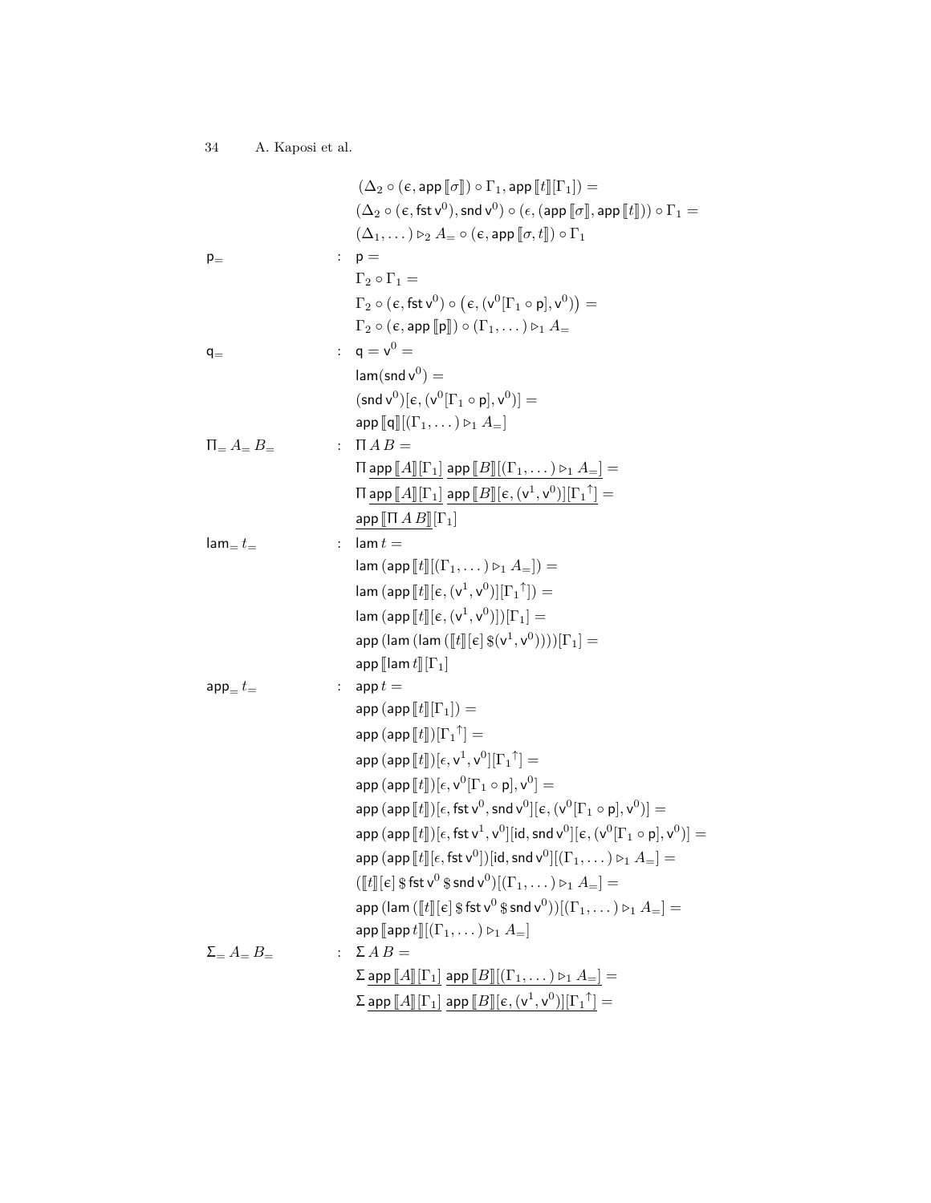$$(\Delta_2 \circ (\epsilon, \mathsf{app}\,[\![\sigma]\!]) \circ \Gamma_1, \mathsf{app}\,[\![t]\!][\Gamma_1]) =$$
$$(\Delta_2 \circ (\epsilon, \mathsf{fst}\,\mathsf{v}^0), \mathsf{snd}\,\mathsf{v}^0) \circ (\epsilon, (\mathsf{app}\,[\![\sigma]\!], \mathsf{app}\,[\![t]\!])) \circ \Gamma_1 =$$
$$(\Delta_1, \dots) \rhd_2 A_= \circ (\epsilon, \mathsf{app}\,[\![\sigma, t]\!]) \circ \Gamma_1$$

$$\mathsf{p}_= \quad : \quad \mathsf{p} =$$
$$\Gamma_2 \circ \Gamma_1 =$$
$$\Gamma_2 \circ (\epsilon, \mathsf{fst}\,\mathsf{v}^0) \circ \big(\epsilon, (\mathsf{v}^0[\Gamma_1 \circ \mathsf{p}], \mathsf{v}^0)\big) =$$
$$\Gamma_2 \circ (\epsilon, \mathsf{app}\,[\![\mathsf{p}]\!]) \circ (\Gamma_1, \dots) \rhd_1 A_=$$

$$\mathsf{q}_= \quad : \quad \mathsf{q} = \mathsf{v}^0 =$$
$$\mathsf{lam}(\mathsf{snd}\,\mathsf{v}^0) =$$
$$(\mathsf{snd}\,\mathsf{v}^0)[\epsilon, (\mathsf{v}^0[\Gamma_1 \circ \mathsf{p}], \mathsf{v}^0)] =$$
$$\mathsf{app}\,[\![\mathsf{q}]\!][(\Gamma_1, \dots) \rhd_1 A_=]$$

$$\Pi_=\, A_=\, B_= \quad : \quad \Pi\, A\, B =$$
$$\Pi\, \underline{\mathsf{app}\,[\![A]\!][\Gamma_1]}\ \underline{\mathsf{app}\,[\![B]\!][(\Gamma_1, \dots) \rhd_1 A_=]} =$$
$$\Pi\, \underline{\mathsf{app}\,[\![A]\!][\Gamma_1]}\ \underline{\mathsf{app}\,[\![B]\!][\epsilon, (\mathsf{v}^1, \mathsf{v}^0)][\Gamma_1{}^{\uparrow}]} =$$
$$\underline{\mathsf{app}\,[\![\Pi\, A\, B]\!]}[\Gamma_1]$$

$$\mathsf{lam}_=\, t_= \quad : \quad \mathsf{lam}\, t =$$
$$\mathsf{lam}\,(\mathsf{app}\,[\![t]\!][(\Gamma_1, \dots) \rhd_1 A_=]) =$$
$$\mathsf{lam}\,(\mathsf{app}\,[\![t]\!][\epsilon, (\mathsf{v}^1, \mathsf{v}^0)][\Gamma_1{}^{\uparrow}]) =$$
$$\mathsf{lam}\,(\mathsf{app}\,[\![t]\!][\epsilon, (\mathsf{v}^1, \mathsf{v}^0)])[\Gamma_1] =$$
$$\mathsf{app}\,(\mathsf{lam}\,(\mathsf{lam}\,([\![t]\!][\epsilon]\,\$(\mathsf{v}^1, \mathsf{v}^0))))[\Gamma_1] =$$
$$\mathsf{app}\,[\![\mathsf{lam}\, t]\!][\Gamma_1]$$

$$\mathsf{app}_=\, t_= \quad : \quad \mathsf{app}\, t =$$
$$\mathsf{app}\,(\mathsf{app}\,[\![t]\!][\Gamma_1]) =$$
$$\mathsf{app}\,(\mathsf{app}\,[\![t]\!])[\Gamma_1{}^{\uparrow}] =$$
$$\mathsf{app}\,(\mathsf{app}\,[\![t]\!])[\epsilon, \mathsf{v}^1, \mathsf{v}^0][\Gamma_1{}^{\uparrow}] =$$
$$\mathsf{app}\,(\mathsf{app}\,[\![t]\!])[\epsilon, \mathsf{v}^0[\Gamma_1 \circ \mathsf{p}], \mathsf{v}^0] =$$
$$\mathsf{app}\,(\mathsf{app}\,[\![t]\!])[\epsilon, \mathsf{fst}\,\mathsf{v}^0, \mathsf{snd}\,\mathsf{v}^0][\epsilon, (\mathsf{v}^0[\Gamma_1 \circ \mathsf{p}], \mathsf{v}^0)] =$$
$$\mathsf{app}\,(\mathsf{app}\,[\![t]\!])[\epsilon, \mathsf{fst}\,\mathsf{v}^1, \mathsf{v}^0][\mathsf{id}, \mathsf{snd}\,\mathsf{v}^0][\epsilon, (\mathsf{v}^0[\Gamma_1 \circ \mathsf{p}], \mathsf{v}^0)] =$$
$$\mathsf{app}\,(\mathsf{app}\,[\![t]\!][\epsilon, \mathsf{fst}\,\mathsf{v}^0])[\mathsf{id}, \mathsf{snd}\,\mathsf{v}^0][(\Gamma_1, \dots) \rhd_1 A_=] =$$
$$([\![t]\!][\epsilon]\,\$\,\mathsf{fst}\,\mathsf{v}^0\,\$\,\mathsf{snd}\,\mathsf{v}^0)[(\Gamma_1, \dots) \rhd_1 A_=] =$$
$$\mathsf{app}\,(\mathsf{lam}\,([\![t]\!][\epsilon]\,\$\,\mathsf{fst}\,\mathsf{v}^0\,\$\,\mathsf{snd}\,\mathsf{v}^0))[(\Gamma_1, \dots) \rhd_1 A_=] =$$
$$\mathsf{app}\,[\![\mathsf{app}\, t]\!][(\Gamma_1, \dots) \rhd_1 A_=]$$

$$\Sigma_=\, A_=\, B_= \quad : \quad \Sigma\, A\, B =$$
$$\Sigma\, \underline{\mathsf{app}\,[\![A]\!][\Gamma_1]}\ \underline{\mathsf{app}\,[\![B]\!][(\Gamma_1, \dots) \rhd_1 A_=]} =$$
$$\Sigma\, \underline{\mathsf{app}\,[\![A]\!][\Gamma_1]}\ \underline{\mathsf{app}\,[\![B]\!][\epsilon, (\mathsf{v}^1, \mathsf{v}^0)][\Gamma_1{}^{\uparrow}]} =$$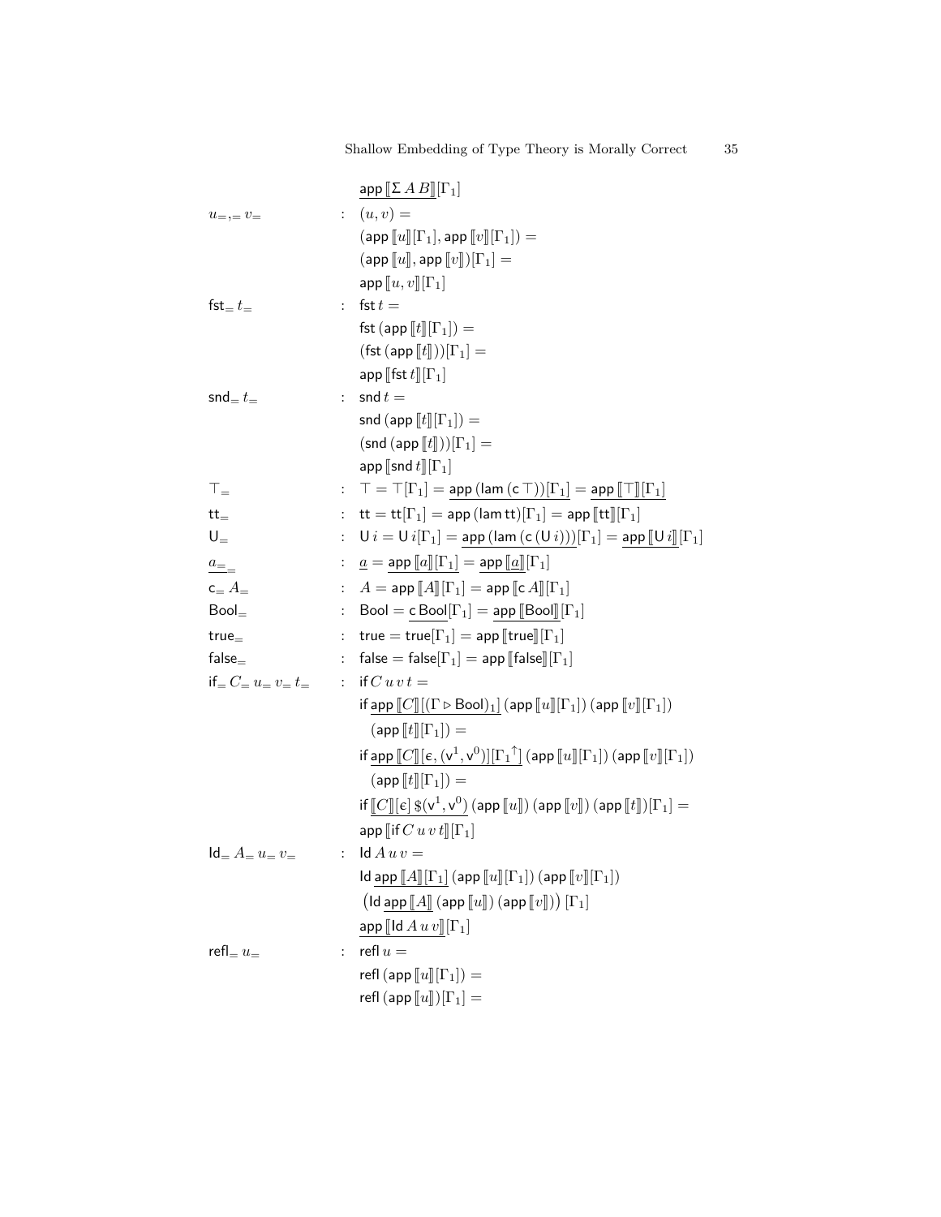$$
\begin{array}{lll}
 & & \underline{\mathsf{app}\,[\![\Sigma\,A\,B]\!]}[\Gamma_1] \\
u_{=},_{=}v_{=} & : & (u,v) = \\
 & & (\mathsf{app}\,[\![u]\!][\Gamma_1], \mathsf{app}\,[\![v]\!][\Gamma_1]) = \\
 & & (\mathsf{app}\,[\![u]\!], \mathsf{app}\,[\![v]\!])[\Gamma_1] = \\
 & & \mathsf{app}\,[\![u,v]\!][\Gamma_1] \\
\mathsf{fst}_{=}\,t_{=} & : & \mathsf{fst}\,t = \\
 & & \mathsf{fst}\,(\mathsf{app}\,[\![t]\!][\Gamma_1]) = \\
 & & (\mathsf{fst}\,(\mathsf{app}\,[\![t]\!]))[\Gamma_1] = \\
 & & \mathsf{app}\,[\![\mathsf{fst}\,t]\!][\Gamma_1] \\
\mathsf{snd}_{=}\,t_{=} & : & \mathsf{snd}\,t = \\
 & & \mathsf{snd}\,(\mathsf{app}\,[\![t]\!][\Gamma_1]) = \\
 & & (\mathsf{snd}\,(\mathsf{app}\,[\![t]\!]))[\Gamma_1] = \\
 & & \mathsf{app}\,[\![\mathsf{snd}\,t]\!][\Gamma_1] \\
\top_{=} & : & \top = \top[\Gamma_1] = \underline{\mathsf{app}\,(\mathsf{lam}\,(\mathsf{c}\,\top))}[\Gamma_1] = \underline{\mathsf{app}\,[\![\top]\!]}[\Gamma_1] \\
\mathsf{tt}_{=} & : & \mathsf{tt} = \mathsf{tt}[\Gamma_1] = \mathsf{app}\,(\mathsf{lam}\,\mathsf{tt})[\Gamma_1] = \mathsf{app}\,[\![\mathsf{tt}]\!][\Gamma_1] \\
\mathsf{U}_{=} & : & \mathsf{U}\,i = \mathsf{U}\,i[\Gamma_1] = \underline{\mathsf{app}\,(\mathsf{lam}\,(\mathsf{c}\,(\mathsf{U}\,i)))}[\Gamma_1] = \underline{\mathsf{app}\,[\![\mathsf{U}\,i]\!]}[\Gamma_1] \\
\underline{a_{=}}_{=} & : & \underline{a} = \underline{\mathsf{app}\,[\![a]\!]}[\Gamma_1] = \underline{\mathsf{app}\,[\![\underline{a}]\!]}[\Gamma_1] \\
\mathsf{c}_{=}\,A_{=} & : & A = \mathsf{app}\,[\![A]\!][\Gamma_1] = \mathsf{app}\,[\![\mathsf{c}\,A]\!][\Gamma_1] \\
\mathsf{Bool}_{=} & : & \mathsf{Bool} = \underline{\mathsf{c}\,\mathsf{Bool}}[\Gamma_1] = \underline{\mathsf{app}\,[\![\mathsf{Bool}]\!]}[\Gamma_1] \\
\mathsf{true}_{=} & : & \mathsf{true} = \mathsf{true}[\Gamma_1] = \mathsf{app}\,[\![\mathsf{true}]\!][\Gamma_1] \\
\mathsf{false}_{=} & : & \mathsf{false} = \mathsf{false}[\Gamma_1] = \mathsf{app}\,[\![\mathsf{false}]\!][\Gamma_1] \\
\mathsf{if}_{=}\,C_{=}\,u_{=}\,v_{=}\,t_{=} & : & \mathsf{if}\,C\,u\,v\,t = \\
 & & \mathsf{if}\,\underline{\mathsf{app}\,[\![C]\!][(\Gamma \triangleright \mathsf{Bool})_1]}\,(\mathsf{app}\,[\![u]\!][\Gamma_1])\,(\mathsf{app}\,[\![v]\!][\Gamma_1]) \\
 & & \quad (\mathsf{app}\,[\![t]\!][\Gamma_1]) = \\
 & & \mathsf{if}\,\underline{\mathsf{app}\,[\![C]\!][\epsilon,(\mathsf{v}^1,\mathsf{v}^0)][\Gamma_1{}^{\uparrow}]}\,(\mathsf{app}\,[\![u]\!][\Gamma_1])\,(\mathsf{app}\,[\![v]\!][\Gamma_1]) \\
 & & \quad (\mathsf{app}\,[\![t]\!][\Gamma_1]) = \\
 & & \mathsf{if}\,\underline{[\![C]\!][\epsilon]\,\$(\mathsf{v}^1,\mathsf{v}^0)}\,(\mathsf{app}\,[\![u]\!])\,(\mathsf{app}\,[\![v]\!])\,(\mathsf{app}\,[\![t]\!])[\Gamma_1] = \\
 & & \mathsf{app}\,[\![\mathsf{if}\,C\,u\,v\,t]\!][\Gamma_1] \\
\mathsf{Id}_{=}\,A_{=}\,u_{=}\,v_{=} & : & \mathsf{Id}\,A\,u\,v = \\
 & & \mathsf{Id}\,\underline{\mathsf{app}\,[\![A]\!][\Gamma_1]}\,(\mathsf{app}\,[\![u]\!][\Gamma_1])\,(\mathsf{app}\,[\![v]\!][\Gamma_1]) \\
 & & \left(\mathsf{Id}\,\underline{\mathsf{app}\,[\![A]\!]}\,(\mathsf{app}\,[\![u]\!])\,(\mathsf{app}\,[\![v]\!])\right)[\Gamma_1] \\
 & & \underline{\mathsf{app}\,[\![\mathsf{Id}\,A\,u\,v]\!]}[\Gamma_1] \\
\mathsf{refl}_{=}\,u_{=} & : & \mathsf{refl}\,u = \\
 & & \mathsf{refl}\,(\mathsf{app}\,[\![u]\!][\Gamma_1]) = \\
 & & \mathsf{refl}\,(\mathsf{app}\,[\![u]\!])[\Gamma_1] =
\end{array}
$$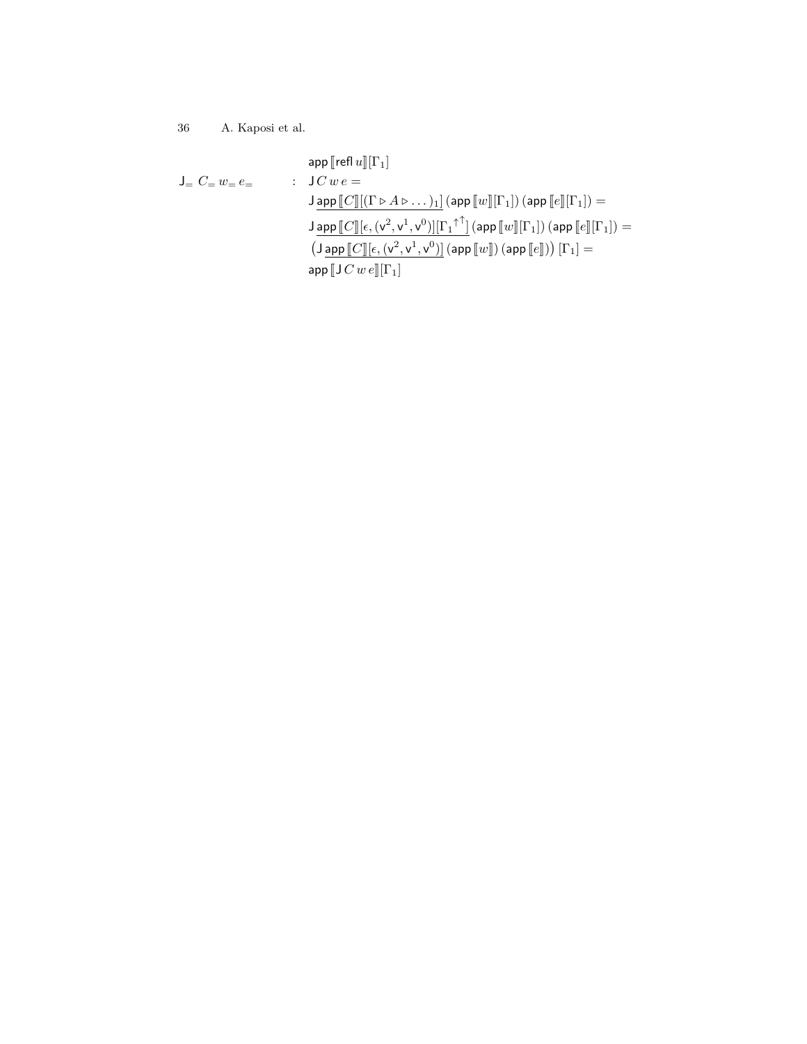$$
\begin{aligned}
\mathsf{J}_{=}\; C_{=}\; w_{=}\; e_{=} \quad : \quad & \mathsf{app}\,[\![\mathsf{refl}\,u]\!][\Gamma_1] \\
& \mathsf{J}\, C\, w\, e = \\
& \mathsf{J}\, \underline{\mathsf{app}\,[\![C]\!][(\Gamma \triangleright A \triangleright \dots)_1]}\, (\mathsf{app}\,[\![w]\!][\Gamma_1])\, (\mathsf{app}\,[\![e]\!][\Gamma_1]) = \\
& \mathsf{J}\, \underline{\mathsf{app}\,[\![C]\!][\epsilon, (\mathsf{v}^2, \mathsf{v}^1, \mathsf{v}^0)][{\Gamma_1}^{\uparrow\uparrow}]}\, (\mathsf{app}\,[\![w]\!][\Gamma_1])\, (\mathsf{app}\,[\![e]\!][\Gamma_1]) = \\
& \big(\mathsf{J}\, \underline{\mathsf{app}\,[\![C]\!][\epsilon, (\mathsf{v}^2, \mathsf{v}^1, \mathsf{v}^0)]}\, (\mathsf{app}\,[\![w]\!])\, (\mathsf{app}\,[\![e]\!])\big)\, [\Gamma_1] = \\
& \mathsf{app}\,[\![\mathsf{J}\, C\, w\, e]\!][\Gamma_1]
\end{aligned}
$$